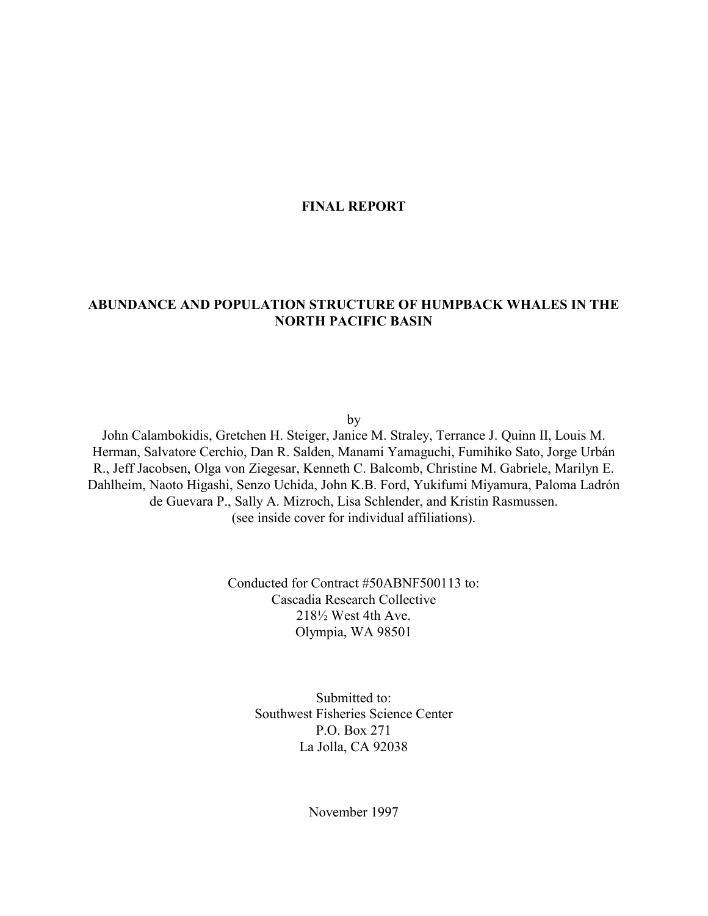**FINAL REPORT**

# ABUNDANCE AND POPULATION STRUCTURE OF HUMPBACK WHALES IN THE NORTH PACIFIC BASIN

by

John Calambokidis, Gretchen H. Steiger, Janice M. Straley, Terrance J. Quinn II, Louis M. Herman, Salvatore Cerchio, Dan R. Salden, Manami Yamaguchi, Fumihiko Sato, Jorge Urbán R., Jeff Jacobsen, Olga von Ziegesar, Kenneth C. Balcomb, Christine M. Gabriele, Marilyn E. Dahlheim, Naoto Higashi, Senzo Uchida, John K.B. Ford, Yukifumi Miyamura, Paloma Ladrón de Guevara P., Sally A. Mizroch, Lisa Schlender, and Kristin Rasmussen.

(see inside cover for individual affiliations).

Conducted for Contract #50ABNF500113 to:
Cascadia Research Collective
218½ West 4th Ave.
Olympia, WA 98501

Submitted to:
Southwest Fisheries Science Center
P.O. Box 271
La Jolla, CA 92038

November 1997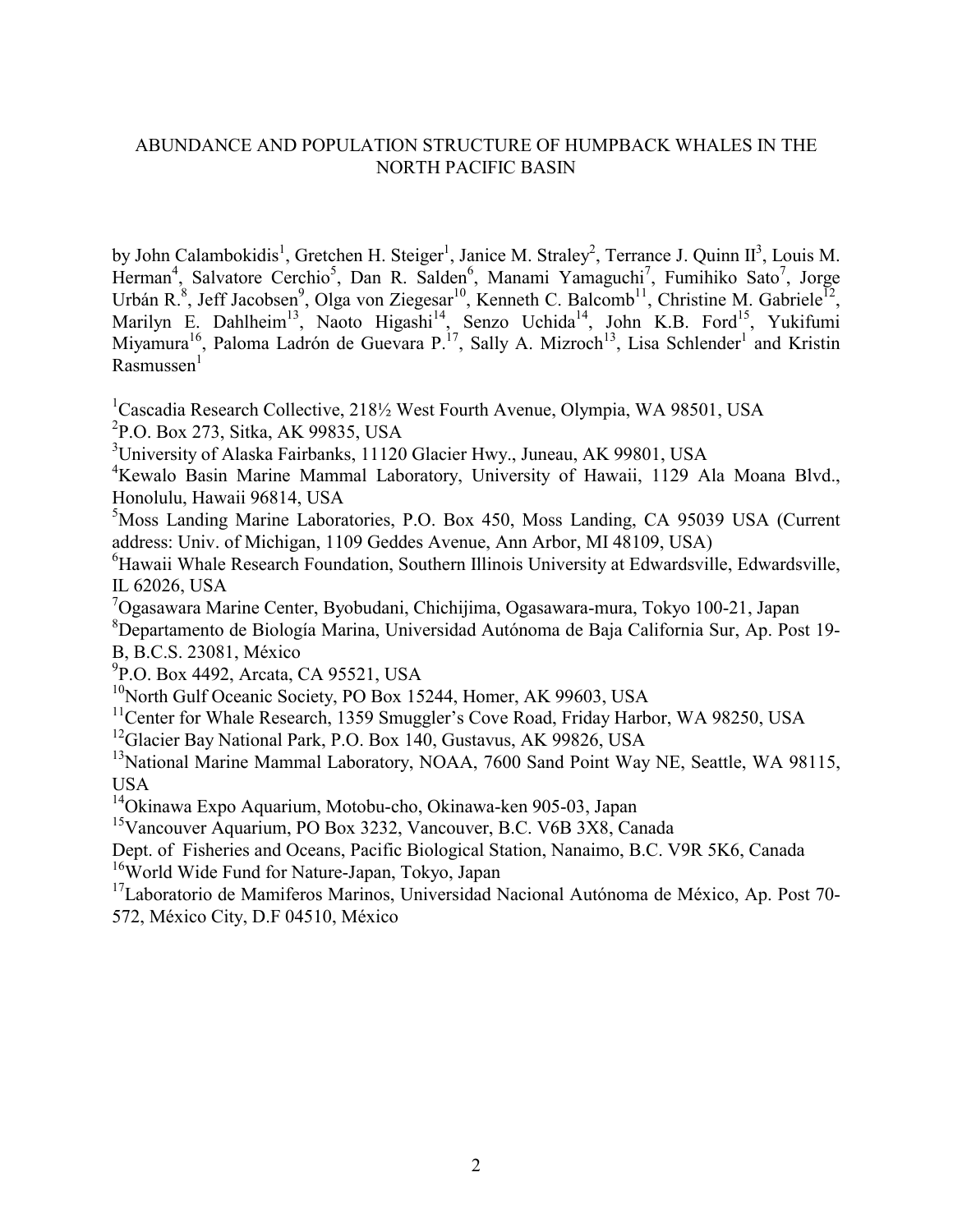# ABUNDANCE AND POPULATION STRUCTURE OF HUMPBACK WHALES IN THE NORTH PACIFIC BASIN

by John Calambokidis[1], Gretchen H. Steiger[1], Janice M. Straley[2], Terrance J. Quinn II[3], Louis M. Herman[4], Salvatore Cerchio[5], Dan R. Salden[6], Manami Yamaguchi[7], Fumihiko Sato[7], Jorge Urbán R.[8], Jeff Jacobsen[9], Olga von Ziegesar[10], Kenneth C. Balcomb[11], Christine M. Gabriele[12], Marilyn E. Dahlheim[13], Naoto Higashi[14], Senzo Uchida[14], John K.B. Ford[15], Yukifumi Miyamura[16], Paloma Ladrón de Guevara P.[17], Sally A. Mizroch[13], Lisa Schlender[1] and Kristin Rasmussen[1]

[1]Cascadia Research Collective, 218½ West Fourth Avenue, Olympia, WA 98501, USA
[2]P.O. Box 273, Sitka, AK 99835, USA
[3]University of Alaska Fairbanks, 11120 Glacier Hwy., Juneau, AK 99801, USA
[4]Kewalo Basin Marine Mammal Laboratory, University of Hawaii, 1129 Ala Moana Blvd., Honolulu, Hawaii 96814, USA
[5]Moss Landing Marine Laboratories, P.O. Box 450, Moss Landing, CA 95039 USA (Current address: Univ. of Michigan, 1109 Geddes Avenue, Ann Arbor, MI 48109, USA)
[6]Hawaii Whale Research Foundation, Southern Illinois University at Edwardsville, Edwardsville, IL 62026, USA
[7]Ogasawara Marine Center, Byobudani, Chichijima, Ogasawara-mura, Tokyo 100-21, Japan
[8]Departamento de Biología Marina, Universidad Autónoma de Baja California Sur, Ap. Post 19-B, B.C.S. 23081, México
[9]P.O. Box 4492, Arcata, CA 95521, USA
[10]North Gulf Oceanic Society, PO Box 15244, Homer, AK 99603, USA
[11]Center for Whale Research, 1359 Smuggler's Cove Road, Friday Harbor, WA 98250, USA
[12]Glacier Bay National Park, P.O. Box 140, Gustavus, AK 99826, USA
[13]National Marine Mammal Laboratory, NOAA, 7600 Sand Point Way NE, Seattle, WA 98115, USA
[14]Okinawa Expo Aquarium, Motobu-cho, Okinawa-ken 905-03, Japan
[15]Vancouver Aquarium, PO Box 3232, Vancouver, B.C. V6B 3X8, Canada
Dept. of Fisheries and Oceans, Pacific Biological Station, Nanaimo, B.C. V9R 5K6, Canada
[16]World Wide Fund for Nature-Japan, Tokyo, Japan
[17]Laboratorio de Mamiferos Marinos, Universidad Nacional Autónoma de México, Ap. Post 70-572, México City, D.F 04510, México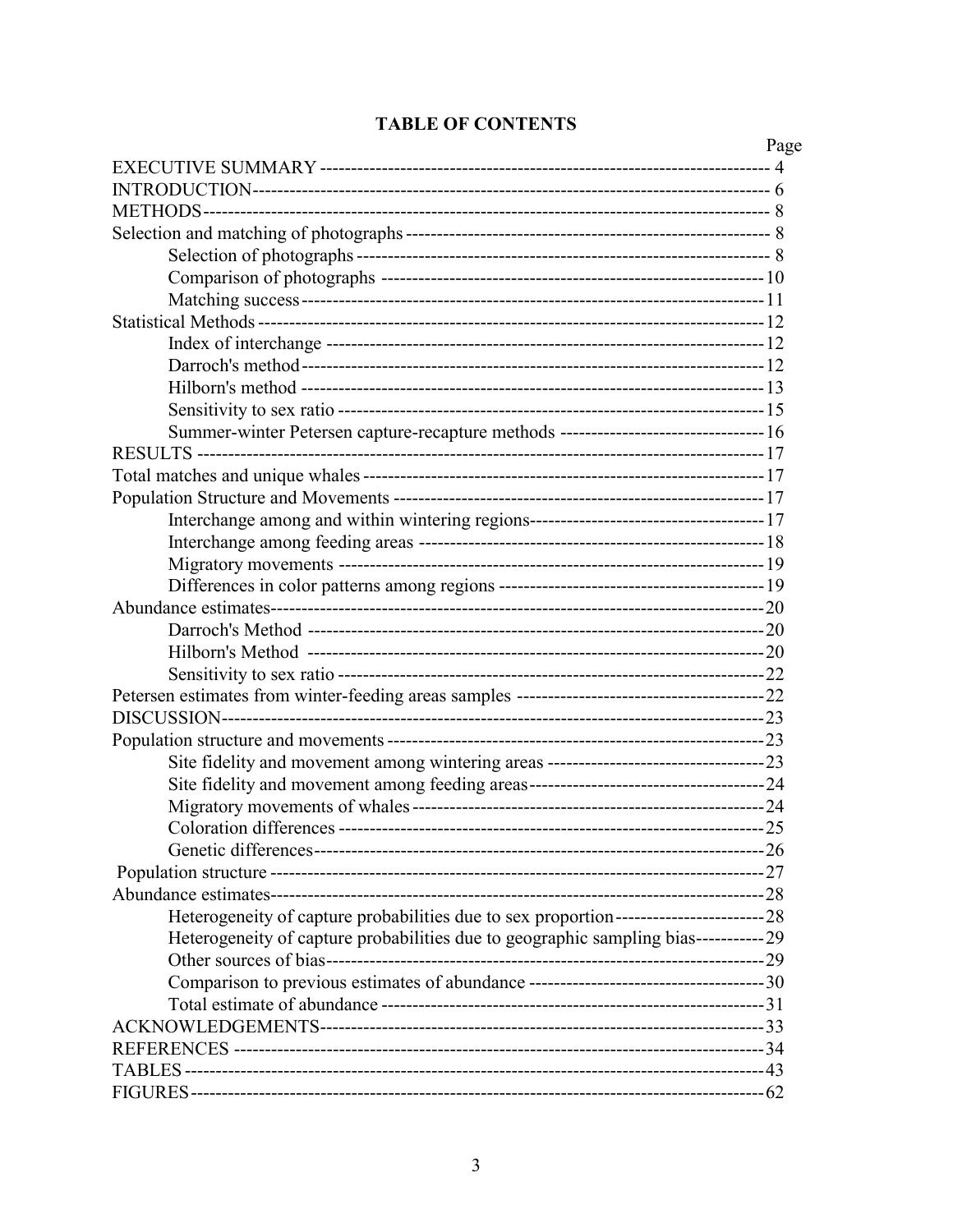# TABLE OF CONTENTS

| | Page |
|---|---|
| EXECUTIVE SUMMARY | 4 |
| INTRODUCTION | 6 |
| METHODS | 8 |
| Selection and matching of photographs | 8 |
| &nbsp;&nbsp;&nbsp;&nbsp;Selection of photographs | 8 |
| &nbsp;&nbsp;&nbsp;&nbsp;Comparison of photographs | 10 |
| &nbsp;&nbsp;&nbsp;&nbsp;Matching success | 11 |
| Statistical Methods | 12 |
| &nbsp;&nbsp;&nbsp;&nbsp;Index of interchange | 12 |
| &nbsp;&nbsp;&nbsp;&nbsp;Darroch's method | 12 |
| &nbsp;&nbsp;&nbsp;&nbsp;Hilborn's method | 13 |
| &nbsp;&nbsp;&nbsp;&nbsp;Sensitivity to sex ratio | 15 |
| &nbsp;&nbsp;&nbsp;&nbsp;Summer-winter Petersen capture-recapture methods | 16 |
| RESULTS | 17 |
| Total matches and unique whales | 17 |
| Population Structure and Movements | 17 |
| &nbsp;&nbsp;&nbsp;&nbsp;Interchange among and within wintering regions | 17 |
| &nbsp;&nbsp;&nbsp;&nbsp;Interchange among feeding areas | 18 |
| &nbsp;&nbsp;&nbsp;&nbsp;Migratory movements | 19 |
| &nbsp;&nbsp;&nbsp;&nbsp;Differences in color patterns among regions | 19 |
| Abundance estimates | 20 |
| &nbsp;&nbsp;&nbsp;&nbsp;Darroch's Method | 20 |
| &nbsp;&nbsp;&nbsp;&nbsp;Hilborn's Method | 20 |
| &nbsp;&nbsp;&nbsp;&nbsp;Sensitivity to sex ratio | 22 |
| Petersen estimates from winter-feeding areas samples | 22 |
| DISCUSSION | 23 |
| Population structure and movements | 23 |
| &nbsp;&nbsp;&nbsp;&nbsp;Site fidelity and movement among wintering areas | 23 |
| &nbsp;&nbsp;&nbsp;&nbsp;Site fidelity and movement among feeding areas | 24 |
| &nbsp;&nbsp;&nbsp;&nbsp;Migratory movements of whales | 24 |
| &nbsp;&nbsp;&nbsp;&nbsp;Coloration differences | 25 |
| &nbsp;&nbsp;&nbsp;&nbsp;Genetic differences | 26 |
| Population structure | 27 |
| Abundance estimates | 28 |
| &nbsp;&nbsp;&nbsp;&nbsp;Heterogeneity of capture probabilities due to sex proportion | 28 |
| &nbsp;&nbsp;&nbsp;&nbsp;Heterogeneity of capture probabilities due to geographic sampling bias | 29 |
| &nbsp;&nbsp;&nbsp;&nbsp;Other sources of bias | 29 |
| &nbsp;&nbsp;&nbsp;&nbsp;Comparison to previous estimates of abundance | 30 |
| &nbsp;&nbsp;&nbsp;&nbsp;Total estimate of abundance | 31 |
| ACKNOWLEDGEMENTS | 33 |
| REFERENCES | 34 |
| TABLES | 43 |
| FIGURES | 62 |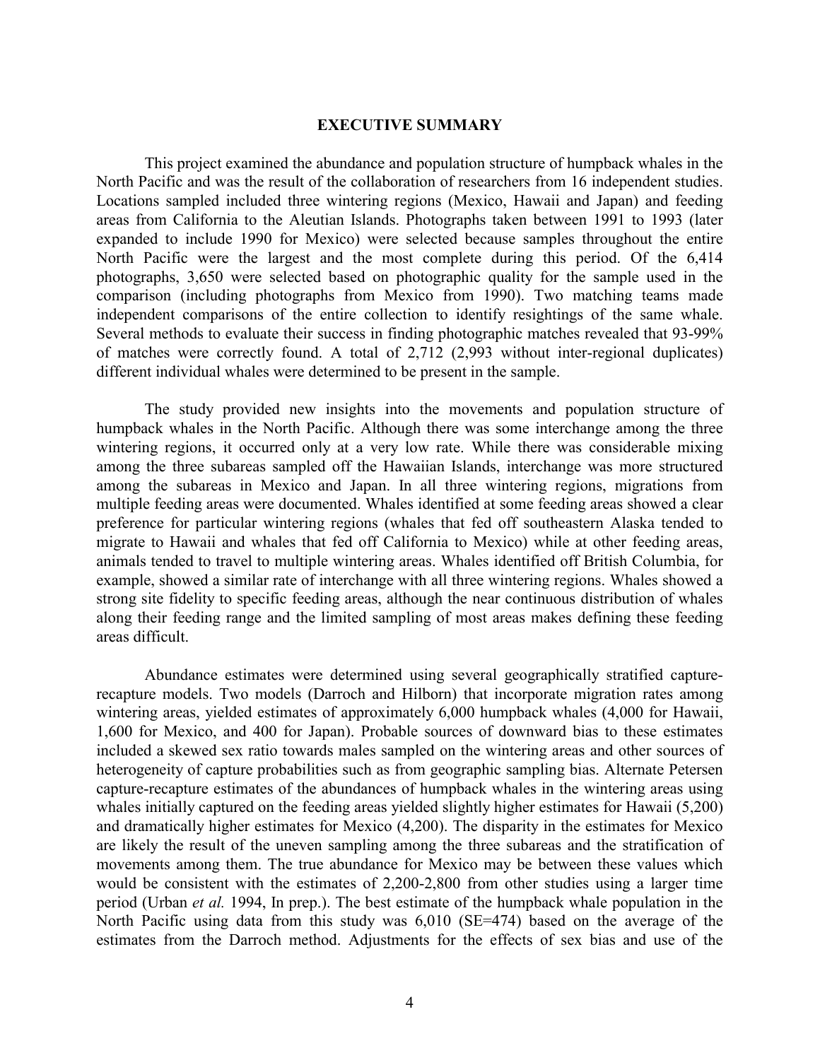## EXECUTIVE SUMMARY

This project examined the abundance and population structure of humpback whales in the North Pacific and was the result of the collaboration of researchers from 16 independent studies. Locations sampled included three wintering regions (Mexico, Hawaii and Japan) and feeding areas from California to the Aleutian Islands. Photographs taken between 1991 to 1993 (later expanded to include 1990 for Mexico) were selected because samples throughout the entire North Pacific were the largest and the most complete during this period. Of the 6,414 photographs, 3,650 were selected based on photographic quality for the sample used in the comparison (including photographs from Mexico from 1990). Two matching teams made independent comparisons of the entire collection to identify resightings of the same whale. Several methods to evaluate their success in finding photographic matches revealed that 93-99% of matches were correctly found. A total of 2,712 (2,993 without inter-regional duplicates) different individual whales were determined to be present in the sample.

The study provided new insights into the movements and population structure of humpback whales in the North Pacific. Although there was some interchange among the three wintering regions, it occurred only at a very low rate. While there was considerable mixing among the three subareas sampled off the Hawaiian Islands, interchange was more structured among the subareas in Mexico and Japan. In all three wintering regions, migrations from multiple feeding areas were documented. Whales identified at some feeding areas showed a clear preference for particular wintering regions (whales that fed off southeastern Alaska tended to migrate to Hawaii and whales that fed off California to Mexico) while at other feeding areas, animals tended to travel to multiple wintering areas. Whales identified off British Columbia, for example, showed a similar rate of interchange with all three wintering regions. Whales showed a strong site fidelity to specific feeding areas, although the near continuous distribution of whales along their feeding range and the limited sampling of most areas makes defining these feeding areas difficult.

Abundance estimates were determined using several geographically stratified capture-recapture models. Two models (Darroch and Hilborn) that incorporate migration rates among wintering areas, yielded estimates of approximately 6,000 humpback whales (4,000 for Hawaii, 1,600 for Mexico, and 400 for Japan). Probable sources of downward bias to these estimates included a skewed sex ratio towards males sampled on the wintering areas and other sources of heterogeneity of capture probabilities such as from geographic sampling bias. Alternate Petersen capture-recapture estimates of the abundances of humpback whales in the wintering areas using whales initially captured on the feeding areas yielded slightly higher estimates for Hawaii (5,200) and dramatically higher estimates for Mexico (4,200). The disparity in the estimates for Mexico are likely the result of the uneven sampling among the three subareas and the stratification of movements among them. The true abundance for Mexico may be between these values which would be consistent with the estimates of 2,200-2,800 from other studies using a larger time period (Urban *et al.* 1994, In prep.). The best estimate of the humpback whale population in the North Pacific using data from this study was 6,010 (SE=474) based on the average of the estimates from the Darroch method. Adjustments for the effects of sex bias and use of the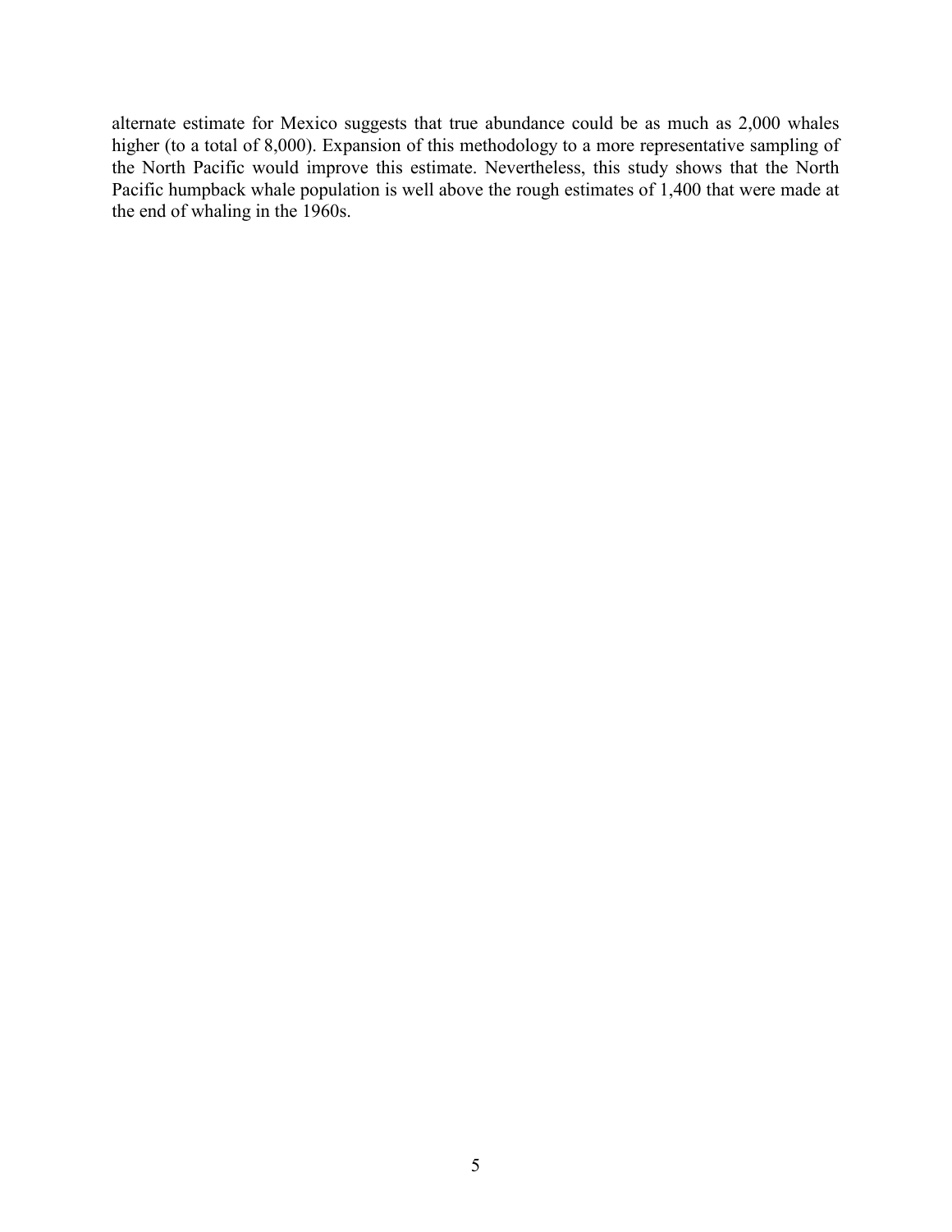alternate estimate for Mexico suggests that true abundance could be as much as 2,000 whales higher (to a total of 8,000). Expansion of this methodology to a more representative sampling of the North Pacific would improve this estimate. Nevertheless, this study shows that the North Pacific humpback whale population is well above the rough estimates of 1,400 that were made at the end of whaling in the 1960s.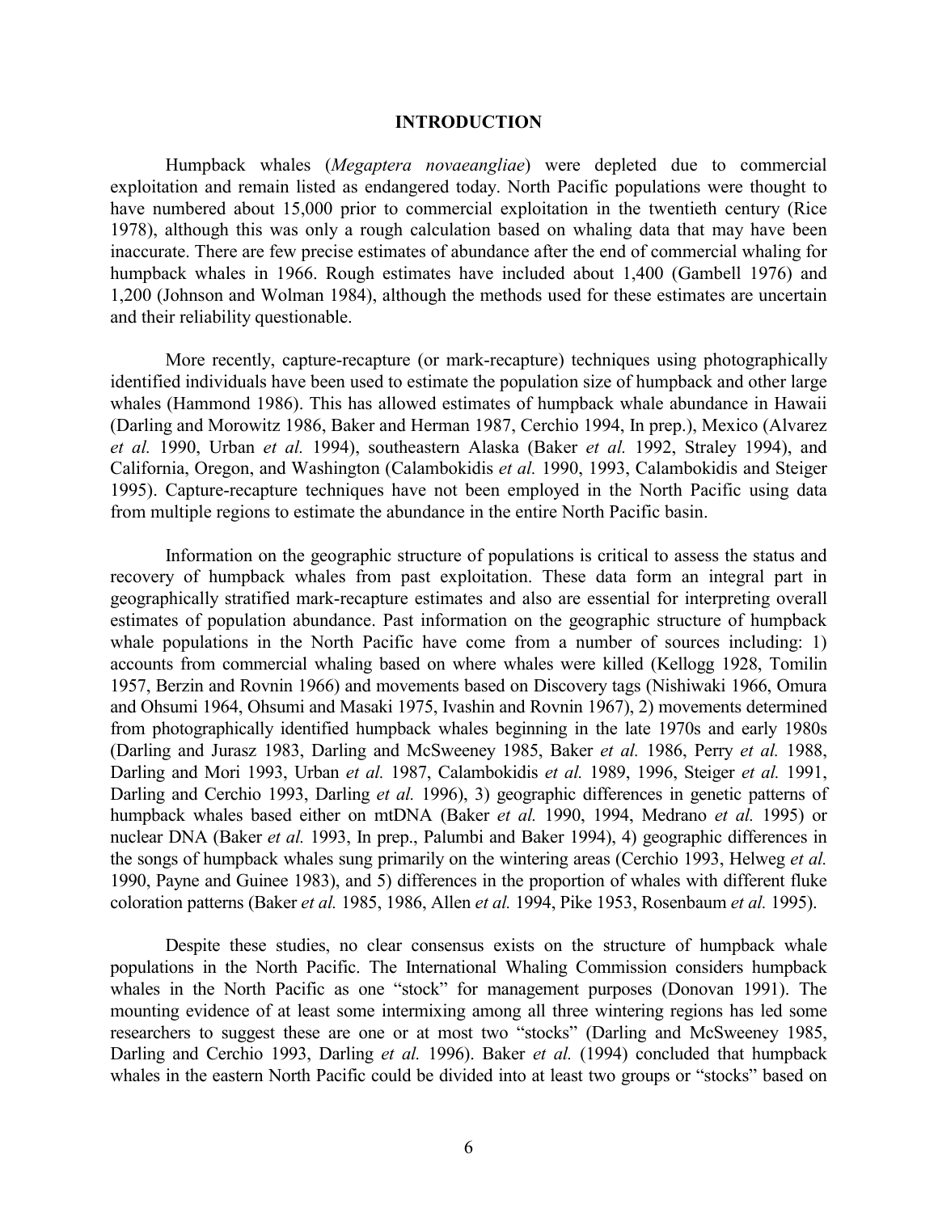# INTRODUCTION

Humpback whales (*Megaptera novaeangliae*) were depleted due to commercial exploitation and remain listed as endangered today. North Pacific populations were thought to have numbered about 15,000 prior to commercial exploitation in the twentieth century (Rice 1978), although this was only a rough calculation based on whaling data that may have been inaccurate. There are few precise estimates of abundance after the end of commercial whaling for humpback whales in 1966. Rough estimates have included about 1,400 (Gambell 1976) and 1,200 (Johnson and Wolman 1984), although the methods used for these estimates are uncertain and their reliability questionable.

More recently, capture-recapture (or mark-recapture) techniques using photographically identified individuals have been used to estimate the population size of humpback and other large whales (Hammond 1986). This has allowed estimates of humpback whale abundance in Hawaii (Darling and Morowitz 1986, Baker and Herman 1987, Cerchio 1994, In prep.), Mexico (Alvarez *et al.* 1990, Urban *et al.* 1994), southeastern Alaska (Baker *et al.* 1992, Straley 1994), and California, Oregon, and Washington (Calambokidis *et al.* 1990, 1993, Calambokidis and Steiger 1995). Capture-recapture techniques have not been employed in the North Pacific using data from multiple regions to estimate the abundance in the entire North Pacific basin.

Information on the geographic structure of populations is critical to assess the status and recovery of humpback whales from past exploitation. These data form an integral part in geographically stratified mark-recapture estimates and also are essential for interpreting overall estimates of population abundance. Past information on the geographic structure of humpback whale populations in the North Pacific have come from a number of sources including: 1) accounts from commercial whaling based on where whales were killed (Kellogg 1928, Tomilin 1957, Berzin and Rovnin 1966) and movements based on Discovery tags (Nishiwaki 1966, Omura and Ohsumi 1964, Ohsumi and Masaki 1975, Ivashin and Rovnin 1967), 2) movements determined from photographically identified humpback whales beginning in the late 1970s and early 1980s (Darling and Jurasz 1983, Darling and McSweeney 1985, Baker *et al.* 1986, Perry *et al.* 1988, Darling and Mori 1993, Urban *et al.* 1987, Calambokidis *et al.* 1989, 1996, Steiger *et al.* 1991, Darling and Cerchio 1993, Darling *et al.* 1996), 3) geographic differences in genetic patterns of humpback whales based either on mtDNA (Baker *et al.* 1990, 1994, Medrano *et al.* 1995) or nuclear DNA (Baker *et al.* 1993, In prep., Palumbi and Baker 1994), 4) geographic differences in the songs of humpback whales sung primarily on the wintering areas (Cerchio 1993, Helweg *et al.* 1990, Payne and Guinee 1983), and 5) differences in the proportion of whales with different fluke coloration patterns (Baker *et al.* 1985, 1986, Allen *et al.* 1994, Pike 1953, Rosenbaum *et al.* 1995).

Despite these studies, no clear consensus exists on the structure of humpback whale populations in the North Pacific. The International Whaling Commission considers humpback whales in the North Pacific as one "stock" for management purposes (Donovan 1991). The mounting evidence of at least some intermixing among all three wintering regions has led some researchers to suggest these are one or at most two "stocks" (Darling and McSweeney 1985, Darling and Cerchio 1993, Darling *et al.* 1996). Baker *et al.* (1994) concluded that humpback whales in the eastern North Pacific could be divided into at least two groups or "stocks" based on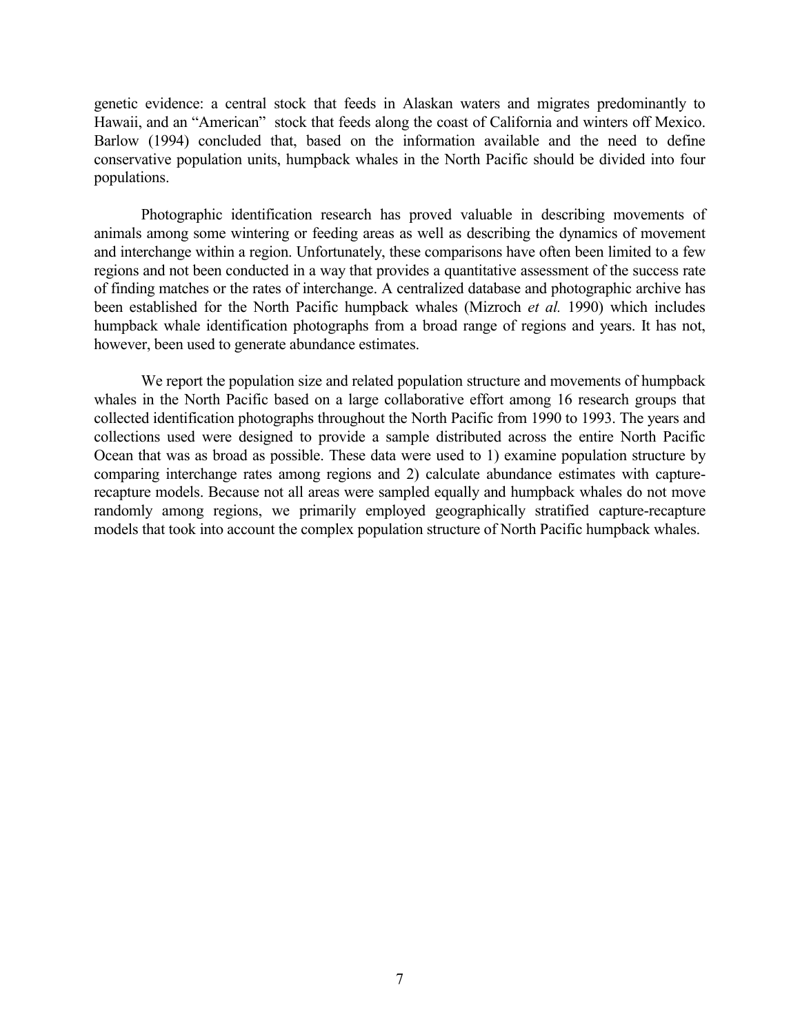genetic evidence: a central stock that feeds in Alaskan waters and migrates predominantly to Hawaii, and an "American" stock that feeds along the coast of California and winters off Mexico. Barlow (1994) concluded that, based on the information available and the need to define conservative population units, humpback whales in the North Pacific should be divided into four populations.

Photographic identification research has proved valuable in describing movements of animals among some wintering or feeding areas as well as describing the dynamics of movement and interchange within a region. Unfortunately, these comparisons have often been limited to a few regions and not been conducted in a way that provides a quantitative assessment of the success rate of finding matches or the rates of interchange. A centralized database and photographic archive has been established for the North Pacific humpback whales (Mizroch *et al.* 1990) which includes humpback whale identification photographs from a broad range of regions and years. It has not, however, been used to generate abundance estimates.

We report the population size and related population structure and movements of humpback whales in the North Pacific based on a large collaborative effort among 16 research groups that collected identification photographs throughout the North Pacific from 1990 to 1993. The years and collections used were designed to provide a sample distributed across the entire North Pacific Ocean that was as broad as possible. These data were used to 1) examine population structure by comparing interchange rates among regions and 2) calculate abundance estimates with capture-recapture models. Because not all areas were sampled equally and humpback whales do not move randomly among regions, we primarily employed geographically stratified capture-recapture models that took into account the complex population structure of North Pacific humpback whales.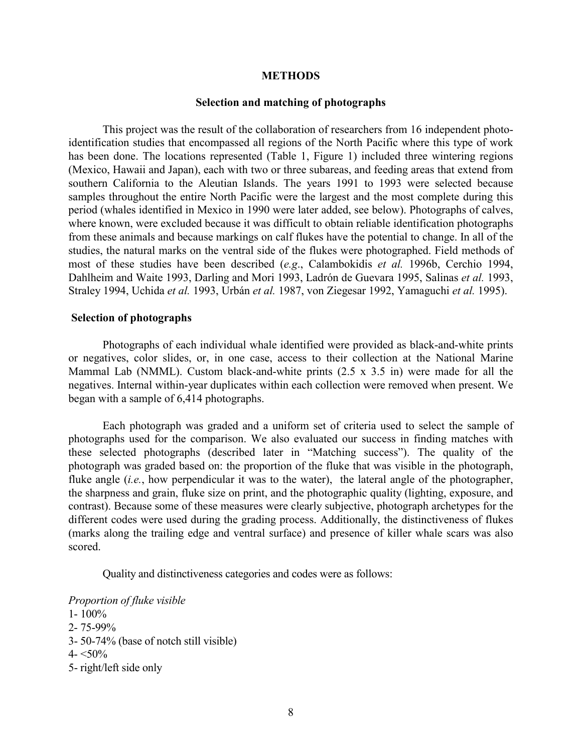## METHODS

### Selection and matching of photographs

This project was the result of the collaboration of researchers from 16 independent photo-identification studies that encompassed all regions of the North Pacific where this type of work has been done. The locations represented (Table 1, Figure 1) included three wintering regions (Mexico, Hawaii and Japan), each with two or three subareas, and feeding areas that extend from southern California to the Aleutian Islands. The years 1991 to 1993 were selected because samples throughout the entire North Pacific were the largest and the most complete during this period (whales identified in Mexico in 1990 were later added, see below). Photographs of calves, where known, were excluded because it was difficult to obtain reliable identification photographs from these animals and because markings on calf flukes have the potential to change. In all of the studies, the natural marks on the ventral side of the flukes were photographed. Field methods of most of these studies have been described (*e.g*., Calambokidis *et al.* 1996b, Cerchio 1994, Dahlheim and Waite 1993, Darling and Mori 1993, Ladrón de Guevara 1995, Salinas *et al.* 1993, Straley 1994, Uchida *et al.* 1993, Urbán *et al.* 1987, von Ziegesar 1992, Yamaguchi *et al.* 1995).

### Selection of photographs

Photographs of each individual whale identified were provided as black-and-white prints or negatives, color slides, or, in one case, access to their collection at the National Marine Mammal Lab (NMML). Custom black-and-white prints (2.5 x 3.5 in) were made for all the negatives. Internal within-year duplicates within each collection were removed when present. We began with a sample of 6,414 photographs.

Each photograph was graded and a uniform set of criteria used to select the sample of photographs used for the comparison. We also evaluated our success in finding matches with these selected photographs (described later in "Matching success"). The quality of the photograph was graded based on: the proportion of the fluke that was visible in the photograph, fluke angle (*i.e.*, how perpendicular it was to the water), the lateral angle of the photographer, the sharpness and grain, fluke size on print, and the photographic quality (lighting, exposure, and contrast). Because some of these measures were clearly subjective, photograph archetypes for the different codes were used during the grading process. Additionally, the distinctiveness of flukes (marks along the trailing edge and ventral surface) and presence of killer whale scars was also scored.

Quality and distinctiveness categories and codes were as follows:

*Proportion of fluke visible*

1- 100%
2- 75-99%
3- 50-74% (base of notch still visible)
4- <50%
5- right/left side only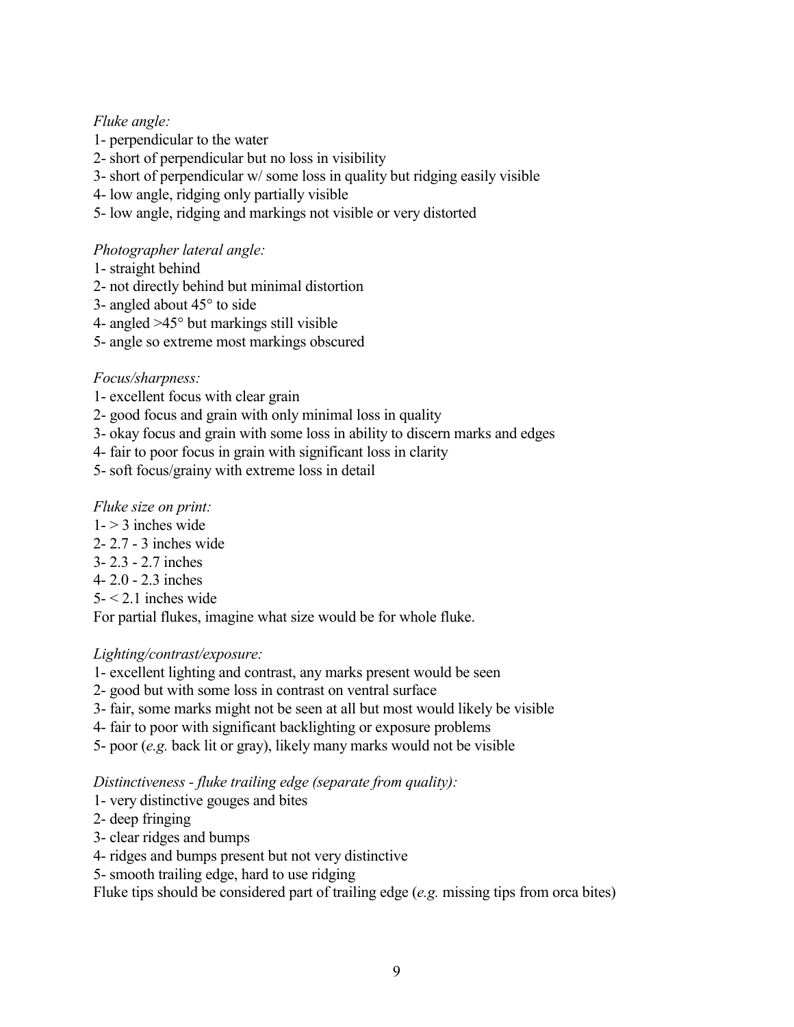*Fluke angle:*

1- perpendicular to the water
2- short of perpendicular but no loss in visibility
3- short of perpendicular w/ some loss in quality but ridging easily visible
4- low angle, ridging only partially visible
5- low angle, ridging and markings not visible or very distorted

*Photographer lateral angle:*

1- straight behind
2- not directly behind but minimal distortion
3- angled about 45° to side
4- angled >45° but markings still visible
5- angle so extreme most markings obscured

*Focus/sharpness:*

1- excellent focus with clear grain
2- good focus and grain with only minimal loss in quality
3- okay focus and grain with some loss in ability to discern marks and edges
4- fair to poor focus in grain with significant loss in clarity
5- soft focus/grainy with extreme loss in detail

*Fluke size on print:*

1- > 3 inches wide
2- 2.7 - 3 inches wide
3- 2.3 - 2.7 inches
4- 2.0 - 2.3 inches
5- < 2.1 inches wide
For partial flukes, imagine what size would be for whole fluke.

*Lighting/contrast/exposure:*

1- excellent lighting and contrast, any marks present would be seen
2- good but with some loss in contrast on ventral surface
3- fair, some marks might not be seen at all but most would likely be visible
4- fair to poor with significant backlighting or exposure problems
5- poor (*e.g.* back lit or gray), likely many marks would not be visible

*Distinctiveness - fluke trailing edge (separate from quality):*

1- very distinctive gouges and bites
2- deep fringing
3- clear ridges and bumps
4- ridges and bumps present but not very distinctive
5- smooth trailing edge, hard to use ridging
Fluke tips should be considered part of trailing edge (*e.g.* missing tips from orca bites)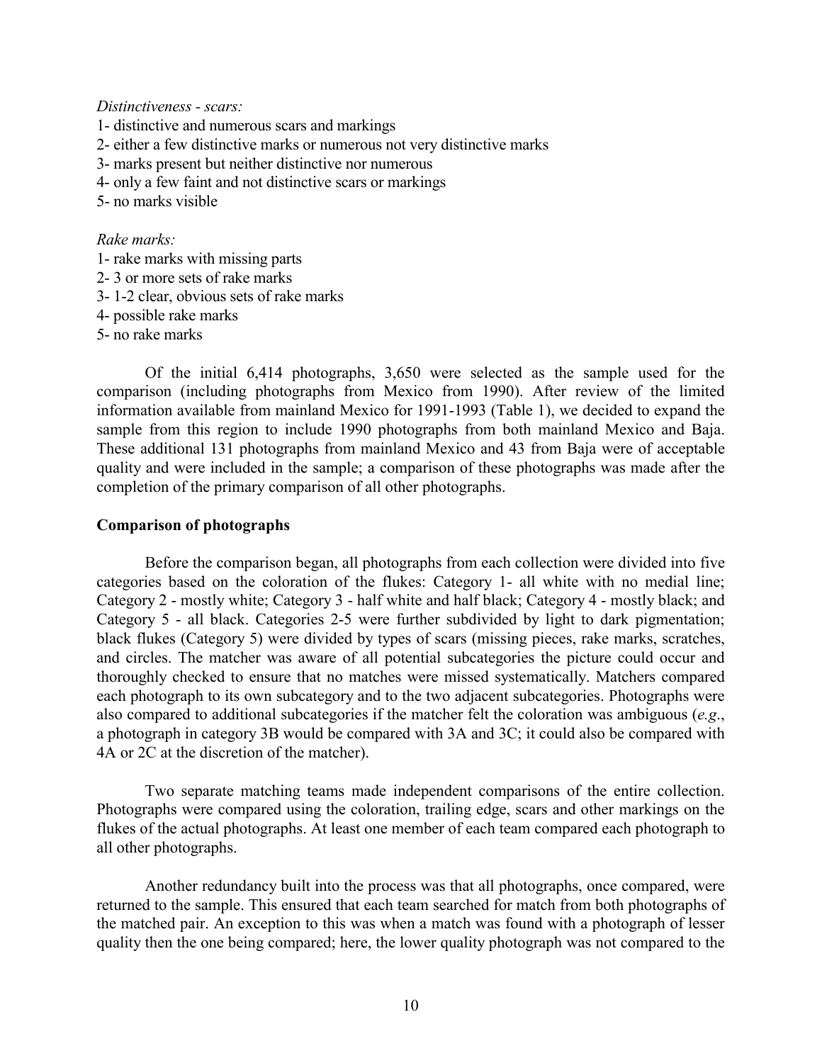*Distinctiveness - scars:*

1- distinctive and numerous scars and markings
2- either a few distinctive marks or numerous not very distinctive marks
3- marks present but neither distinctive nor numerous
4- only a few faint and not distinctive scars or markings
5- no marks visible

*Rake marks:*

1- rake marks with missing parts
2- 3 or more sets of rake marks
3- 1-2 clear, obvious sets of rake marks
4- possible rake marks
5- no rake marks

Of the initial 6,414 photographs, 3,650 were selected as the sample used for the comparison (including photographs from Mexico from 1990). After review of the limited information available from mainland Mexico for 1991-1993 (Table 1), we decided to expand the sample from this region to include 1990 photographs from both mainland Mexico and Baja. These additional 131 photographs from mainland Mexico and 43 from Baja were of acceptable quality and were included in the sample; a comparison of these photographs was made after the completion of the primary comparison of all other photographs.

**Comparison of photographs**

Before the comparison began, all photographs from each collection were divided into five categories based on the coloration of the flukes: Category 1- all white with no medial line; Category 2 - mostly white; Category 3 - half white and half black; Category 4 - mostly black; and Category 5 - all black. Categories 2-5 were further subdivided by light to dark pigmentation; black flukes (Category 5) were divided by types of scars (missing pieces, rake marks, scratches, and circles. The matcher was aware of all potential subcategories the picture could occur and thoroughly checked to ensure that no matches were missed systematically. Matchers compared each photograph to its own subcategory and to the two adjacent subcategories. Photographs were also compared to additional subcategories if the matcher felt the coloration was ambiguous (*e.g*., a photograph in category 3B would be compared with 3A and 3C; it could also be compared with 4A or 2C at the discretion of the matcher).

Two separate matching teams made independent comparisons of the entire collection. Photographs were compared using the coloration, trailing edge, scars and other markings on the flukes of the actual photographs. At least one member of each team compared each photograph to all other photographs.

Another redundancy built into the process was that all photographs, once compared, were returned to the sample. This ensured that each team searched for match from both photographs of the matched pair. An exception to this was when a match was found with a photograph of lesser quality then the one being compared; here, the lower quality photograph was not compared to the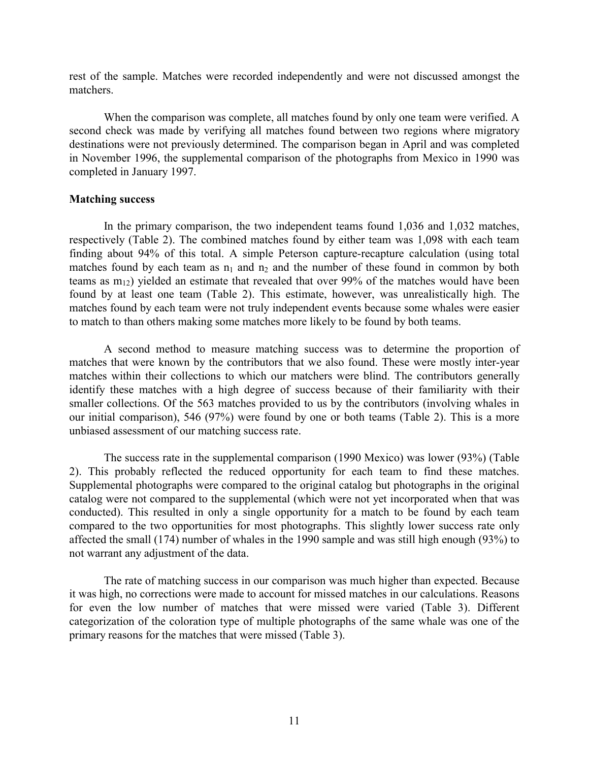rest of the sample. Matches were recorded independently and were not discussed amongst the matchers.

When the comparison was complete, all matches found by only one team were verified. A second check was made by verifying all matches found between two regions where migratory destinations were not previously determined. The comparison began in April and was completed in November 1996, the supplemental comparison of the photographs from Mexico in 1990 was completed in January 1997.

**Matching success**

In the primary comparison, the two independent teams found 1,036 and 1,032 matches, respectively (Table 2). The combined matches found by either team was 1,098 with each team finding about 94% of this total. A simple Peterson capture-recapture calculation (using total matches found by each team as $n_1$ and $n_2$ and the number of these found in common by both teams as $m_{12}$) yielded an estimate that revealed that over 99% of the matches would have been found by at least one team (Table 2). This estimate, however, was unrealistically high. The matches found by each team were not truly independent events because some whales were easier to match to than others making some matches more likely to be found by both teams.

A second method to measure matching success was to determine the proportion of matches that were known by the contributors that we also found. These were mostly inter-year matches within their collections to which our matchers were blind. The contributors generally identify these matches with a high degree of success because of their familiarity with their smaller collections. Of the 563 matches provided to us by the contributors (involving whales in our initial comparison), 546 (97%) were found by one or both teams (Table 2). This is a more unbiased assessment of our matching success rate.

The success rate in the supplemental comparison (1990 Mexico) was lower (93%) (Table 2). This probably reflected the reduced opportunity for each team to find these matches. Supplemental photographs were compared to the original catalog but photographs in the original catalog were not compared to the supplemental (which were not yet incorporated when that was conducted). This resulted in only a single opportunity for a match to be found by each team compared to the two opportunities for most photographs. This slightly lower success rate only affected the small (174) number of whales in the 1990 sample and was still high enough (93%) to not warrant any adjustment of the data.

The rate of matching success in our comparison was much higher than expected. Because it was high, no corrections were made to account for missed matches in our calculations. Reasons for even the low number of matches that were missed were varied (Table 3). Different categorization of the coloration type of multiple photographs of the same whale was one of the primary reasons for the matches that were missed (Table 3).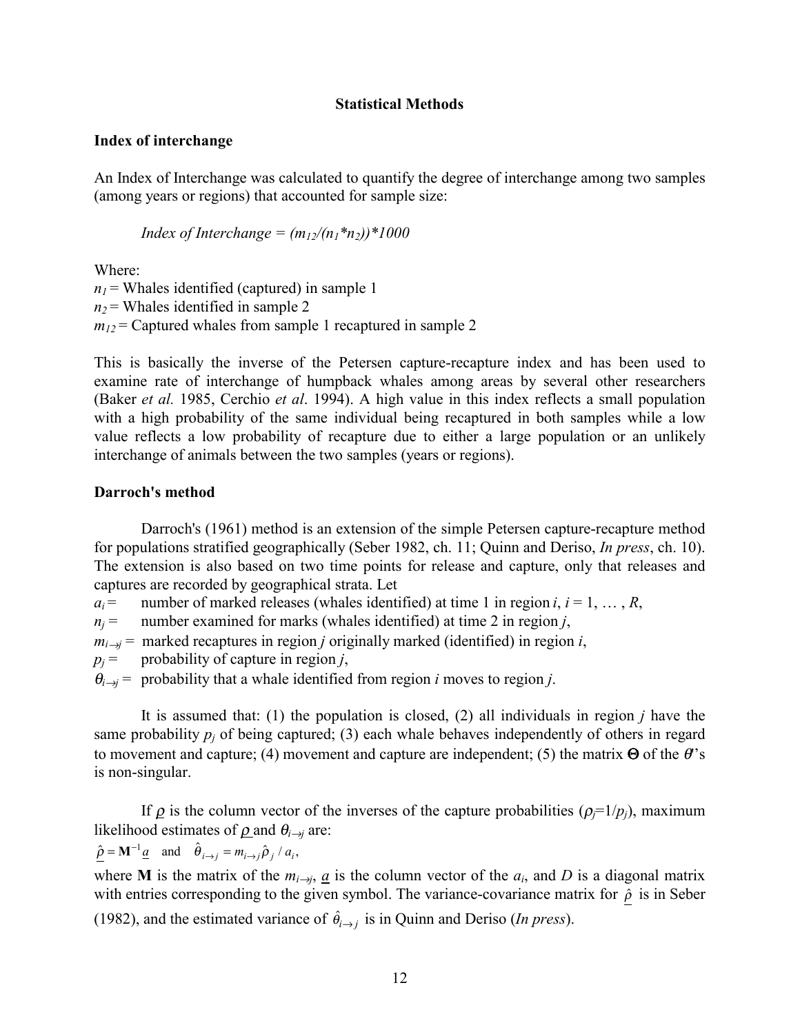## Statistical Methods

### Index of interchange

An Index of Interchange was calculated to quantify the degree of interchange among two samples (among years or regions) that accounted for sample size:

*Index of Interchange* = $(m_{12}/(n_1 * n_2))*1000$

Where:
$n_1$ = Whales identified (captured) in sample 1
$n_2$ = Whales identified in sample 2
$m_{12}$ = Captured whales from sample 1 recaptured in sample 2

This is basically the inverse of the Petersen capture-recapture index and has been used to examine rate of interchange of humpback whales among areas by several other researchers (Baker *et al.* 1985, Cerchio *et al*. 1994). A high value in this index reflects a small population with a high probability of the same individual being recaptured in both samples while a low value reflects a low probability of recapture due to either a large population or an unlikely interchange of animals between the two samples (years or regions).

### Darroch's method

Darroch's (1961) method is an extension of the simple Petersen capture-recapture method for populations stratified geographically (Seber 1982, ch. 11; Quinn and Deriso, *In press*, ch. 10). The extension is also based on two time points for release and capture, only that releases and captures are recorded by geographical strata. Let

$a_i$ = number of marked releases (whales identified) at time 1 in region $i$, $i = 1, \ldots, R$,
$n_j$ = number examined for marks (whales identified) at time 2 in region $j$,
$m_{i \to j}$ = marked recaptures in region $j$ originally marked (identified) in region $i$,
$p_j$ = probability of capture in region $j$,
$\theta_{i \to j}$ = probability that a whale identified from region $i$ moves to region $j$.

It is assumed that: (1) the population is closed, (2) all individuals in region $j$ have the same probability $p_j$ of being captured; (3) each whale behaves independently of others in regard to movement and capture; (4) movement and capture are independent; (5) the matrix $\mathbf{\Theta}$ of the $\theta$'s is non-singular.

If $\underline{\rho}$ is the column vector of the inverses of the capture probabilities ($\rho_j = 1/p_j$), maximum likelihood estimates of $\underline{\rho}$ and $\theta_{i \to j}$ are:

$$\hat{\underline{\rho}} = \mathbf{M}^{-1}\underline{a} \quad \text{and} \quad \hat{\theta}_{i \to j} = m_{i \to j}\hat{\rho}_j / a_i,$$

where $\mathbf{M}$ is the matrix of the $m_{i \to j}$, $\underline{a}$ is the column vector of the $a_i$, and $D$ is a diagonal matrix with entries corresponding to the given symbol. The variance-covariance matrix for $\hat{\underline{\rho}}$ is in Seber (1982), and the estimated variance of $\hat{\theta}_{i \to j}$ is in Quinn and Deriso (*In press*).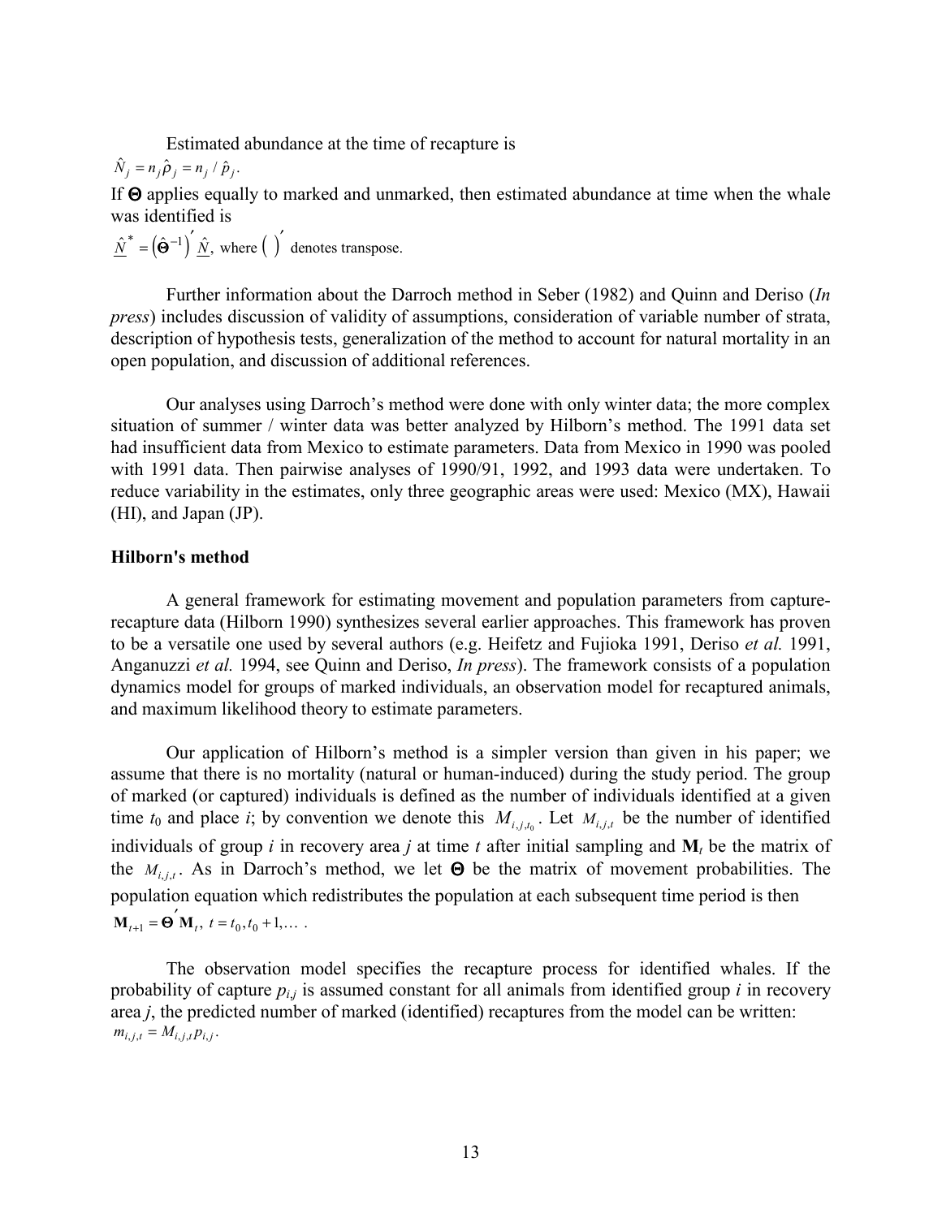Estimated abundance at the time of recapture is

$$\hat{N}_j = n_j \hat{\rho}_j = n_j / \hat{p}_j .$$

If $\mathbf{\Theta}$ applies equally to marked and unmarked, then estimated abundance at time when the whale was identified is

$$\underline{\hat{N}}^* = \left(\hat{\mathbf{\Theta}}^{-1}\right)' \underline{\hat{N}}, \text{ where } \left(\ \right)' \text{ denotes transpose.}$$

Further information about the Darroch method in Seber (1982) and Quinn and Deriso (*In press*) includes discussion of validity of assumptions, consideration of variable number of strata, description of hypothesis tests, generalization of the method to account for natural mortality in an open population, and discussion of additional references.

Our analyses using Darroch's method were done with only winter data; the more complex situation of summer / winter data was better analyzed by Hilborn's method. The 1991 data set had insufficient data from Mexico to estimate parameters. Data from Mexico in 1990 was pooled with 1991 data. Then pairwise analyses of 1990/91, 1992, and 1993 data were undertaken. To reduce variability in the estimates, only three geographic areas were used: Mexico (MX), Hawaii (HI), and Japan (JP).

### Hilborn's method

A general framework for estimating movement and population parameters from capture-recapture data (Hilborn 1990) synthesizes several earlier approaches. This framework has proven to be a versatile one used by several authors (e.g. Heifetz and Fujioka 1991, Deriso *et al.* 1991, Anganuzzi *et al.* 1994, see Quinn and Deriso, *In press*). The framework consists of a population dynamics model for groups of marked individuals, an observation model for recaptured animals, and maximum likelihood theory to estimate parameters.

Our application of Hilborn's method is a simpler version than given in his paper; we assume that there is no mortality (natural or human-induced) during the study period. The group of marked (or captured) individuals is defined as the number of individuals identified at a given time $t_0$ and place $i$; by convention we denote this $M_{i,j,t_0}$. Let $M_{i,j,t}$ be the number of identified individuals of group $i$ in recovery area $j$ at time $t$ after initial sampling and $\mathbf{M}_t$ be the matrix of the $M_{i,j,t}$. As in Darroch's method, we let $\mathbf{\Theta}$ be the matrix of movement probabilities. The population equation which redistributes the population at each subsequent time period is then

$$\mathbf{M}_{t+1} = \mathbf{\Theta}' \mathbf{M}_t,\ t = t_0, t_0 + 1, \ldots \ .$$

The observation model specifies the recapture process for identified whales. If the probability of capture $p_{i,j}$ is assumed constant for all animals from identified group $i$ in recovery area $j$, the predicted number of marked (identified) recaptures from the model can be written:

$$m_{i,j,t} = M_{i,j,t} p_{i,j} .$$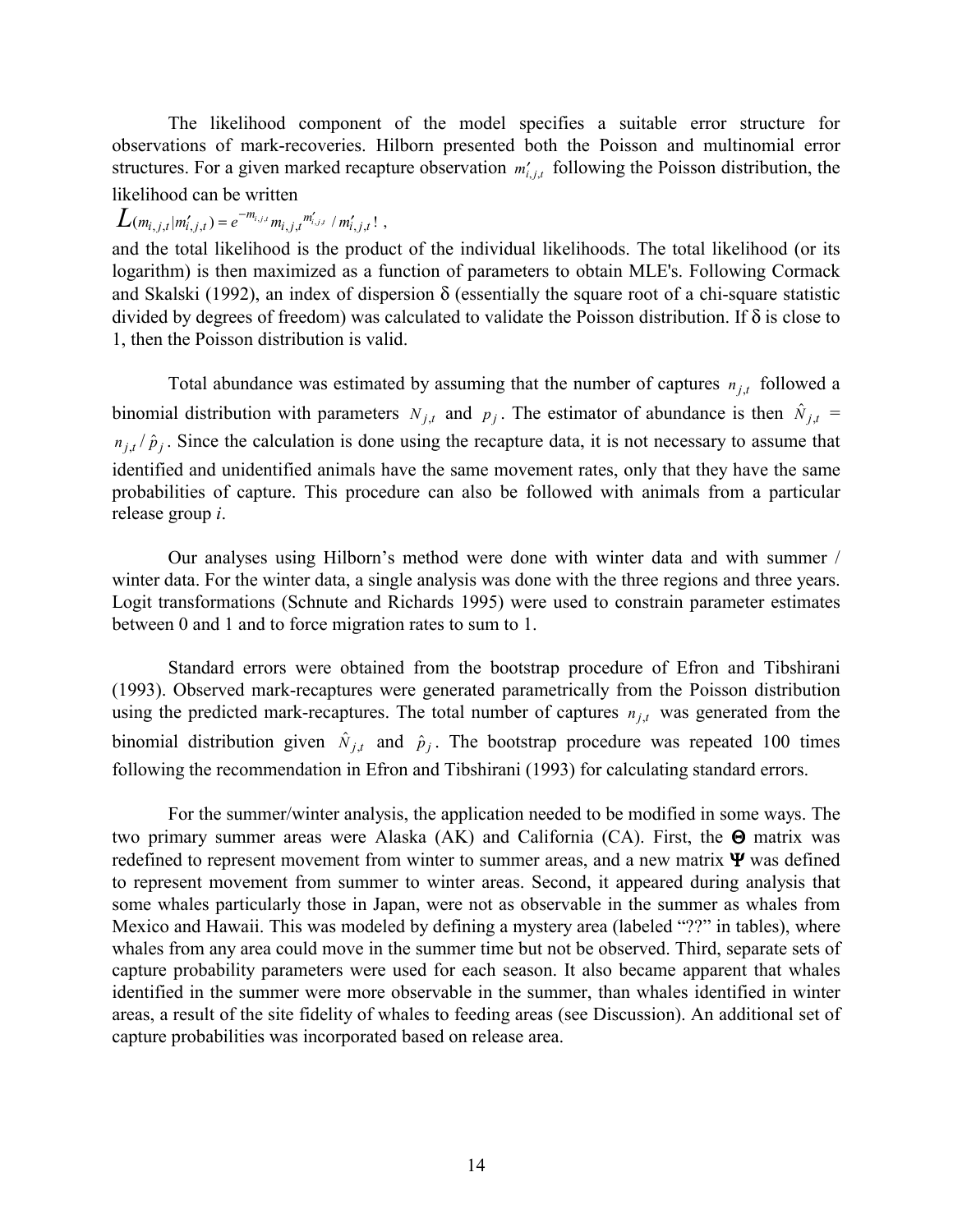The likelihood component of the model specifies a suitable error structure for observations of mark-recoveries. Hilborn presented both the Poisson and multinomial error structures. For a given marked recapture observation $m'_{i,j,t}$ following the Poisson distribution, the likelihood can be written

$$L(m_{i,j,t}|m'_{i,j,t}) = e^{-m_{i,j,t}} m_{i,j,t}^{m'_{i,j,t}} / m'_{i,j,t}!\ ,$$

and the total likelihood is the product of the individual likelihoods. The total likelihood (or its logarithm) is then maximized as a function of parameters to obtain MLE's. Following Cormack and Skalski (1992), an index of dispersion $\delta$ (essentially the square root of a chi-square statistic divided by degrees of freedom) was calculated to validate the Poisson distribution. If $\delta$ is close to 1, then the Poisson distribution is valid.

Total abundance was estimated by assuming that the number of captures $n_{j,t}$ followed a binomial distribution with parameters $N_{j,t}$ and $p_j$. The estimator of abundance is then $\hat{N}_{j,t}$ = $n_{j,t} / \hat{p}_j$. Since the calculation is done using the recapture data, it is not necessary to assume that identified and unidentified animals have the same movement rates, only that they have the same probabilities of capture. This procedure can also be followed with animals from a particular release group *i*.

Our analyses using Hilborn's method were done with winter data and with summer / winter data. For the winter data, a single analysis was done with the three regions and three years. Logit transformations (Schnute and Richards 1995) were used to constrain parameter estimates between 0 and 1 and to force migration rates to sum to 1.

Standard errors were obtained from the bootstrap procedure of Efron and Tibshirani (1993). Observed mark-recaptures were generated parametrically from the Poisson distribution using the predicted mark-recaptures. The total number of captures $n_{j,t}$ was generated from the binomial distribution given $\hat{N}_{j,t}$ and $\hat{p}_j$. The bootstrap procedure was repeated 100 times following the recommendation in Efron and Tibshirani (1993) for calculating standard errors.

For the summer/winter analysis, the application needed to be modified in some ways. The two primary summer areas were Alaska (AK) and California (CA). First, the $\mathbf{\Theta}$ matrix was redefined to represent movement from winter to summer areas, and a new matrix $\mathbf{\Psi}$ was defined to represent movement from summer to winter areas. Second, it appeared during analysis that some whales particularly those in Japan, were not as observable in the summer as whales from Mexico and Hawaii. This was modeled by defining a mystery area (labeled "??" in tables), where whales from any area could move in the summer time but not be observed. Third, separate sets of capture probability parameters were used for each season. It also became apparent that whales identified in the summer were more observable in the summer, than whales identified in winter areas, a result of the site fidelity of whales to feeding areas (see Discussion). An additional set of capture probabilities was incorporated based on release area.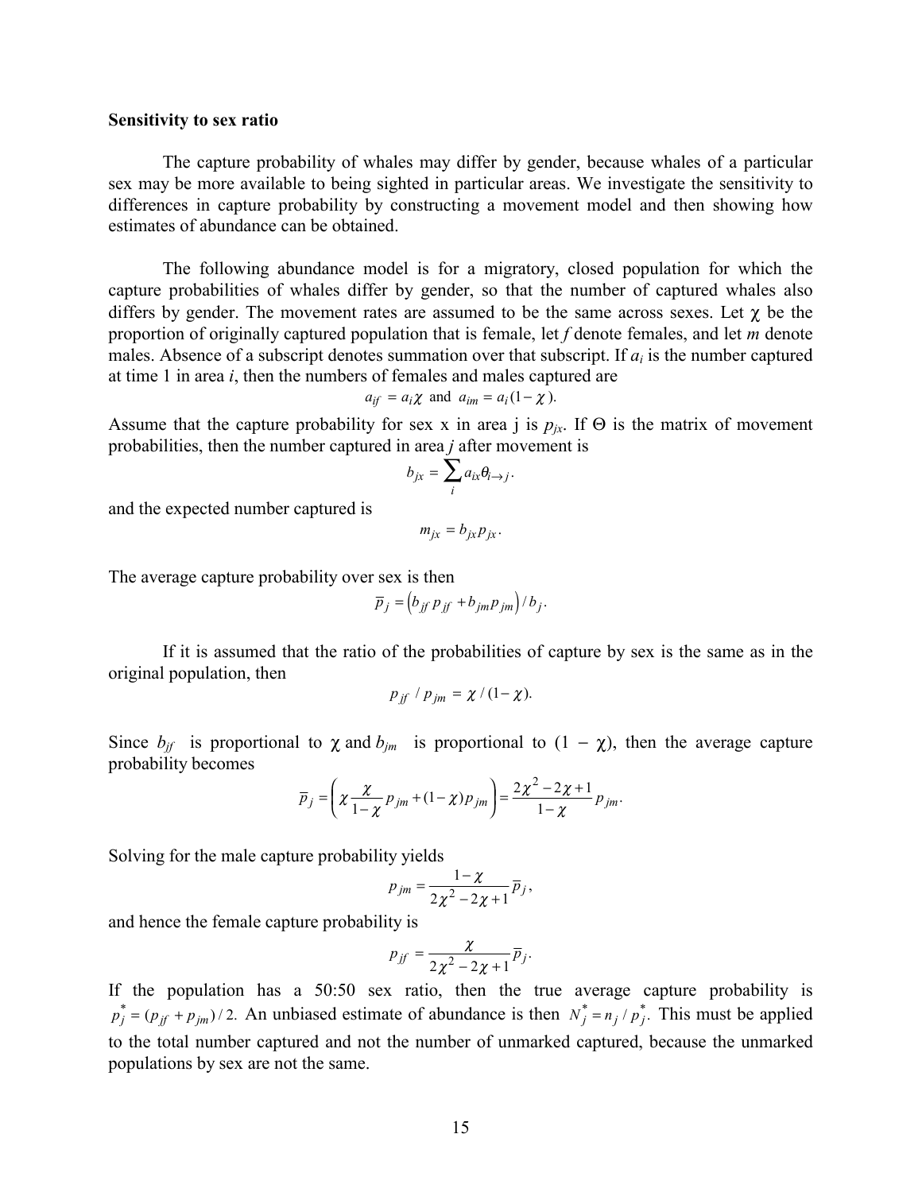**Sensitivity to sex ratio**

The capture probability of whales may differ by gender, because whales of a particular sex may be more available to being sighted in particular areas. We investigate the sensitivity to differences in capture probability by constructing a movement model and then showing how estimates of abundance can be obtained.

The following abundance model is for a migratory, closed population for which the capture probabilities of whales differ by gender, so that the number of captured whales also differs by gender. The movement rates are assumed to be the same across sexes. Let $\chi$ be the proportion of originally captured population that is female, let *f* denote females, and let *m* denote males. Absence of a subscript denotes summation over that subscript. If $a_i$ is the number captured at time 1 in area *i*, then the numbers of females and males captured are

$$a_{if} = a_i \chi \text{ and } a_{im} = a_i (1 - \chi).$$

Assume that the capture probability for sex x in area j is $p_{jx}$. If $\Theta$ is the matrix of movement probabilities, then the number captured in area *j* after movement is

$$b_{jx} = \sum_i a_{ix} \theta_{i \to j}.$$

and the expected number captured is

$$m_{jx} = b_{jx} p_{jx}.$$

The average capture probability over sex is then

$$\bar{p}_j = \left( b_{jf} p_{jf} + b_{jm} p_{jm} \right) / b_j.$$

If it is assumed that the ratio of the probabilities of capture by sex is the same as in the original population, then

$$p_{jf} \,/\, p_{jm} = \chi / (1 - \chi).$$

Since $b_{jf}$ is proportional to $\chi$ and $b_{jm}$ is proportional to $(1 - \chi)$, then the average capture probability becomes

$$\bar{p}_j = \left( \chi \frac{\chi}{1 - \chi} p_{jm} + (1 - \chi) p_{jm} \right) = \frac{2\chi^2 - 2\chi + 1}{1 - \chi} p_{jm}.$$

Solving for the male capture probability yields

$$p_{jm} = \frac{1 - \chi}{2\chi^2 - 2\chi + 1} \bar{p}_j,$$

and hence the female capture probability is

$$p_{jf} = \frac{\chi}{2\chi^2 - 2\chi + 1} \bar{p}_j.$$

If the population has a 50:50 sex ratio, then the true average capture probability is $p_j^* = (p_{jf} + p_{jm}) / 2.$ An unbiased estimate of abundance is then $N_j^* = n_j / p_j^*.$ This must be applied to the total number captured and not the number of unmarked captured, because the unmarked populations by sex are not the same.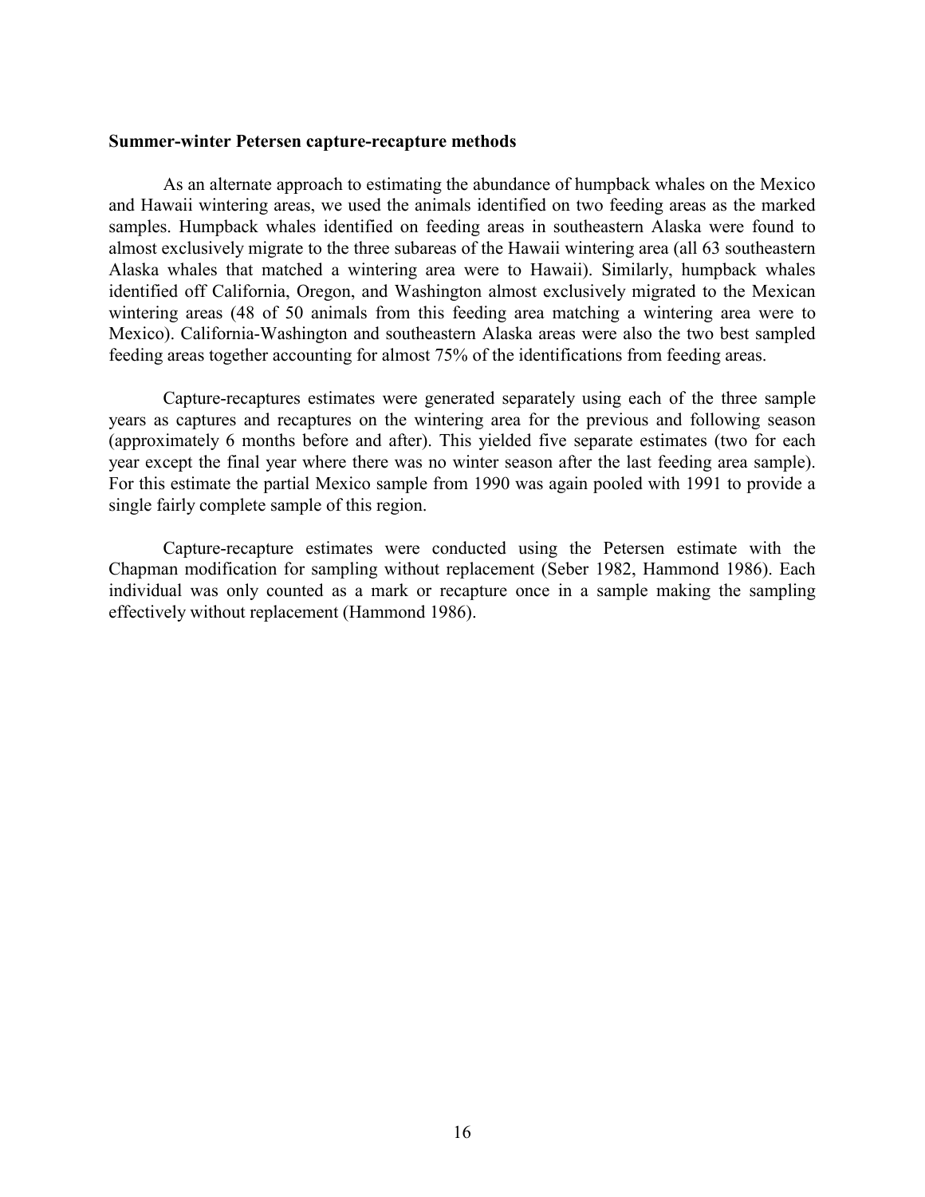**Summer-winter Petersen capture-recapture methods**

As an alternate approach to estimating the abundance of humpback whales on the Mexico and Hawaii wintering areas, we used the animals identified on two feeding areas as the marked samples. Humpback whales identified on feeding areas in southeastern Alaska were found to almost exclusively migrate to the three subareas of the Hawaii wintering area (all 63 southeastern Alaska whales that matched a wintering area were to Hawaii). Similarly, humpback whales identified off California, Oregon, and Washington almost exclusively migrated to the Mexican wintering areas (48 of 50 animals from this feeding area matching a wintering area were to Mexico). California-Washington and southeastern Alaska areas were also the two best sampled feeding areas together accounting for almost 75% of the identifications from feeding areas.

Capture-recaptures estimates were generated separately using each of the three sample years as captures and recaptures on the wintering area for the previous and following season (approximately 6 months before and after). This yielded five separate estimates (two for each year except the final year where there was no winter season after the last feeding area sample). For this estimate the partial Mexico sample from 1990 was again pooled with 1991 to provide a single fairly complete sample of this region.

Capture-recapture estimates were conducted using the Petersen estimate with the Chapman modification for sampling without replacement (Seber 1982, Hammond 1986). Each individual was only counted as a mark or recapture once in a sample making the sampling effectively without replacement (Hammond 1986).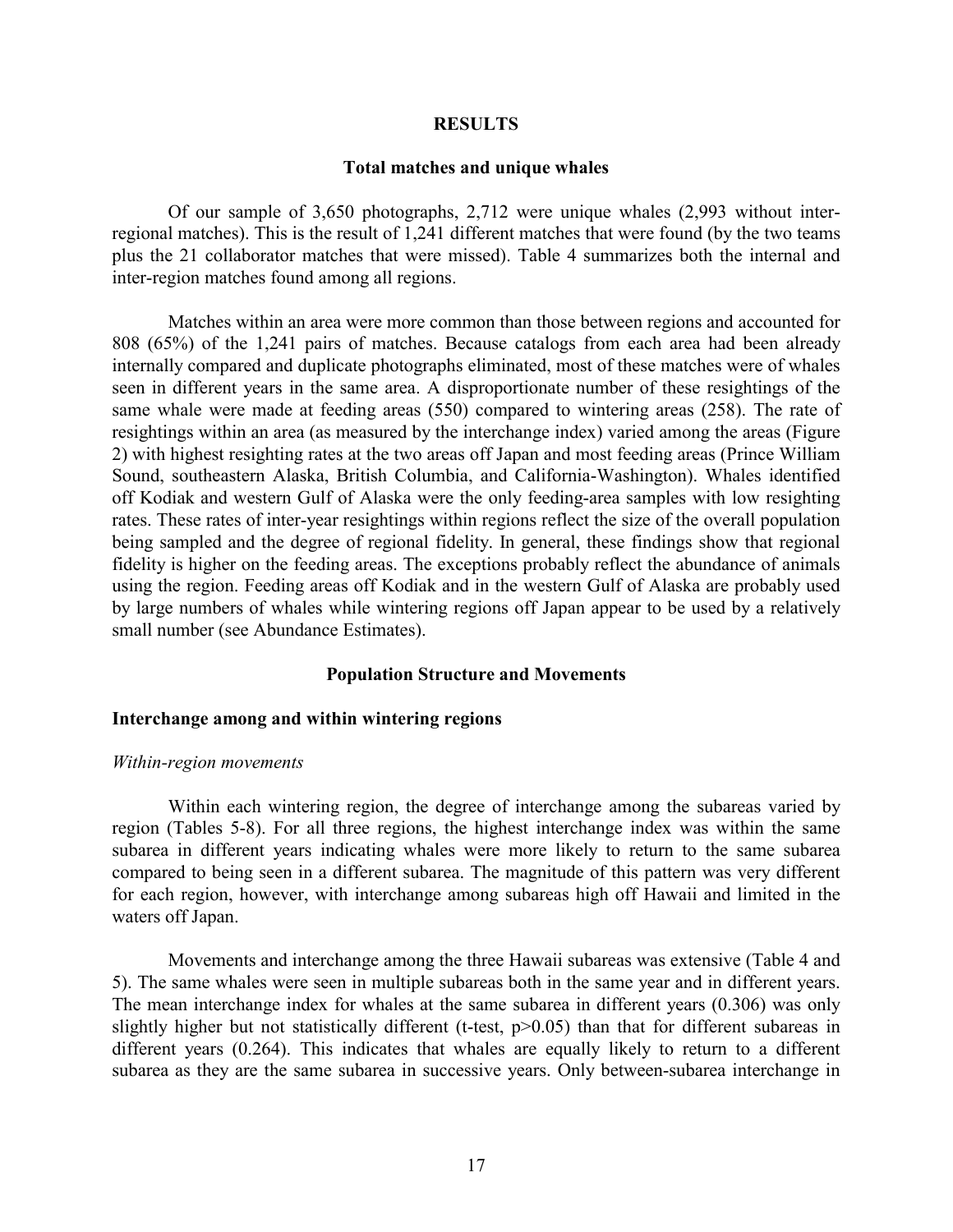## RESULTS

### Total matches and unique whales

Of our sample of 3,650 photographs, 2,712 were unique whales (2,993 without inter-regional matches). This is the result of 1,241 different matches that were found (by the two teams plus the 21 collaborator matches that were missed). Table 4 summarizes both the internal and inter-region matches found among all regions.

Matches within an area were more common than those between regions and accounted for 808 (65%) of the 1,241 pairs of matches. Because catalogs from each area had been already internally compared and duplicate photographs eliminated, most of these matches were of whales seen in different years in the same area. A disproportionate number of these resightings of the same whale were made at feeding areas (550) compared to wintering areas (258). The rate of resightings within an area (as measured by the interchange index) varied among the areas (Figure 2) with highest resighting rates at the two areas off Japan and most feeding areas (Prince William Sound, southeastern Alaska, British Columbia, and California-Washington). Whales identified off Kodiak and western Gulf of Alaska were the only feeding-area samples with low resighting rates. These rates of inter-year resightings within regions reflect the size of the overall population being sampled and the degree of regional fidelity. In general, these findings show that regional fidelity is higher on the feeding areas. The exceptions probably reflect the abundance of animals using the region. Feeding areas off Kodiak and in the western Gulf of Alaska are probably used by large numbers of whales while wintering regions off Japan appear to be used by a relatively small number (see Abundance Estimates).

### Population Structure and Movements

#### Interchange among and within wintering regions

*Within-region movements*

Within each wintering region, the degree of interchange among the subareas varied by region (Tables 5-8). For all three regions, the highest interchange index was within the same subarea in different years indicating whales were more likely to return to the same subarea compared to being seen in a different subarea. The magnitude of this pattern was very different for each region, however, with interchange among subareas high off Hawaii and limited in the waters off Japan.

Movements and interchange among the three Hawaii subareas was extensive (Table 4 and 5). The same whales were seen in multiple subareas both in the same year and in different years. The mean interchange index for whales at the same subarea in different years (0.306) was only slightly higher but not statistically different (t-test, $p>0.05$) than that for different subareas in different years (0.264). This indicates that whales are equally likely to return to a different subarea as they are the same subarea in successive years. Only between-subarea interchange in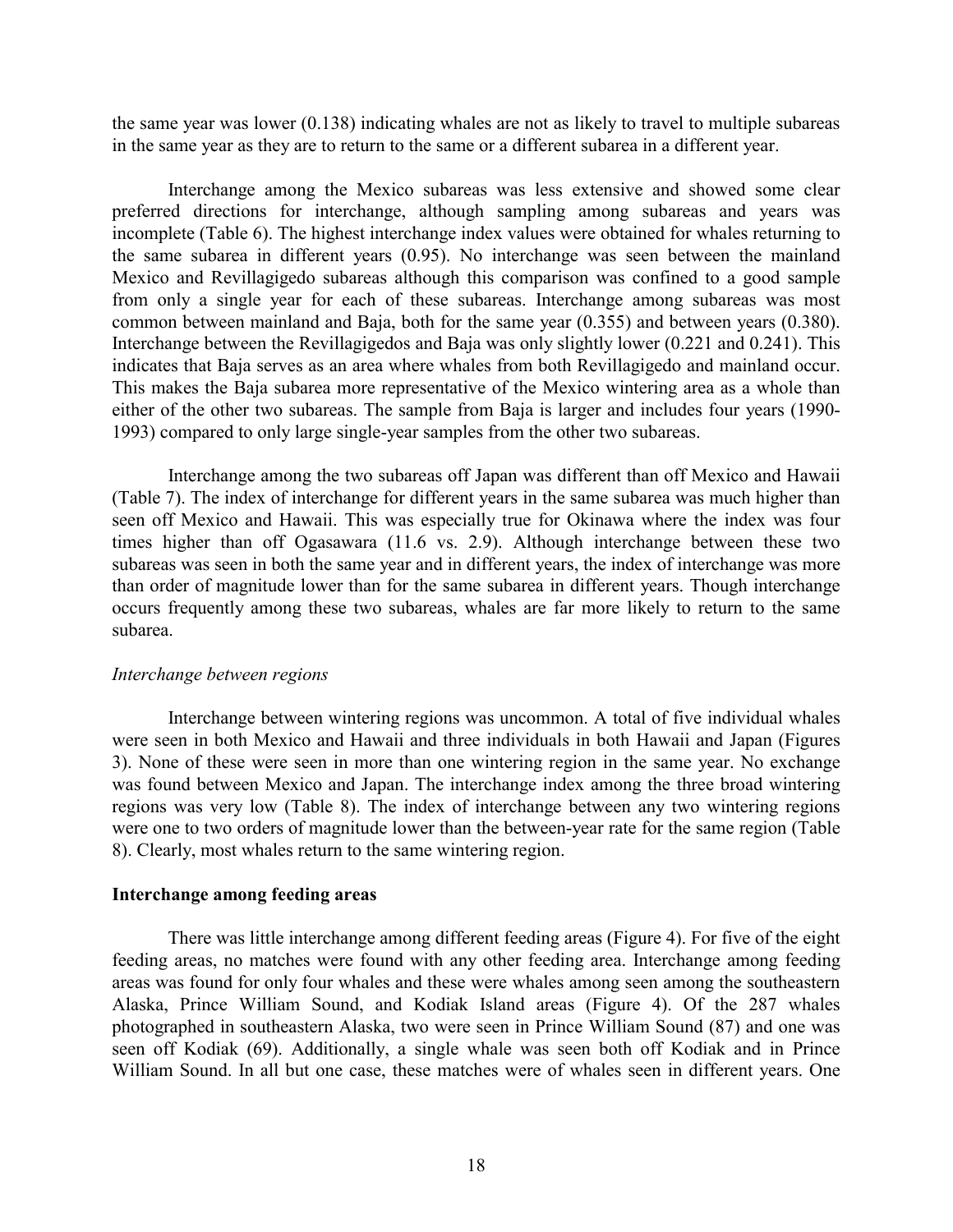the same year was lower (0.138) indicating whales are not as likely to travel to multiple subareas in the same year as they are to return to the same or a different subarea in a different year.

Interchange among the Mexico subareas was less extensive and showed some clear preferred directions for interchange, although sampling among subareas and years was incomplete (Table 6). The highest interchange index values were obtained for whales returning to the same subarea in different years (0.95). No interchange was seen between the mainland Mexico and Revillagigedo subareas although this comparison was confined to a good sample from only a single year for each of these subareas. Interchange among subareas was most common between mainland and Baja, both for the same year (0.355) and between years (0.380). Interchange between the Revillagigedos and Baja was only slightly lower (0.221 and 0.241). This indicates that Baja serves as an area where whales from both Revillagigedo and mainland occur. This makes the Baja subarea more representative of the Mexico wintering area as a whole than either of the other two subareas. The sample from Baja is larger and includes four years (1990-1993) compared to only large single-year samples from the other two subareas.

Interchange among the two subareas off Japan was different than off Mexico and Hawaii (Table 7). The index of interchange for different years in the same subarea was much higher than seen off Mexico and Hawaii. This was especially true for Okinawa where the index was four times higher than off Ogasawara (11.6 vs. 2.9). Although interchange between these two subareas was seen in both the same year and in different years, the index of interchange was more than order of magnitude lower than for the same subarea in different years. Though interchange occurs frequently among these two subareas, whales are far more likely to return to the same subarea.

*Interchange between regions*

Interchange between wintering regions was uncommon. A total of five individual whales were seen in both Mexico and Hawaii and three individuals in both Hawaii and Japan (Figures 3). None of these were seen in more than one wintering region in the same year. No exchange was found between Mexico and Japan. The interchange index among the three broad wintering regions was very low (Table 8). The index of interchange between any two wintering regions were one to two orders of magnitude lower than the between-year rate for the same region (Table 8). Clearly, most whales return to the same wintering region.

**Interchange among feeding areas**

There was little interchange among different feeding areas (Figure 4). For five of the eight feeding areas, no matches were found with any other feeding area. Interchange among feeding areas was found for only four whales and these were whales among seen among the southeastern Alaska, Prince William Sound, and Kodiak Island areas (Figure 4). Of the 287 whales photographed in southeastern Alaska, two were seen in Prince William Sound (87) and one was seen off Kodiak (69). Additionally, a single whale was seen both off Kodiak and in Prince William Sound. In all but one case, these matches were of whales seen in different years. One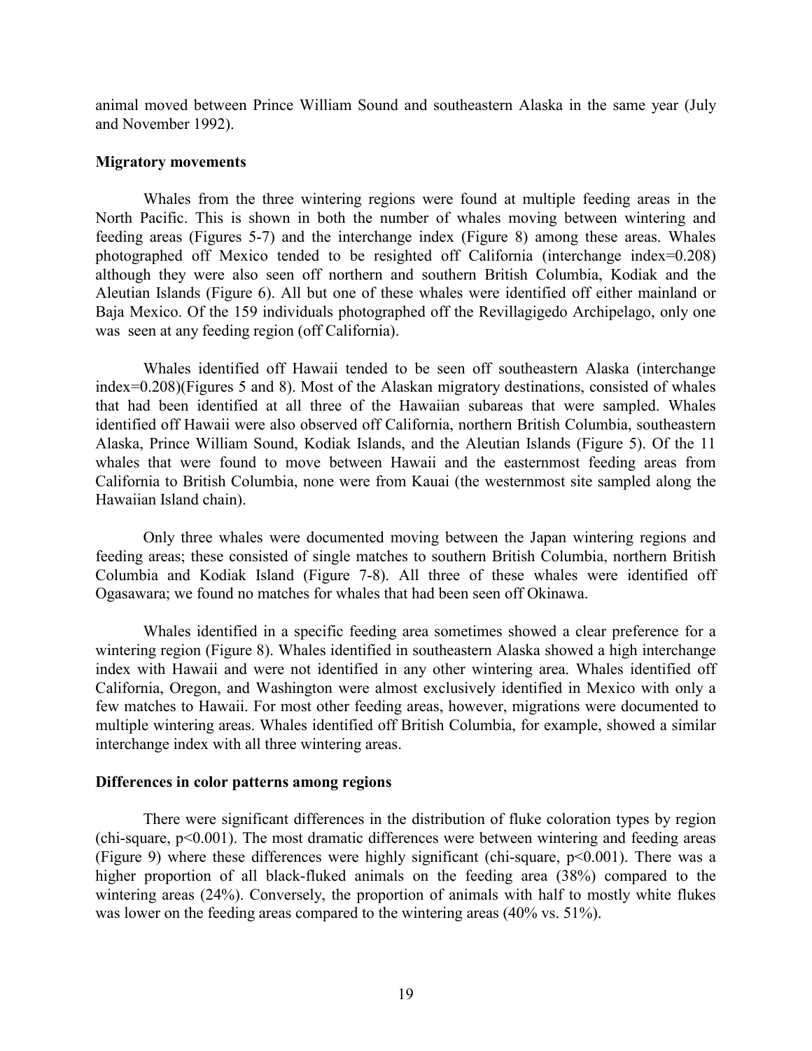animal moved between Prince William Sound and southeastern Alaska in the same year (July and November 1992).

**Migratory movements**

Whales from the three wintering regions were found at multiple feeding areas in the North Pacific. This is shown in both the number of whales moving between wintering and feeding areas (Figures 5-7) and the interchange index (Figure 8) among these areas. Whales photographed off Mexico tended to be resighted off California (interchange index=0.208) although they were also seen off northern and southern British Columbia, Kodiak and the Aleutian Islands (Figure 6). All but one of these whales were identified off either mainland or Baja Mexico. Of the 159 individuals photographed off the Revillagigedo Archipelago, only one was seen at any feeding region (off California).

Whales identified off Hawaii tended to be seen off southeastern Alaska (interchange index=0.208)(Figures 5 and 8). Most of the Alaskan migratory destinations, consisted of whales that had been identified at all three of the Hawaiian subareas that were sampled. Whales identified off Hawaii were also observed off California, northern British Columbia, southeastern Alaska, Prince William Sound, Kodiak Islands, and the Aleutian Islands (Figure 5). Of the 11 whales that were found to move between Hawaii and the easternmost feeding areas from California to British Columbia, none were from Kauai (the westernmost site sampled along the Hawaiian Island chain).

Only three whales were documented moving between the Japan wintering regions and feeding areas; these consisted of single matches to southern British Columbia, northern British Columbia and Kodiak Island (Figure 7-8). All three of these whales were identified off Ogasawara; we found no matches for whales that had been seen off Okinawa.

Whales identified in a specific feeding area sometimes showed a clear preference for a wintering region (Figure 8). Whales identified in southeastern Alaska showed a high interchange index with Hawaii and were not identified in any other wintering area. Whales identified off California, Oregon, and Washington were almost exclusively identified in Mexico with only a few matches to Hawaii. For most other feeding areas, however, migrations were documented to multiple wintering areas. Whales identified off British Columbia, for example, showed a similar interchange index with all three wintering areas.

**Differences in color patterns among regions**

There were significant differences in the distribution of fluke coloration types by region (chi-square, $p<0.001$). The most dramatic differences were between wintering and feeding areas (Figure 9) where these differences were highly significant (chi-square, $p<0.001$). There was a higher proportion of all black-fluked animals on the feeding area (38%) compared to the wintering areas (24%). Conversely, the proportion of animals with half to mostly white flukes was lower on the feeding areas compared to the wintering areas (40% vs. 51%).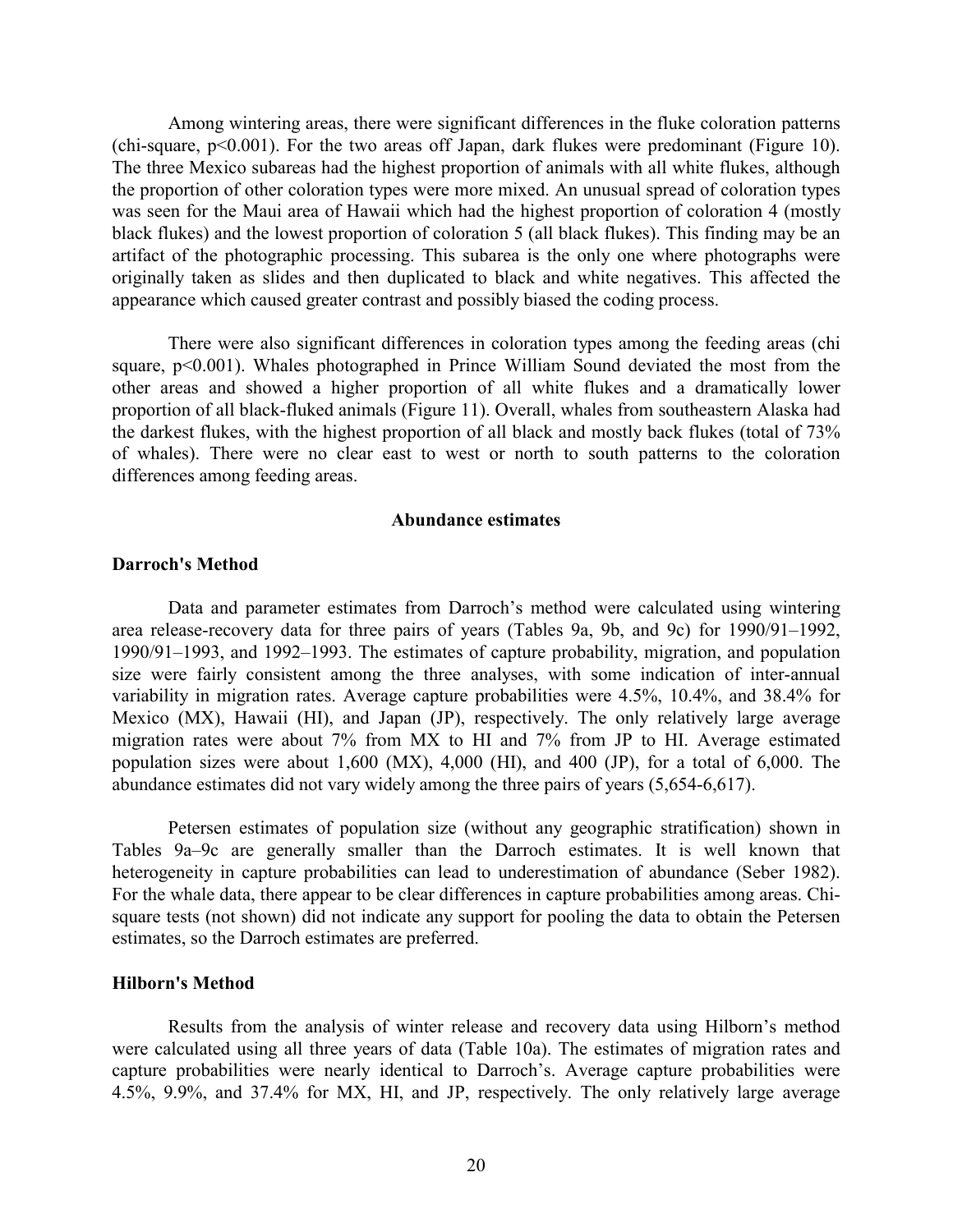Among wintering areas, there were significant differences in the fluke coloration patterns (chi-square, $p<0.001$). For the two areas off Japan, dark flukes were predominant (Figure 10). The three Mexico subareas had the highest proportion of animals with all white flukes, although the proportion of other coloration types were more mixed. An unusual spread of coloration types was seen for the Maui area of Hawaii which had the highest proportion of coloration 4 (mostly black flukes) and the lowest proportion of coloration 5 (all black flukes). This finding may be an artifact of the photographic processing. This subarea is the only one where photographs were originally taken as slides and then duplicated to black and white negatives. This affected the appearance which caused greater contrast and possibly biased the coding process.

There were also significant differences in coloration types among the feeding areas (chi square, $p<0.001$). Whales photographed in Prince William Sound deviated the most from the other areas and showed a higher proportion of all white flukes and a dramatically lower proportion of all black-fluked animals (Figure 11). Overall, whales from southeastern Alaska had the darkest flukes, with the highest proportion of all black and mostly back flukes (total of 73% of whales). There were no clear east to west or north to south patterns to the coloration differences among feeding areas.

## Abundance estimates

### Darroch's Method

Data and parameter estimates from Darroch's method were calculated using wintering area release-recovery data for three pairs of years (Tables 9a, 9b, and 9c) for 1990/91–1992, 1990/91–1993, and 1992–1993. The estimates of capture probability, migration, and population size were fairly consistent among the three analyses, with some indication of inter-annual variability in migration rates. Average capture probabilities were 4.5%, 10.4%, and 38.4% for Mexico (MX), Hawaii (HI), and Japan (JP), respectively. The only relatively large average migration rates were about 7% from MX to HI and 7% from JP to HI. Average estimated population sizes were about 1,600 (MX), 4,000 (HI), and 400 (JP), for a total of 6,000. The abundance estimates did not vary widely among the three pairs of years (5,654-6,617).

Petersen estimates of population size (without any geographic stratification) shown in Tables 9a–9c are generally smaller than the Darroch estimates. It is well known that heterogeneity in capture probabilities can lead to underestimation of abundance (Seber 1982). For the whale data, there appear to be clear differences in capture probabilities among areas. Chi-square tests (not shown) did not indicate any support for pooling the data to obtain the Petersen estimates, so the Darroch estimates are preferred.

### Hilborn's Method

Results from the analysis of winter release and recovery data using Hilborn's method were calculated using all three years of data (Table 10a). The estimates of migration rates and capture probabilities were nearly identical to Darroch's. Average capture probabilities were 4.5%, 9.9%, and 37.4% for MX, HI, and JP, respectively. The only relatively large average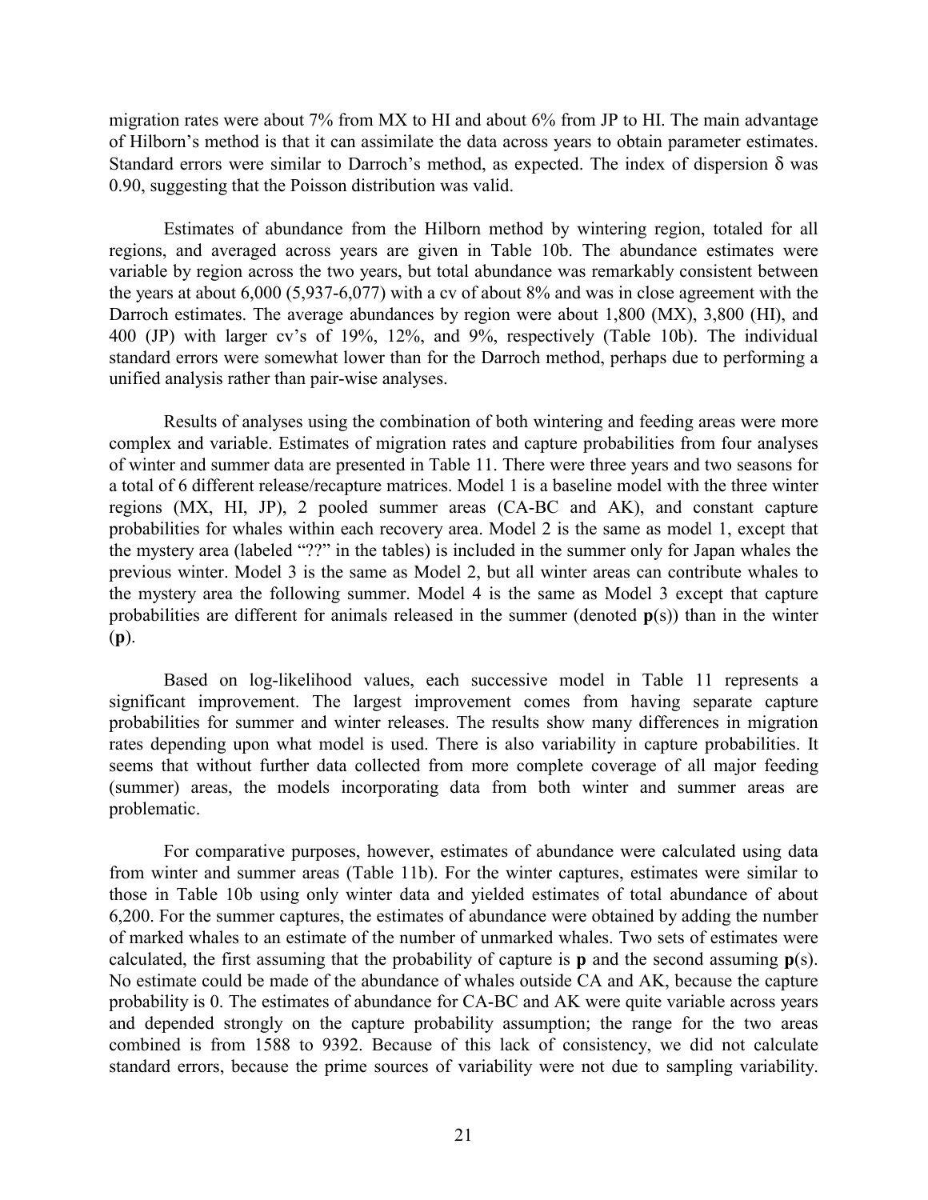migration rates were about 7% from MX to HI and about 6% from JP to HI. The main advantage of Hilborn's method is that it can assimilate the data across years to obtain parameter estimates. Standard errors were similar to Darroch's method, as expected. The index of dispersion $\delta$ was 0.90, suggesting that the Poisson distribution was valid.

Estimates of abundance from the Hilborn method by wintering region, totaled for all regions, and averaged across years are given in Table 10b. The abundance estimates were variable by region across the two years, but total abundance was remarkably consistent between the years at about 6,000 (5,937-6,077) with a cv of about 8% and was in close agreement with the Darroch estimates. The average abundances by region were about 1,800 (MX), 3,800 (HI), and 400 (JP) with larger cv's of 19%, 12%, and 9%, respectively (Table 10b). The individual standard errors were somewhat lower than for the Darroch method, perhaps due to performing a unified analysis rather than pair-wise analyses.

Results of analyses using the combination of both wintering and feeding areas were more complex and variable. Estimates of migration rates and capture probabilities from four analyses of winter and summer data are presented in Table 11. There were three years and two seasons for a total of 6 different release/recapture matrices. Model 1 is a baseline model with the three winter regions (MX, HI, JP), 2 pooled summer areas (CA-BC and AK), and constant capture probabilities for whales within each recovery area. Model 2 is the same as model 1, except that the mystery area (labeled "??" in the tables) is included in the summer only for Japan whales the previous winter. Model 3 is the same as Model 2, but all winter areas can contribute whales to the mystery area the following summer. Model 4 is the same as Model 3 except that capture probabilities are different for animals released in the summer (denoted **p**(s)) than in the winter (**p**).

Based on log-likelihood values, each successive model in Table 11 represents a significant improvement. The largest improvement comes from having separate capture probabilities for summer and winter releases. The results show many differences in migration rates depending upon what model is used. There is also variability in capture probabilities. It seems that without further data collected from more complete coverage of all major feeding (summer) areas, the models incorporating data from both winter and summer areas are problematic.

For comparative purposes, however, estimates of abundance were calculated using data from winter and summer areas (Table 11b). For the winter captures, estimates were similar to those in Table 10b using only winter data and yielded estimates of total abundance of about 6,200. For the summer captures, the estimates of abundance were obtained by adding the number of marked whales to an estimate of the number of unmarked whales. Two sets of estimates were calculated, the first assuming that the probability of capture is **p** and the second assuming **p**(s). No estimate could be made of the abundance of whales outside CA and AK, because the capture probability is 0. The estimates of abundance for CA-BC and AK were quite variable across years and depended strongly on the capture probability assumption; the range for the two areas combined is from 1588 to 9392. Because of this lack of consistency, we did not calculate standard errors, because the prime sources of variability were not due to sampling variability.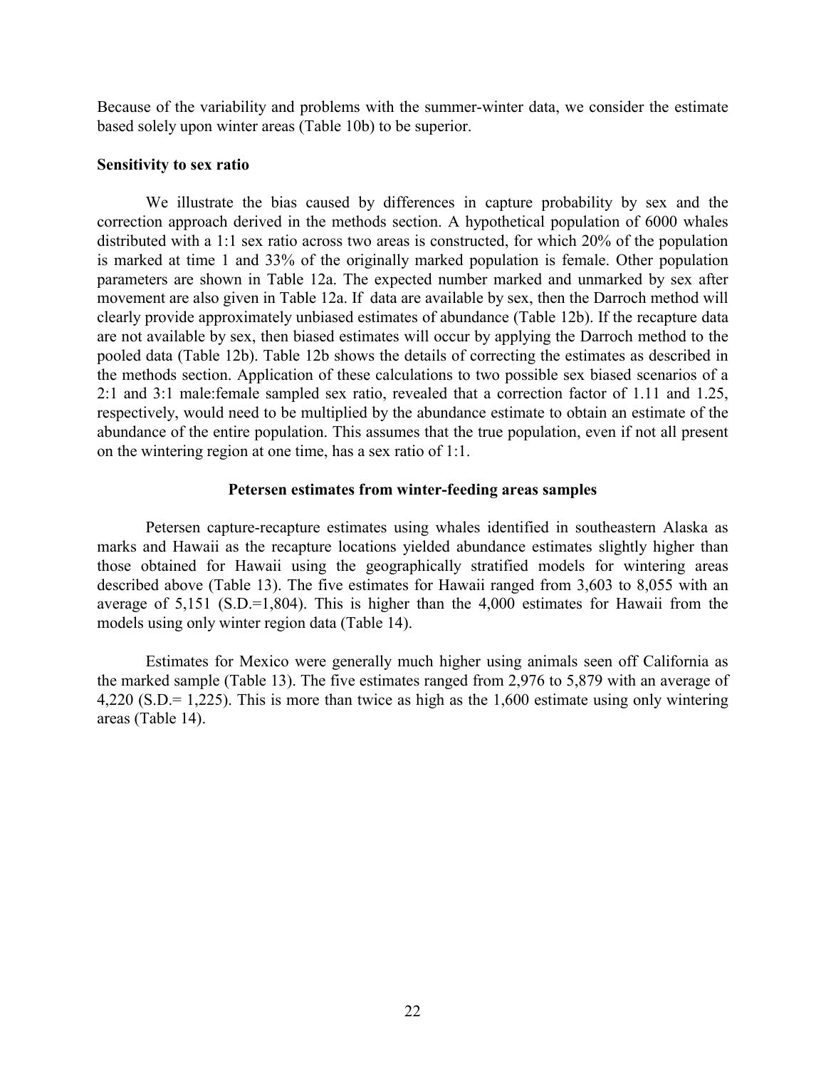Because of the variability and problems with the summer-winter data, we consider the estimate based solely upon winter areas (Table 10b) to be superior.

**Sensitivity to sex ratio**

We illustrate the bias caused by differences in capture probability by sex and the correction approach derived in the methods section. A hypothetical population of 6000 whales distributed with a 1:1 sex ratio across two areas is constructed, for which 20% of the population is marked at time 1 and 33% of the originally marked population is female. Other population parameters are shown in Table 12a. The expected number marked and unmarked by sex after movement are also given in Table 12a. If data are available by sex, then the Darroch method will clearly provide approximately unbiased estimates of abundance (Table 12b). If the recapture data are not available by sex, then biased estimates will occur by applying the Darroch method to the pooled data (Table 12b). Table 12b shows the details of correcting the estimates as described in the methods section. Application of these calculations to two possible sex biased scenarios of a 2:1 and 3:1 male:female sampled sex ratio, revealed that a correction factor of 1.11 and 1.25, respectively, would need to be multiplied by the abundance estimate to obtain an estimate of the abundance of the entire population. This assumes that the true population, even if not all present on the wintering region at one time, has a sex ratio of 1:1.

## Petersen estimates from winter-feeding areas samples

Petersen capture-recapture estimates using whales identified in southeastern Alaska as marks and Hawaii as the recapture locations yielded abundance estimates slightly higher than those obtained for Hawaii using the geographically stratified models for wintering areas described above (Table 13). The five estimates for Hawaii ranged from 3,603 to 8,055 with an average of 5,151 (S.D.=1,804). This is higher than the 4,000 estimates for Hawaii from the models using only winter region data (Table 14).

Estimates for Mexico were generally much higher using animals seen off California as the marked sample (Table 13). The five estimates ranged from 2,976 to 5,879 with an average of 4,220 (S.D.= 1,225). This is more than twice as high as the 1,600 estimate using only wintering areas (Table 14).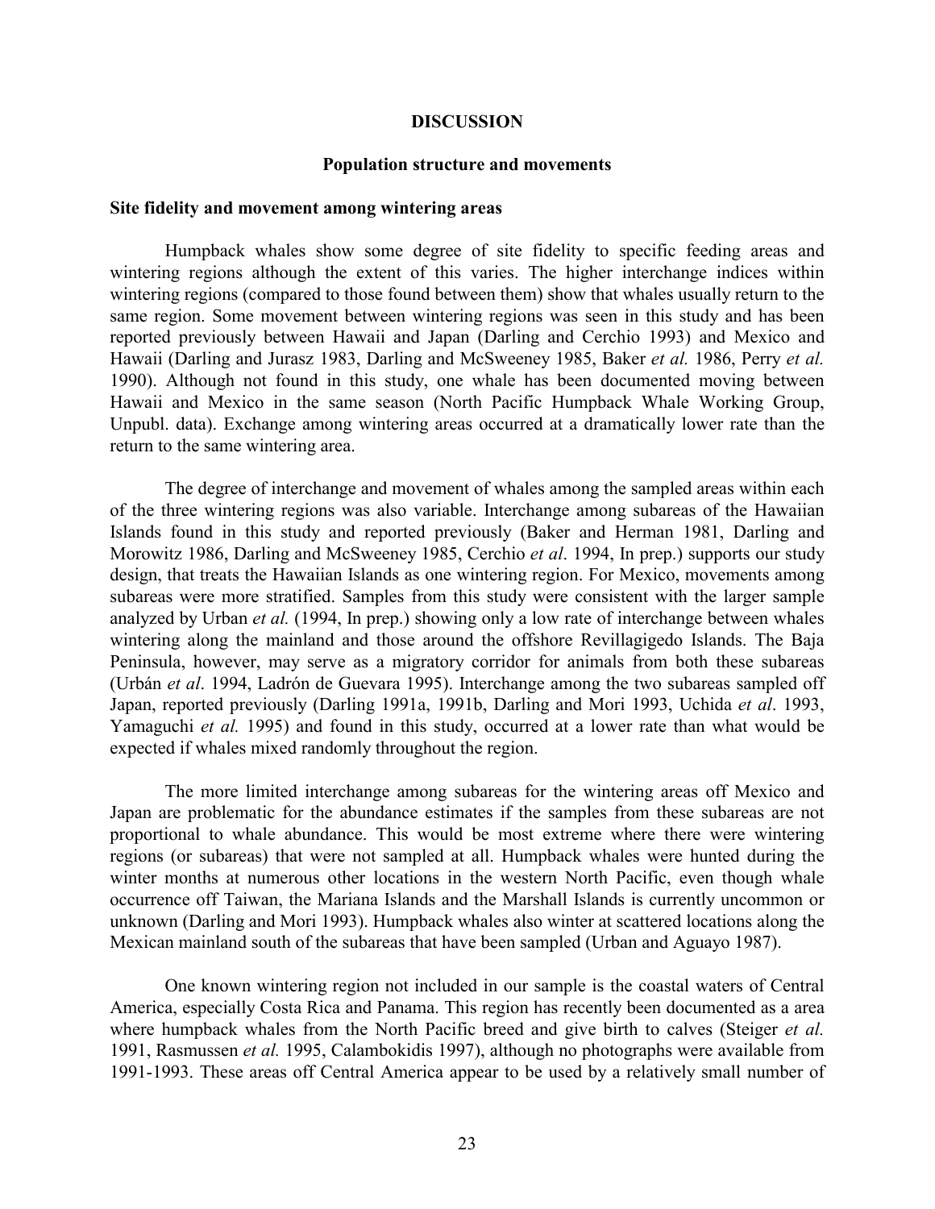## DISCUSSION

### Population structure and movements

#### Site fidelity and movement among wintering areas

Humpback whales show some degree of site fidelity to specific feeding areas and wintering regions although the extent of this varies. The higher interchange indices within wintering regions (compared to those found between them) show that whales usually return to the same region. Some movement between wintering regions was seen in this study and has been reported previously between Hawaii and Japan (Darling and Cerchio 1993) and Mexico and Hawaii (Darling and Jurasz 1983, Darling and McSweeney 1985, Baker *et al.* 1986, Perry *et al.* 1990). Although not found in this study, one whale has been documented moving between Hawaii and Mexico in the same season (North Pacific Humpback Whale Working Group, Unpubl. data). Exchange among wintering areas occurred at a dramatically lower rate than the return to the same wintering area.

The degree of interchange and movement of whales among the sampled areas within each of the three wintering regions was also variable. Interchange among subareas of the Hawaiian Islands found in this study and reported previously (Baker and Herman 1981, Darling and Morowitz 1986, Darling and McSweeney 1985, Cerchio *et al*. 1994, In prep.) supports our study design, that treats the Hawaiian Islands as one wintering region. For Mexico, movements among subareas were more stratified. Samples from this study were consistent with the larger sample analyzed by Urban *et al.* (1994, In prep.) showing only a low rate of interchange between whales wintering along the mainland and those around the offshore Revillagigedo Islands. The Baja Peninsula, however, may serve as a migratory corridor for animals from both these subareas (Urbán *et al*. 1994, Ladrón de Guevara 1995). Interchange among the two subareas sampled off Japan, reported previously (Darling 1991a, 1991b, Darling and Mori 1993, Uchida *et al*. 1993, Yamaguchi *et al.* 1995) and found in this study, occurred at a lower rate than what would be expected if whales mixed randomly throughout the region.

The more limited interchange among subareas for the wintering areas off Mexico and Japan are problematic for the abundance estimates if the samples from these subareas are not proportional to whale abundance. This would be most extreme where there were wintering regions (or subareas) that were not sampled at all. Humpback whales were hunted during the winter months at numerous other locations in the western North Pacific, even though whale occurrence off Taiwan, the Mariana Islands and the Marshall Islands is currently uncommon or unknown (Darling and Mori 1993). Humpback whales also winter at scattered locations along the Mexican mainland south of the subareas that have been sampled (Urban and Aguayo 1987).

One known wintering region not included in our sample is the coastal waters of Central America, especially Costa Rica and Panama. This region has recently been documented as a area where humpback whales from the North Pacific breed and give birth to calves (Steiger *et al.* 1991, Rasmussen *et al.* 1995, Calambokidis 1997), although no photographs were available from 1991-1993. These areas off Central America appear to be used by a relatively small number of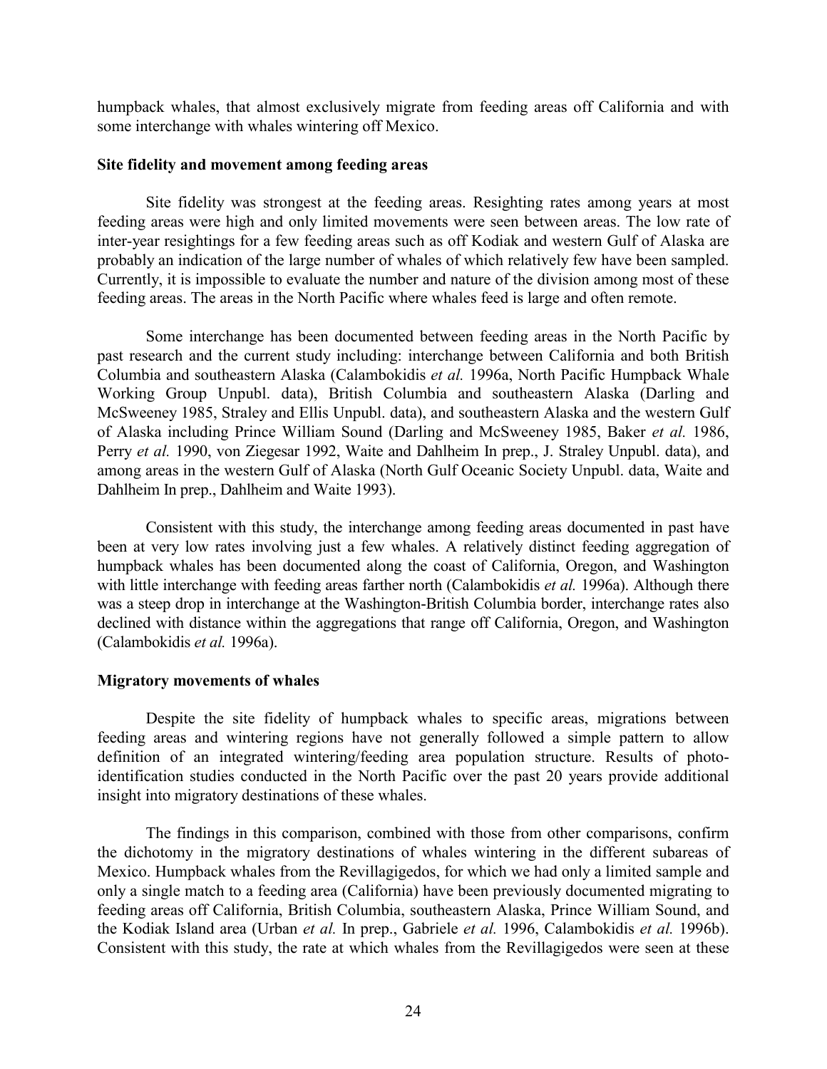humpback whales, that almost exclusively migrate from feeding areas off California and with some interchange with whales wintering off Mexico.

**Site fidelity and movement among feeding areas**

Site fidelity was strongest at the feeding areas. Resighting rates among years at most feeding areas were high and only limited movements were seen between areas. The low rate of inter-year resightings for a few feeding areas such as off Kodiak and western Gulf of Alaska are probably an indication of the large number of whales of which relatively few have been sampled. Currently, it is impossible to evaluate the number and nature of the division among most of these feeding areas. The areas in the North Pacific where whales feed is large and often remote.

Some interchange has been documented between feeding areas in the North Pacific by past research and the current study including: interchange between California and both British Columbia and southeastern Alaska (Calambokidis *et al.* 1996a, North Pacific Humpback Whale Working Group Unpubl. data), British Columbia and southeastern Alaska (Darling and McSweeney 1985, Straley and Ellis Unpubl. data), and southeastern Alaska and the western Gulf of Alaska including Prince William Sound (Darling and McSweeney 1985, Baker *et al.* 1986, Perry *et al.* 1990, von Ziegesar 1992, Waite and Dahlheim In prep., J. Straley Unpubl. data), and among areas in the western Gulf of Alaska (North Gulf Oceanic Society Unpubl. data, Waite and Dahlheim In prep., Dahlheim and Waite 1993).

Consistent with this study, the interchange among feeding areas documented in past have been at very low rates involving just a few whales. A relatively distinct feeding aggregation of humpback whales has been documented along the coast of California, Oregon, and Washington with little interchange with feeding areas farther north (Calambokidis *et al.* 1996a). Although there was a steep drop in interchange at the Washington-British Columbia border, interchange rates also declined with distance within the aggregations that range off California, Oregon, and Washington (Calambokidis *et al.* 1996a).

**Migratory movements of whales**

Despite the site fidelity of humpback whales to specific areas, migrations between feeding areas and wintering regions have not generally followed a simple pattern to allow definition of an integrated wintering/feeding area population structure. Results of photo-identification studies conducted in the North Pacific over the past 20 years provide additional insight into migratory destinations of these whales.

The findings in this comparison, combined with those from other comparisons, confirm the dichotomy in the migratory destinations of whales wintering in the different subareas of Mexico. Humpback whales from the Revillagigedos, for which we had only a limited sample and only a single match to a feeding area (California) have been previously documented migrating to feeding areas off California, British Columbia, southeastern Alaska, Prince William Sound, and the Kodiak Island area (Urban *et al.* In prep., Gabriele *et al.* 1996, Calambokidis *et al.* 1996b). Consistent with this study, the rate at which whales from the Revillagigedos were seen at these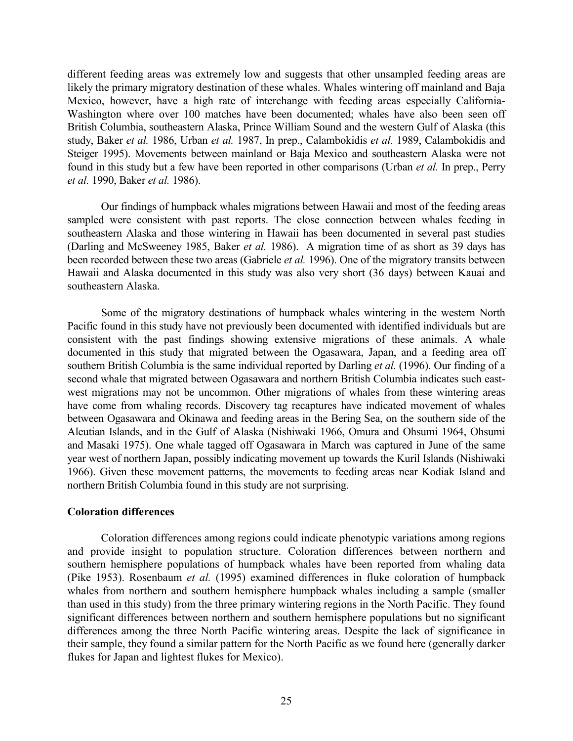different feeding areas was extremely low and suggests that other unsampled feeding areas are likely the primary migratory destination of these whales. Whales wintering off mainland and Baja Mexico, however, have a high rate of interchange with feeding areas especially California-Washington where over 100 matches have been documented; whales have also been seen off British Columbia, southeastern Alaska, Prince William Sound and the western Gulf of Alaska (this study, Baker *et al.* 1986, Urban *et al.* 1987, In prep., Calambokidis *et al.* 1989, Calambokidis and Steiger 1995). Movements between mainland or Baja Mexico and southeastern Alaska were not found in this study but a few have been reported in other comparisons (Urban *et al.* In prep., Perry *et al.* 1990, Baker *et al.* 1986).

Our findings of humpback whales migrations between Hawaii and most of the feeding areas sampled were consistent with past reports. The close connection between whales feeding in southeastern Alaska and those wintering in Hawaii has been documented in several past studies (Darling and McSweeney 1985, Baker *et al.* 1986). A migration time of as short as 39 days has been recorded between these two areas (Gabriele *et al.* 1996). One of the migratory transits between Hawaii and Alaska documented in this study was also very short (36 days) between Kauai and southeastern Alaska.

Some of the migratory destinations of humpback whales wintering in the western North Pacific found in this study have not previously been documented with identified individuals but are consistent with the past findings showing extensive migrations of these animals. A whale documented in this study that migrated between the Ogasawara, Japan, and a feeding area off southern British Columbia is the same individual reported by Darling *et al.* (1996). Our finding of a second whale that migrated between Ogasawara and northern British Columbia indicates such east-west migrations may not be uncommon. Other migrations of whales from these wintering areas have come from whaling records. Discovery tag recaptures have indicated movement of whales between Ogasawara and Okinawa and feeding areas in the Bering Sea, on the southern side of the Aleutian Islands, and in the Gulf of Alaska (Nishiwaki 1966, Omura and Ohsumi 1964, Ohsumi and Masaki 1975). One whale tagged off Ogasawara in March was captured in June of the same year west of northern Japan, possibly indicating movement up towards the Kuril Islands (Nishiwaki 1966). Given these movement patterns, the movements to feeding areas near Kodiak Island and northern British Columbia found in this study are not surprising.

**Coloration differences**

Coloration differences among regions could indicate phenotypic variations among regions and provide insight to population structure. Coloration differences between northern and southern hemisphere populations of humpback whales have been reported from whaling data (Pike 1953). Rosenbaum *et al.* (1995) examined differences in fluke coloration of humpback whales from northern and southern hemisphere humpback whales including a sample (smaller than used in this study) from the three primary wintering regions in the North Pacific. They found significant differences between northern and southern hemisphere populations but no significant differences among the three North Pacific wintering areas. Despite the lack of significance in their sample, they found a similar pattern for the North Pacific as we found here (generally darker flukes for Japan and lightest flukes for Mexico).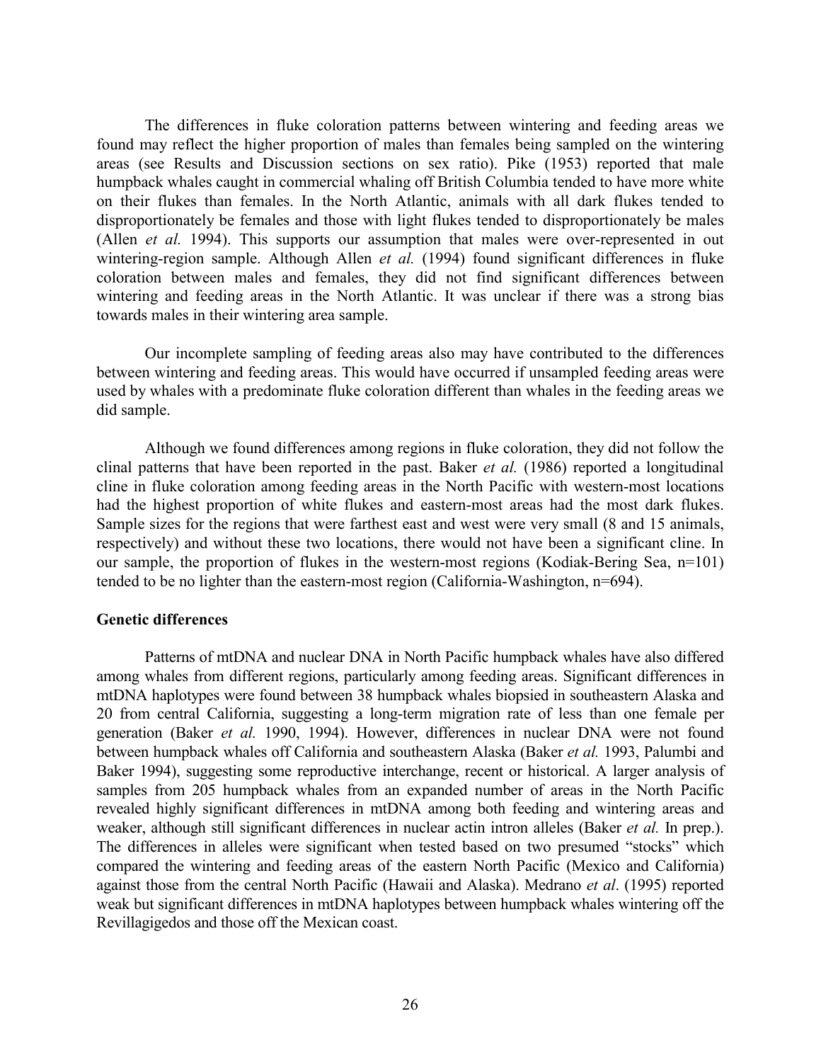The differences in fluke coloration patterns between wintering and feeding areas we found may reflect the higher proportion of males than females being sampled on the wintering areas (see Results and Discussion sections on sex ratio). Pike (1953) reported that male humpback whales caught in commercial whaling off British Columbia tended to have more white on their flukes than females. In the North Atlantic, animals with all dark flukes tended to disproportionately be females and those with light flukes tended to disproportionately be males (Allen *et al.* 1994). This supports our assumption that males were over-represented in out wintering-region sample. Although Allen *et al.* (1994) found significant differences in fluke coloration between males and females, they did not find significant differences between wintering and feeding areas in the North Atlantic. It was unclear if there was a strong bias towards males in their wintering area sample.

Our incomplete sampling of feeding areas also may have contributed to the differences between wintering and feeding areas. This would have occurred if unsampled feeding areas were used by whales with a predominate fluke coloration different than whales in the feeding areas we did sample.

Although we found differences among regions in fluke coloration, they did not follow the clinal patterns that have been reported in the past. Baker *et al.* (1986) reported a longitudinal cline in fluke coloration among feeding areas in the North Pacific with western-most locations had the highest proportion of white flukes and eastern-most areas had the most dark flukes. Sample sizes for the regions that were farthest east and west were very small (8 and 15 animals, respectively) and without these two locations, there would not have been a significant cline. In our sample, the proportion of flukes in the western-most regions (Kodiak-Bering Sea, n=101) tended to be no lighter than the eastern-most region (California-Washington, n=694).

**Genetic differences**

Patterns of mtDNA and nuclear DNA in North Pacific humpback whales have also differed among whales from different regions, particularly among feeding areas. Significant differences in mtDNA haplotypes were found between 38 humpback whales biopsied in southeastern Alaska and 20 from central California, suggesting a long-term migration rate of less than one female per generation (Baker *et al.* 1990, 1994). However, differences in nuclear DNA were not found between humpback whales off California and southeastern Alaska (Baker *et al.* 1993, Palumbi and Baker 1994), suggesting some reproductive interchange, recent or historical. A larger analysis of samples from 205 humpback whales from an expanded number of areas in the North Pacific revealed highly significant differences in mtDNA among both feeding and wintering areas and weaker, although still significant differences in nuclear actin intron alleles (Baker *et al.* In prep.). The differences in alleles were significant when tested based on two presumed "stocks" which compared the wintering and feeding areas of the eastern North Pacific (Mexico and California) against those from the central North Pacific (Hawaii and Alaska). Medrano *et al*. (1995) reported weak but significant differences in mtDNA haplotypes between humpback whales wintering off the Revillagigedos and those off the Mexican coast.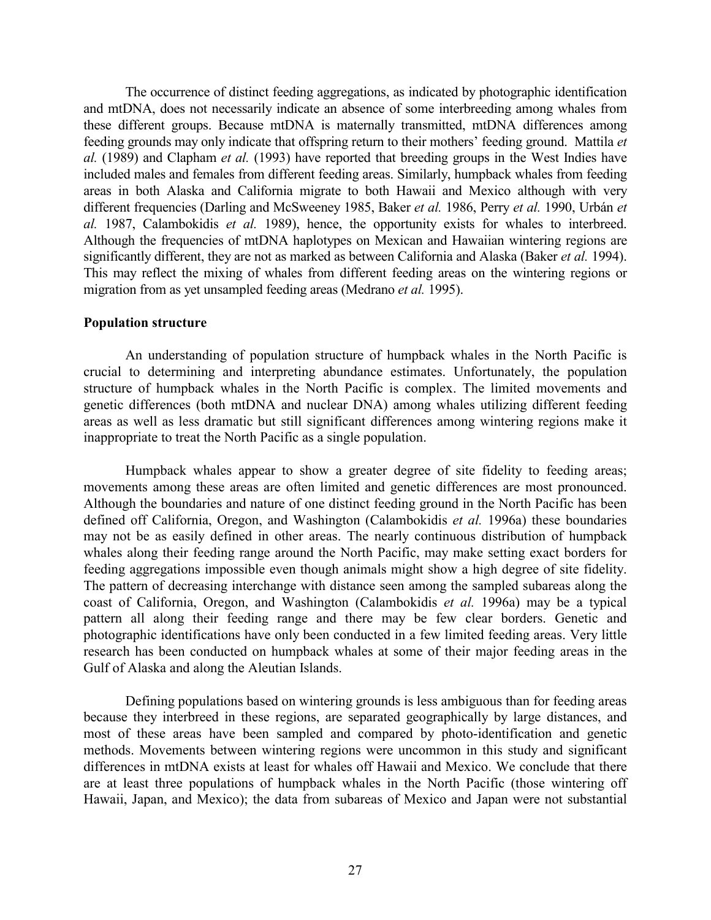The occurrence of distinct feeding aggregations, as indicated by photographic identification and mtDNA, does not necessarily indicate an absence of some interbreeding among whales from these different groups. Because mtDNA is maternally transmitted, mtDNA differences among feeding grounds may only indicate that offspring return to their mothers' feeding ground. Mattila *et al.* (1989) and Clapham *et al.* (1993) have reported that breeding groups in the West Indies have included males and females from different feeding areas. Similarly, humpback whales from feeding areas in both Alaska and California migrate to both Hawaii and Mexico although with very different frequencies (Darling and McSweeney 1985, Baker *et al.* 1986, Perry *et al.* 1990, Urbán *et al.* 1987, Calambokidis *et al.* 1989), hence, the opportunity exists for whales to interbreed. Although the frequencies of mtDNA haplotypes on Mexican and Hawaiian wintering regions are significantly different, they are not as marked as between California and Alaska (Baker *et al.* 1994). This may reflect the mixing of whales from different feeding areas on the wintering regions or migration from as yet unsampled feeding areas (Medrano *et al.* 1995).

### Population structure

An understanding of population structure of humpback whales in the North Pacific is crucial to determining and interpreting abundance estimates. Unfortunately, the population structure of humpback whales in the North Pacific is complex. The limited movements and genetic differences (both mtDNA and nuclear DNA) among whales utilizing different feeding areas as well as less dramatic but still significant differences among wintering regions make it inappropriate to treat the North Pacific as a single population.

Humpback whales appear to show a greater degree of site fidelity to feeding areas; movements among these areas are often limited and genetic differences are most pronounced. Although the boundaries and nature of one distinct feeding ground in the North Pacific has been defined off California, Oregon, and Washington (Calambokidis *et al.* 1996a) these boundaries may not be as easily defined in other areas. The nearly continuous distribution of humpback whales along their feeding range around the North Pacific, may make setting exact borders for feeding aggregations impossible even though animals might show a high degree of site fidelity. The pattern of decreasing interchange with distance seen among the sampled subareas along the coast of California, Oregon, and Washington (Calambokidis *et al.* 1996a) may be a typical pattern all along their feeding range and there may be few clear borders. Genetic and photographic identifications have only been conducted in a few limited feeding areas. Very little research has been conducted on humpback whales at some of their major feeding areas in the Gulf of Alaska and along the Aleutian Islands.

Defining populations based on wintering grounds is less ambiguous than for feeding areas because they interbreed in these regions, are separated geographically by large distances, and most of these areas have been sampled and compared by photo-identification and genetic methods. Movements between wintering regions were uncommon in this study and significant differences in mtDNA exists at least for whales off Hawaii and Mexico. We conclude that there are at least three populations of humpback whales in the North Pacific (those wintering off Hawaii, Japan, and Mexico); the data from subareas of Mexico and Japan were not substantial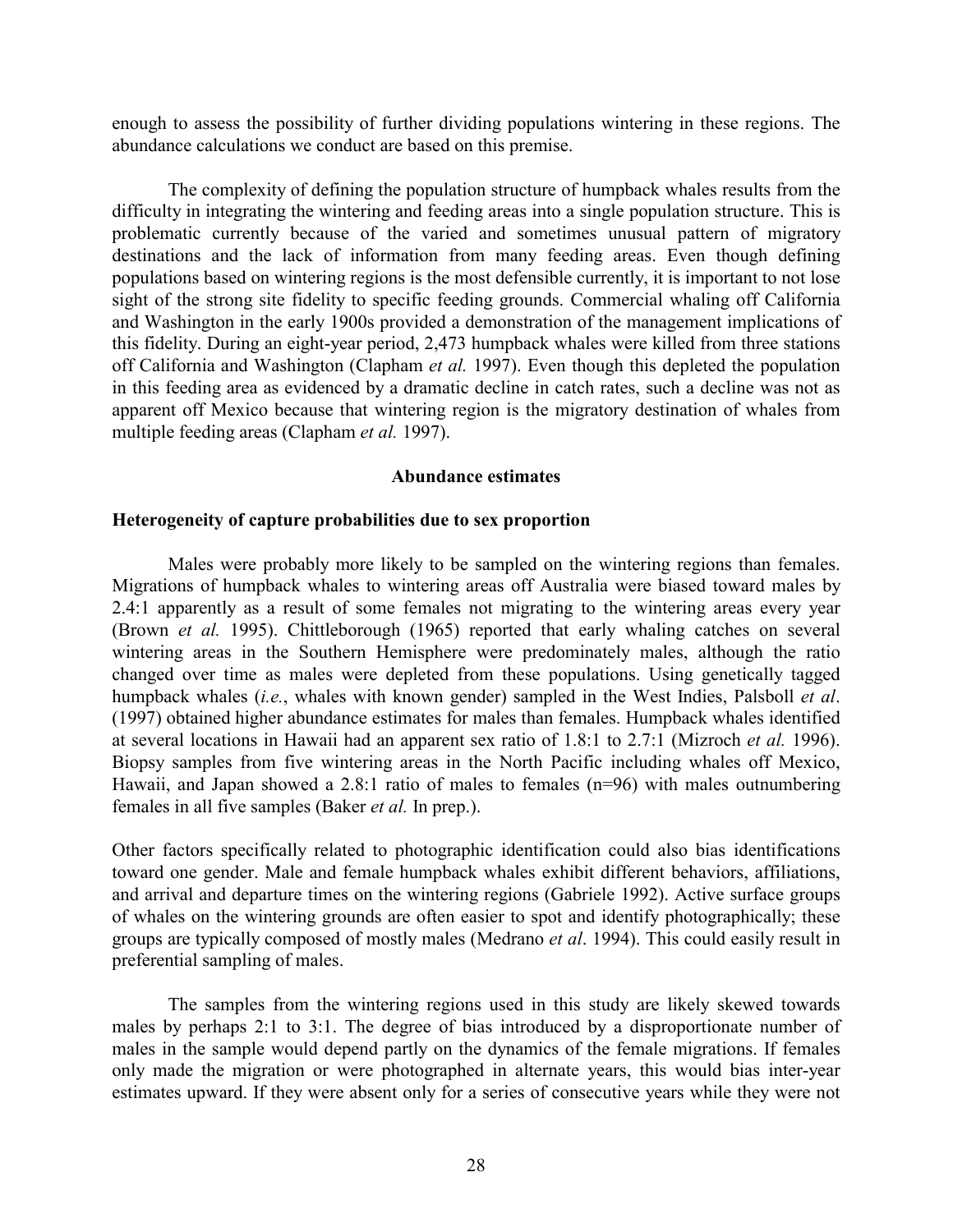enough to assess the possibility of further dividing populations wintering in these regions. The abundance calculations we conduct are based on this premise.

The complexity of defining the population structure of humpback whales results from the difficulty in integrating the wintering and feeding areas into a single population structure. This is problematic currently because of the varied and sometimes unusual pattern of migratory destinations and the lack of information from many feeding areas. Even though defining populations based on wintering regions is the most defensible currently, it is important to not lose sight of the strong site fidelity to specific feeding grounds. Commercial whaling off California and Washington in the early 1900s provided a demonstration of the management implications of this fidelity. During an eight-year period, 2,473 humpback whales were killed from three stations off California and Washington (Clapham *et al.* 1997). Even though this depleted the population in this feeding area as evidenced by a dramatic decline in catch rates, such a decline was not as apparent off Mexico because that wintering region is the migratory destination of whales from multiple feeding areas (Clapham *et al.* 1997).

## Abundance estimates

### Heterogeneity of capture probabilities due to sex proportion

Males were probably more likely to be sampled on the wintering regions than females. Migrations of humpback whales to wintering areas off Australia were biased toward males by 2.4:1 apparently as a result of some females not migrating to the wintering areas every year (Brown *et al.* 1995). Chittleborough (1965) reported that early whaling catches on several wintering areas in the Southern Hemisphere were predominately males, although the ratio changed over time as males were depleted from these populations. Using genetically tagged humpback whales (*i.e.*, whales with known gender) sampled in the West Indies, Palsboll *et al*. (1997) obtained higher abundance estimates for males than females. Humpback whales identified at several locations in Hawaii had an apparent sex ratio of 1.8:1 to 2.7:1 (Mizroch *et al.* 1996). Biopsy samples from five wintering areas in the North Pacific including whales off Mexico, Hawaii, and Japan showed a 2.8:1 ratio of males to females (n=96) with males outnumbering females in all five samples (Baker *et al.* In prep.).

Other factors specifically related to photographic identification could also bias identifications toward one gender. Male and female humpback whales exhibit different behaviors, affiliations, and arrival and departure times on the wintering regions (Gabriele 1992). Active surface groups of whales on the wintering grounds are often easier to spot and identify photographically; these groups are typically composed of mostly males (Medrano *et al*. 1994). This could easily result in preferential sampling of males.

The samples from the wintering regions used in this study are likely skewed towards males by perhaps 2:1 to 3:1. The degree of bias introduced by a disproportionate number of males in the sample would depend partly on the dynamics of the female migrations. If females only made the migration or were photographed in alternate years, this would bias inter-year estimates upward. If they were absent only for a series of consecutive years while they were not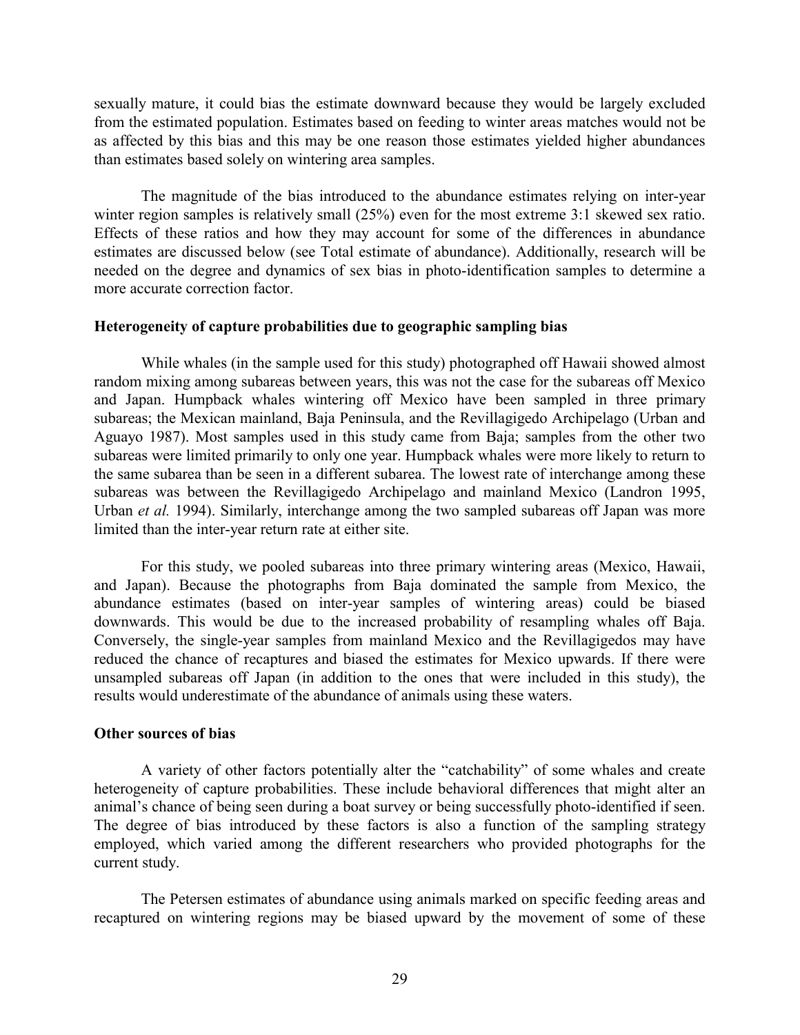sexually mature, it could bias the estimate downward because they would be largely excluded from the estimated population. Estimates based on feeding to winter areas matches would not be as affected by this bias and this may be one reason those estimates yielded higher abundances than estimates based solely on wintering area samples.

The magnitude of the bias introduced to the abundance estimates relying on inter-year winter region samples is relatively small (25%) even for the most extreme 3:1 skewed sex ratio. Effects of these ratios and how they may account for some of the differences in abundance estimates are discussed below (see Total estimate of abundance). Additionally, research will be needed on the degree and dynamics of sex bias in photo-identification samples to determine a more accurate correction factor.

### Heterogeneity of capture probabilities due to geographic sampling bias

While whales (in the sample used for this study) photographed off Hawaii showed almost random mixing among subareas between years, this was not the case for the subareas off Mexico and Japan. Humpback whales wintering off Mexico have been sampled in three primary subareas; the Mexican mainland, Baja Peninsula, and the Revillagigedo Archipelago (Urban and Aguayo 1987). Most samples used in this study came from Baja; samples from the other two subareas were limited primarily to only one year. Humpback whales were more likely to return to the same subarea than be seen in a different subarea. The lowest rate of interchange among these subareas was between the Revillagigedo Archipelago and mainland Mexico (Landron 1995, Urban *et al.* 1994). Similarly, interchange among the two sampled subareas off Japan was more limited than the inter-year return rate at either site.

For this study, we pooled subareas into three primary wintering areas (Mexico, Hawaii, and Japan). Because the photographs from Baja dominated the sample from Mexico, the abundance estimates (based on inter-year samples of wintering areas) could be biased downwards. This would be due to the increased probability of resampling whales off Baja. Conversely, the single-year samples from mainland Mexico and the Revillagigedos may have reduced the chance of recaptures and biased the estimates for Mexico upwards. If there were unsampled subareas off Japan (in addition to the ones that were included in this study), the results would underestimate of the abundance of animals using these waters.

### Other sources of bias

A variety of other factors potentially alter the "catchability" of some whales and create heterogeneity of capture probabilities. These include behavioral differences that might alter an animal's chance of being seen during a boat survey or being successfully photo-identified if seen. The degree of bias introduced by these factors is also a function of the sampling strategy employed, which varied among the different researchers who provided photographs for the current study.

The Petersen estimates of abundance using animals marked on specific feeding areas and recaptured on wintering regions may be biased upward by the movement of some of these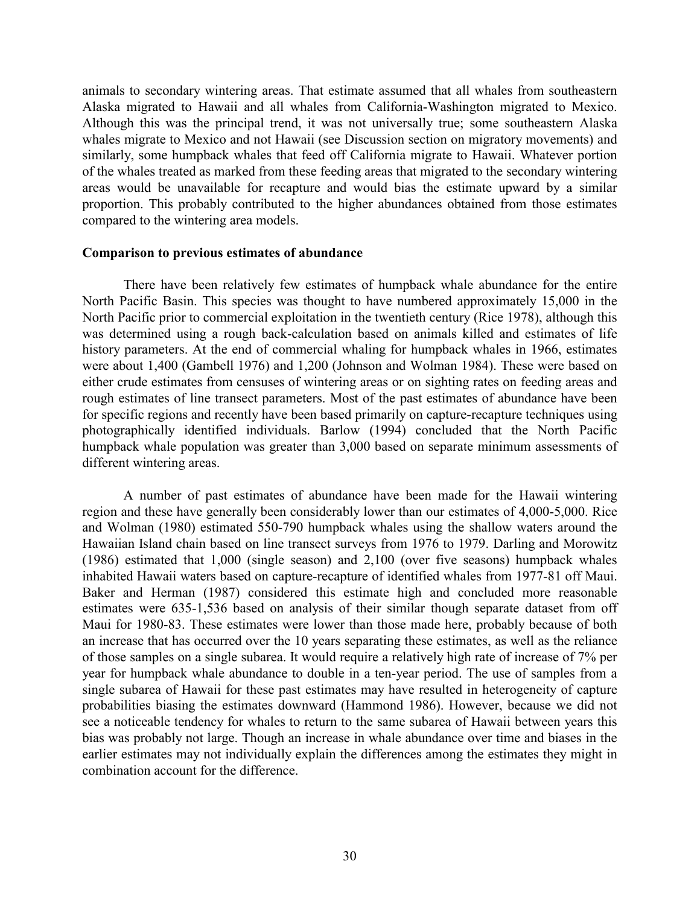animals to secondary wintering areas. That estimate assumed that all whales from southeastern Alaska migrated to Hawaii and all whales from California-Washington migrated to Mexico. Although this was the principal trend, it was not universally true; some southeastern Alaska whales migrate to Mexico and not Hawaii (see Discussion section on migratory movements) and similarly, some humpback whales that feed off California migrate to Hawaii. Whatever portion of the whales treated as marked from these feeding areas that migrated to the secondary wintering areas would be unavailable for recapture and would bias the estimate upward by a similar proportion. This probably contributed to the higher abundances obtained from those estimates compared to the wintering area models.

**Comparison to previous estimates of abundance**

There have been relatively few estimates of humpback whale abundance for the entire North Pacific Basin. This species was thought to have numbered approximately 15,000 in the North Pacific prior to commercial exploitation in the twentieth century (Rice 1978), although this was determined using a rough back-calculation based on animals killed and estimates of life history parameters. At the end of commercial whaling for humpback whales in 1966, estimates were about 1,400 (Gambell 1976) and 1,200 (Johnson and Wolman 1984). These were based on either crude estimates from censuses of wintering areas or on sighting rates on feeding areas and rough estimates of line transect parameters. Most of the past estimates of abundance have been for specific regions and recently have been based primarily on capture-recapture techniques using photographically identified individuals. Barlow (1994) concluded that the North Pacific humpback whale population was greater than 3,000 based on separate minimum assessments of different wintering areas.

A number of past estimates of abundance have been made for the Hawaii wintering region and these have generally been considerably lower than our estimates of 4,000-5,000. Rice and Wolman (1980) estimated 550-790 humpback whales using the shallow waters around the Hawaiian Island chain based on line transect surveys from 1976 to 1979. Darling and Morowitz (1986) estimated that 1,000 (single season) and 2,100 (over five seasons) humpback whales inhabited Hawaii waters based on capture-recapture of identified whales from 1977-81 off Maui. Baker and Herman (1987) considered this estimate high and concluded more reasonable estimates were 635-1,536 based on analysis of their similar though separate dataset from off Maui for 1980-83. These estimates were lower than those made here, probably because of both an increase that has occurred over the 10 years separating these estimates, as well as the reliance of those samples on a single subarea. It would require a relatively high rate of increase of 7% per year for humpback whale abundance to double in a ten-year period. The use of samples from a single subarea of Hawaii for these past estimates may have resulted in heterogeneity of capture probabilities biasing the estimates downward (Hammond 1986). However, because we did not see a noticeable tendency for whales to return to the same subarea of Hawaii between years this bias was probably not large. Though an increase in whale abundance over time and biases in the earlier estimates may not individually explain the differences among the estimates they might in combination account for the difference.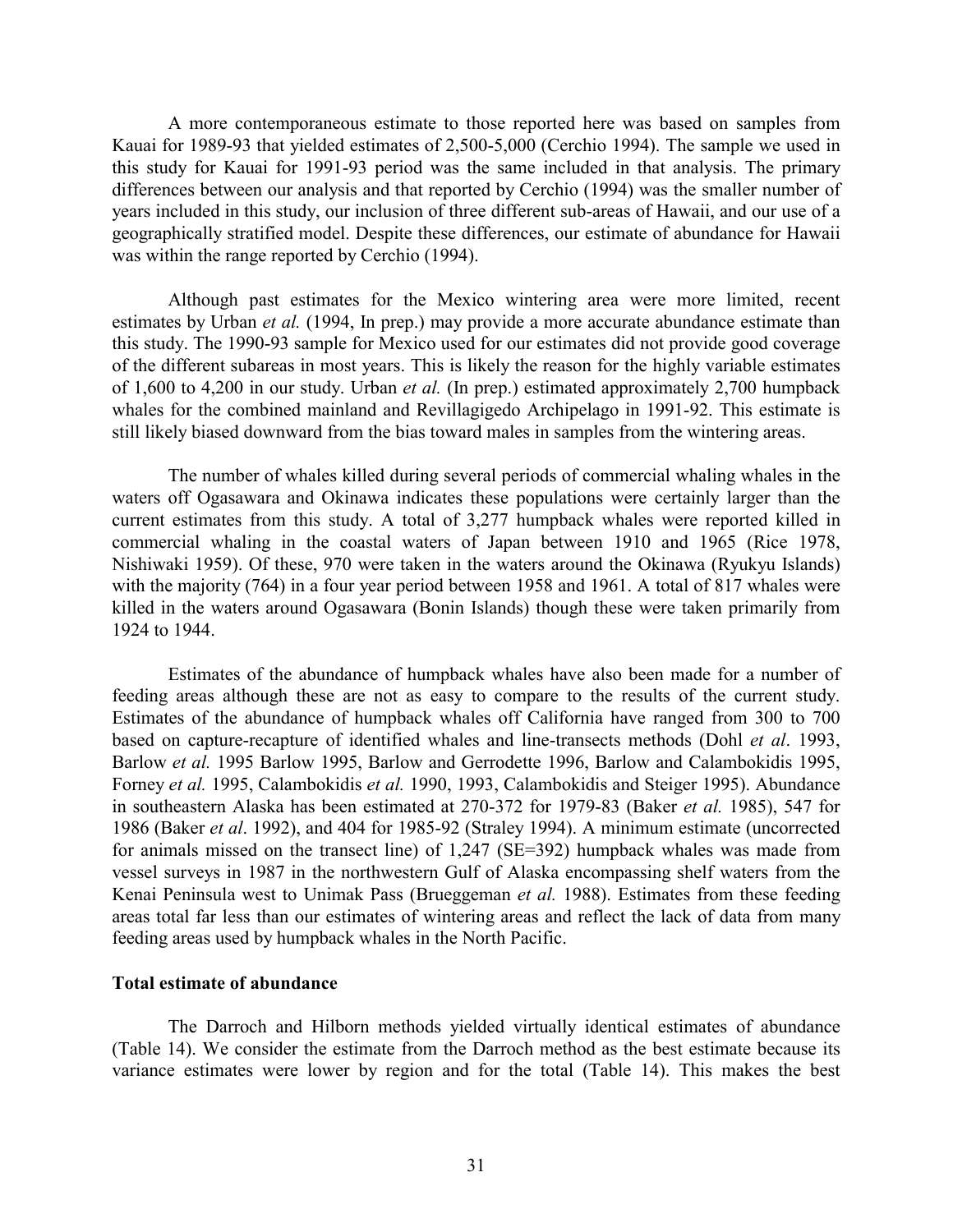A more contemporaneous estimate to those reported here was based on samples from Kauai for 1989-93 that yielded estimates of 2,500-5,000 (Cerchio 1994). The sample we used in this study for Kauai for 1991-93 period was the same included in that analysis. The primary differences between our analysis and that reported by Cerchio (1994) was the smaller number of years included in this study, our inclusion of three different sub-areas of Hawaii, and our use of a geographically stratified model. Despite these differences, our estimate of abundance for Hawaii was within the range reported by Cerchio (1994).

Although past estimates for the Mexico wintering area were more limited, recent estimates by Urban *et al.* (1994, In prep.) may provide a more accurate abundance estimate than this study. The 1990-93 sample for Mexico used for our estimates did not provide good coverage of the different subareas in most years. This is likely the reason for the highly variable estimates of 1,600 to 4,200 in our study. Urban *et al.* (In prep.) estimated approximately 2,700 humpback whales for the combined mainland and Revillagigedo Archipelago in 1991-92. This estimate is still likely biased downward from the bias toward males in samples from the wintering areas.

The number of whales killed during several periods of commercial whaling whales in the waters off Ogasawara and Okinawa indicates these populations were certainly larger than the current estimates from this study. A total of 3,277 humpback whales were reported killed in commercial whaling in the coastal waters of Japan between 1910 and 1965 (Rice 1978, Nishiwaki 1959). Of these, 970 were taken in the waters around the Okinawa (Ryukyu Islands) with the majority (764) in a four year period between 1958 and 1961. A total of 817 whales were killed in the waters around Ogasawara (Bonin Islands) though these were taken primarily from 1924 to 1944.

Estimates of the abundance of humpback whales have also been made for a number of feeding areas although these are not as easy to compare to the results of the current study. Estimates of the abundance of humpback whales off California have ranged from 300 to 700 based on capture-recapture of identified whales and line-transects methods (Dohl *et al*. 1993, Barlow *et al.* 1995 Barlow 1995, Barlow and Gerrodette 1996, Barlow and Calambokidis 1995, Forney *et al.* 1995, Calambokidis *et al.* 1990, 1993, Calambokidis and Steiger 1995). Abundance in southeastern Alaska has been estimated at 270-372 for 1979-83 (Baker *et al.* 1985), 547 for 1986 (Baker *et al*. 1992), and 404 for 1985-92 (Straley 1994). A minimum estimate (uncorrected for animals missed on the transect line) of 1,247 (SE=392) humpback whales was made from vessel surveys in 1987 in the northwestern Gulf of Alaska encompassing shelf waters from the Kenai Peninsula west to Unimak Pass (Brueggeman *et al.* 1988). Estimates from these feeding areas total far less than our estimates of wintering areas and reflect the lack of data from many feeding areas used by humpback whales in the North Pacific.

**Total estimate of abundance**

The Darroch and Hilborn methods yielded virtually identical estimates of abundance (Table 14). We consider the estimate from the Darroch method as the best estimate because its variance estimates were lower by region and for the total (Table 14). This makes the best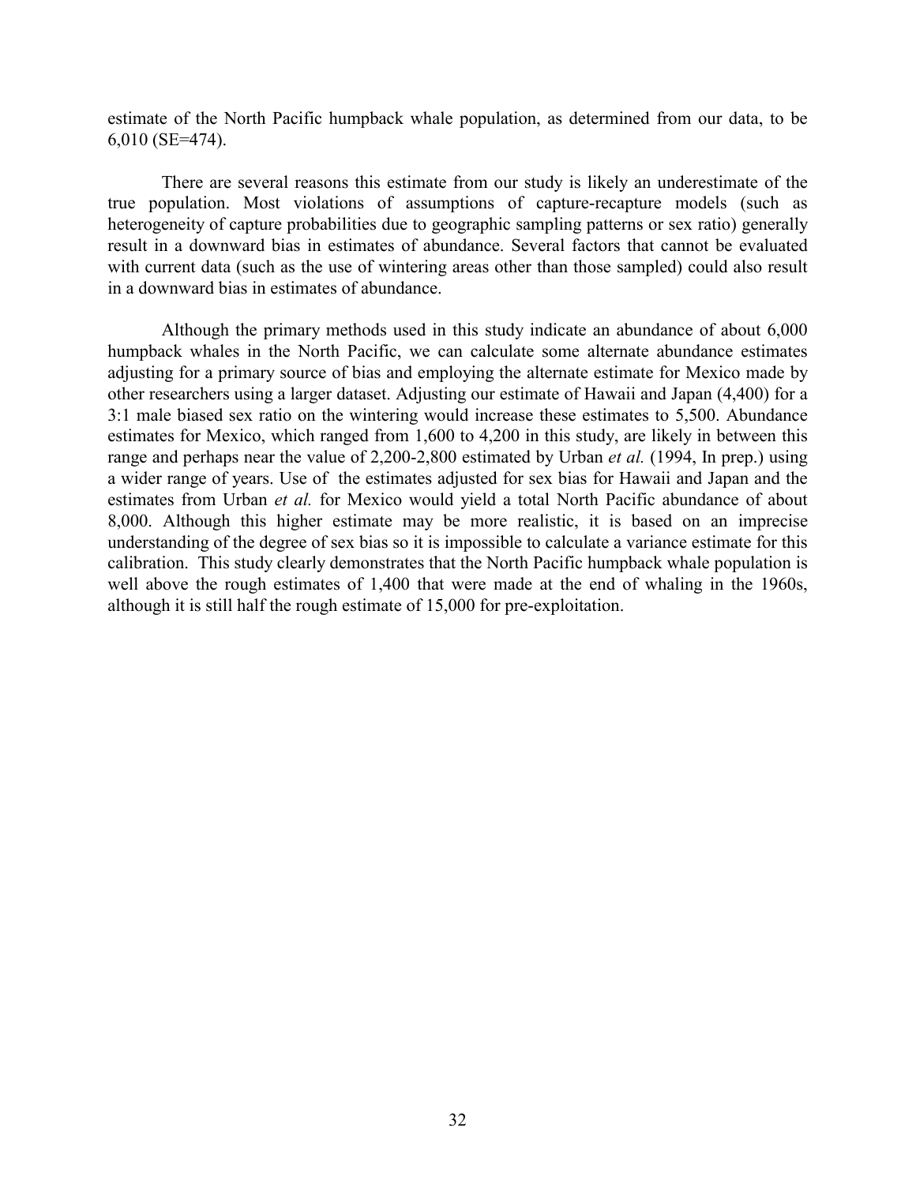estimate of the North Pacific humpback whale population, as determined from our data, to be 6,010 (SE=474).

There are several reasons this estimate from our study is likely an underestimate of the true population. Most violations of assumptions of capture-recapture models (such as heterogeneity of capture probabilities due to geographic sampling patterns or sex ratio) generally result in a downward bias in estimates of abundance. Several factors that cannot be evaluated with current data (such as the use of wintering areas other than those sampled) could also result in a downward bias in estimates of abundance.

Although the primary methods used in this study indicate an abundance of about 6,000 humpback whales in the North Pacific, we can calculate some alternate abundance estimates adjusting for a primary source of bias and employing the alternate estimate for Mexico made by other researchers using a larger dataset. Adjusting our estimate of Hawaii and Japan (4,400) for a 3:1 male biased sex ratio on the wintering would increase these estimates to 5,500. Abundance estimates for Mexico, which ranged from 1,600 to 4,200 in this study, are likely in between this range and perhaps near the value of 2,200-2,800 estimated by Urban *et al.* (1994, In prep.) using a wider range of years. Use of the estimates adjusted for sex bias for Hawaii and Japan and the estimates from Urban *et al.* for Mexico would yield a total North Pacific abundance of about 8,000. Although this higher estimate may be more realistic, it is based on an imprecise understanding of the degree of sex bias so it is impossible to calculate a variance estimate for this calibration. This study clearly demonstrates that the North Pacific humpback whale population is well above the rough estimates of 1,400 that were made at the end of whaling in the 1960s, although it is still half the rough estimate of 15,000 for pre-exploitation.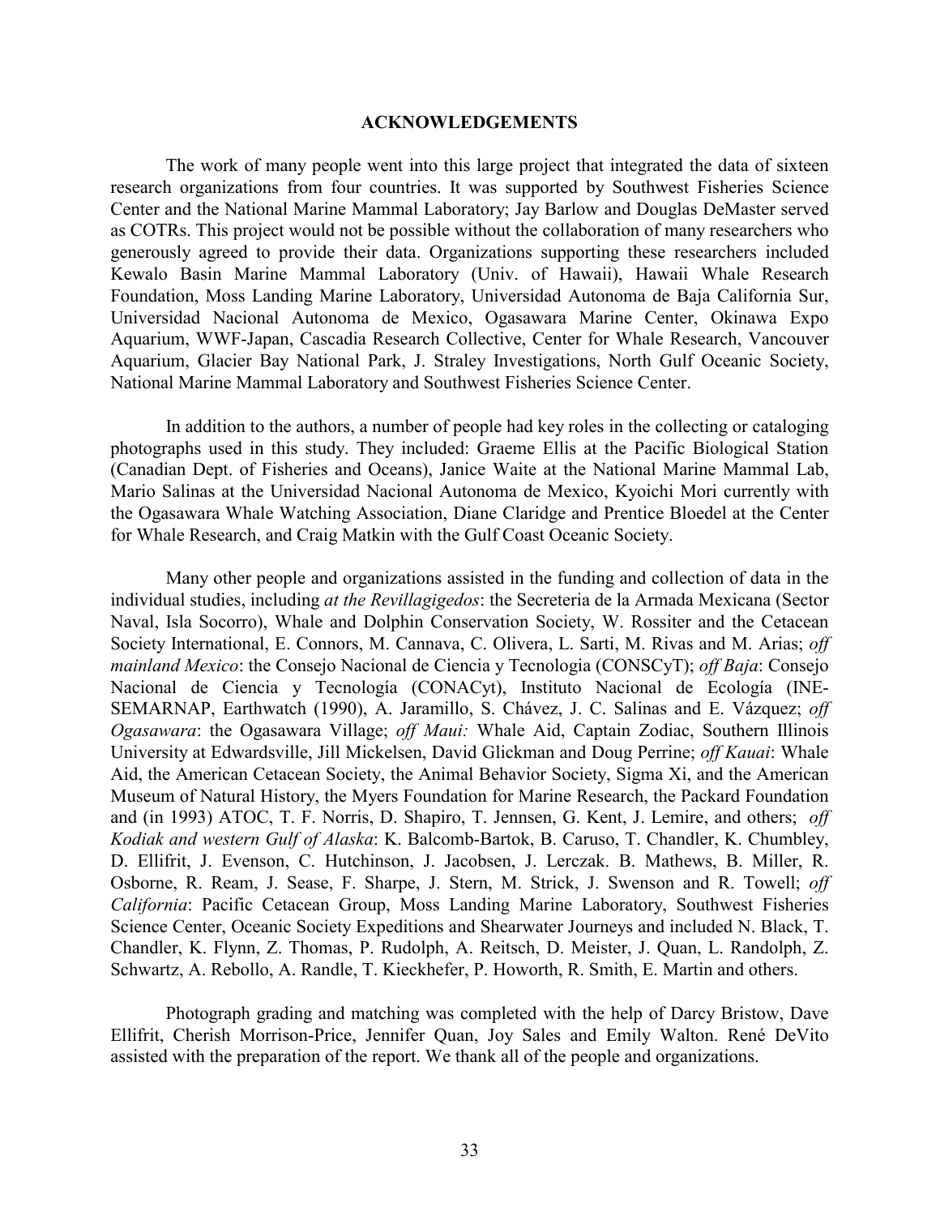## ACKNOWLEDGEMENTS

The work of many people went into this large project that integrated the data of sixteen research organizations from four countries. It was supported by Southwest Fisheries Science Center and the National Marine Mammal Laboratory; Jay Barlow and Douglas DeMaster served as COTRs. This project would not be possible without the collaboration of many researchers who generously agreed to provide their data. Organizations supporting these researchers included Kewalo Basin Marine Mammal Laboratory (Univ. of Hawaii), Hawaii Whale Research Foundation, Moss Landing Marine Laboratory, Universidad Autonoma de Baja California Sur, Universidad Nacional Autonoma de Mexico, Ogasawara Marine Center, Okinawa Expo Aquarium, WWF-Japan, Cascadia Research Collective, Center for Whale Research, Vancouver Aquarium, Glacier Bay National Park, J. Straley Investigations, North Gulf Oceanic Society, National Marine Mammal Laboratory and Southwest Fisheries Science Center.

In addition to the authors, a number of people had key roles in the collecting or cataloging photographs used in this study. They included: Graeme Ellis at the Pacific Biological Station (Canadian Dept. of Fisheries and Oceans), Janice Waite at the National Marine Mammal Lab, Mario Salinas at the Universidad Nacional Autonoma de Mexico, Kyoichi Mori currently with the Ogasawara Whale Watching Association, Diane Claridge and Prentice Bloedel at the Center for Whale Research, and Craig Matkin with the Gulf Coast Oceanic Society.

Many other people and organizations assisted in the funding and collection of data in the individual studies, including *at the Revillagigedos*: the Secreteria de la Armada Mexicana (Sector Naval, Isla Socorro), Whale and Dolphin Conservation Society, W. Rossiter and the Cetacean Society International, E. Connors, M. Cannava, C. Olivera, L. Sarti, M. Rivas and M. Arias; *off mainland Mexico*: the Consejo Nacional de Ciencia y Tecnologia (CONSCyT); *off Baja*: Consejo Nacional de Ciencia y Tecnología (CONACyt), Instituto Nacional de Ecología (INE-SEMARNAP, Earthwatch (1990), A. Jaramillo, S. Chávez, J. C. Salinas and E. Vázquez; *off Ogasawara*: the Ogasawara Village; *off Maui:* Whale Aid, Captain Zodiac, Southern Illinois University at Edwardsville, Jill Mickelsen, David Glickman and Doug Perrine; *off Kauai*: Whale Aid, the American Cetacean Society, the Animal Behavior Society, Sigma Xi, and the American Museum of Natural History, the Myers Foundation for Marine Research, the Packard Foundation and (in 1993) ATOC, T. F. Norris, D. Shapiro, T. Jennsen, G. Kent, J. Lemire, and others; *off Kodiak and western Gulf of Alaska*: K. Balcomb-Bartok, B. Caruso, T. Chandler, K. Chumbley, D. Ellifrit, J. Evenson, C. Hutchinson, J. Jacobsen, J. Lerczak. B. Mathews, B. Miller, R. Osborne, R. Ream, J. Sease, F. Sharpe, J. Stern, M. Strick, J. Swenson and R. Towell; *off California*: Pacific Cetacean Group, Moss Landing Marine Laboratory, Southwest Fisheries Science Center, Oceanic Society Expeditions and Shearwater Journeys and included N. Black, T. Chandler, K. Flynn, Z. Thomas, P. Rudolph, A. Reitsch, D. Meister, J. Quan, L. Randolph, Z. Schwartz, A. Rebollo, A. Randle, T. Kieckhefer, P. Howorth, R. Smith, E. Martin and others.

Photograph grading and matching was completed with the help of Darcy Bristow, Dave Ellifrit, Cherish Morrison-Price, Jennifer Quan, Joy Sales and Emily Walton. René DeVito assisted with the preparation of the report. We thank all of the people and organizations.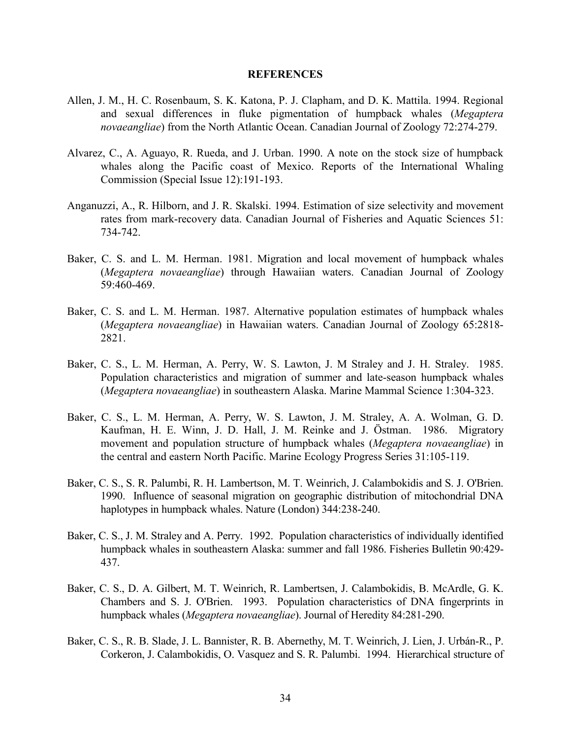## REFERENCES

Allen, J. M., H. C. Rosenbaum, S. K. Katona, P. J. Clapham, and D. K. Mattila. 1994. Regional and sexual differences in fluke pigmentation of humpback whales (*Megaptera novaeangliae*) from the North Atlantic Ocean. Canadian Journal of Zoology 72:274-279.

Alvarez, C., A. Aguayo, R. Rueda, and J. Urban. 1990. A note on the stock size of humpback whales along the Pacific coast of Mexico. Reports of the International Whaling Commission (Special Issue 12):191-193.

Anganuzzi, A., R. Hilborn, and J. R. Skalski. 1994. Estimation of size selectivity and movement rates from mark-recovery data. Canadian Journal of Fisheries and Aquatic Sciences 51: 734-742.

Baker, C. S. and L. M. Herman. 1981. Migration and local movement of humpback whales (*Megaptera novaeangliae*) through Hawaiian waters. Canadian Journal of Zoology 59:460-469.

Baker, C. S. and L. M. Herman. 1987. Alternative population estimates of humpback whales (*Megaptera novaeangliae*) in Hawaiian waters. Canadian Journal of Zoology 65:2818-2821.

Baker, C. S., L. M. Herman, A. Perry, W. S. Lawton, J. M Straley and J. H. Straley. 1985. Population characteristics and migration of summer and late-season humpback whales (*Megaptera novaeangliae*) in southeastern Alaska. Marine Mammal Science 1:304-323.

Baker, C. S., L. M. Herman, A. Perry, W. S. Lawton, J. M. Straley, A. A. Wolman, G. D. Kaufman, H. E. Winn, J. D. Hall, J. M. Reinke and J. Östman. 1986. Migratory movement and population structure of humpback whales (*Megaptera novaeangliae*) in the central and eastern North Pacific. Marine Ecology Progress Series 31:105-119.

Baker, C. S., S. R. Palumbi, R. H. Lambertson, M. T. Weinrich, J. Calambokidis and S. J. O'Brien. 1990. Influence of seasonal migration on geographic distribution of mitochondrial DNA haplotypes in humpback whales. Nature (London) 344:238-240.

Baker, C. S., J. M. Straley and A. Perry. 1992. Population characteristics of individually identified humpback whales in southeastern Alaska: summer and fall 1986. Fisheries Bulletin 90:429-437.

Baker, C. S., D. A. Gilbert, M. T. Weinrich, R. Lambertsen, J. Calambokidis, B. McArdle, G. K. Chambers and S. J. O'Brien. 1993. Population characteristics of DNA fingerprints in humpback whales (*Megaptera novaeangliae*). Journal of Heredity 84:281-290.

Baker, C. S., R. B. Slade, J. L. Bannister, R. B. Abernethy, M. T. Weinrich, J. Lien, J. Urbán-R., P. Corkeron, J. Calambokidis, O. Vasquez and S. R. Palumbi. 1994. Hierarchical structure of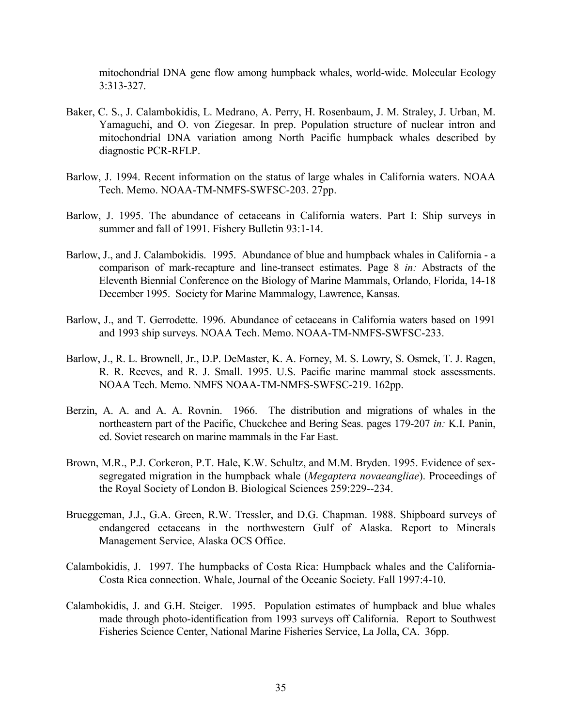mitochondrial DNA gene flow among humpback whales, world-wide. Molecular Ecology 3:313-327.

Baker, C. S., J. Calambokidis, L. Medrano, A. Perry, H. Rosenbaum, J. M. Straley, J. Urban, M. Yamaguchi, and O. von Ziegesar. In prep. Population structure of nuclear intron and mitochondrial DNA variation among North Pacific humpback whales described by diagnostic PCR-RFLP.

Barlow, J. 1994. Recent information on the status of large whales in California waters. NOAA Tech. Memo. NOAA-TM-NMFS-SWFSC-203. 27pp.

Barlow, J. 1995. The abundance of cetaceans in California waters. Part I: Ship surveys in summer and fall of 1991. Fishery Bulletin 93:1-14.

Barlow, J., and J. Calambokidis. 1995. Abundance of blue and humpback whales in California - a comparison of mark-recapture and line-transect estimates. Page 8 *in:* Abstracts of the Eleventh Biennial Conference on the Biology of Marine Mammals, Orlando, Florida, 14-18 December 1995. Society for Marine Mammalogy, Lawrence, Kansas.

Barlow, J., and T. Gerrodette. 1996. Abundance of cetaceans in California waters based on 1991 and 1993 ship surveys. NOAA Tech. Memo. NOAA-TM-NMFS-SWFSC-233.

Barlow, J., R. L. Brownell, Jr., D.P. DeMaster, K. A. Forney, M. S. Lowry, S. Osmek, T. J. Ragen, R. R. Reeves, and R. J. Small. 1995. U.S. Pacific marine mammal stock assessments. NOAA Tech. Memo. NMFS NOAA-TM-NMFS-SWFSC-219. 162pp.

Berzin, A. A. and A. A. Rovnin. 1966. The distribution and migrations of whales in the northeastern part of the Pacific, Chuckchee and Bering Seas. pages 179-207 *in:* K.I. Panin, ed. Soviet research on marine mammals in the Far East.

Brown, M.R., P.J. Corkeron, P.T. Hale, K.W. Schultz, and M.M. Bryden. 1995. Evidence of sex-segregated migration in the humpback whale (*Megaptera novaeangliae*). Proceedings of the Royal Society of London B. Biological Sciences 259:229--234.

Brueggeman, J.J., G.A. Green, R.W. Tressler, and D.G. Chapman. 1988. Shipboard surveys of endangered cetaceans in the northwestern Gulf of Alaska. Report to Minerals Management Service, Alaska OCS Office.

Calambokidis, J. 1997. The humpbacks of Costa Rica: Humpback whales and the California-Costa Rica connection. Whale, Journal of the Oceanic Society. Fall 1997:4-10.

Calambokidis, J. and G.H. Steiger. 1995. Population estimates of humpback and blue whales made through photo-identification from 1993 surveys off California. Report to Southwest Fisheries Science Center, National Marine Fisheries Service, La Jolla, CA. 36pp.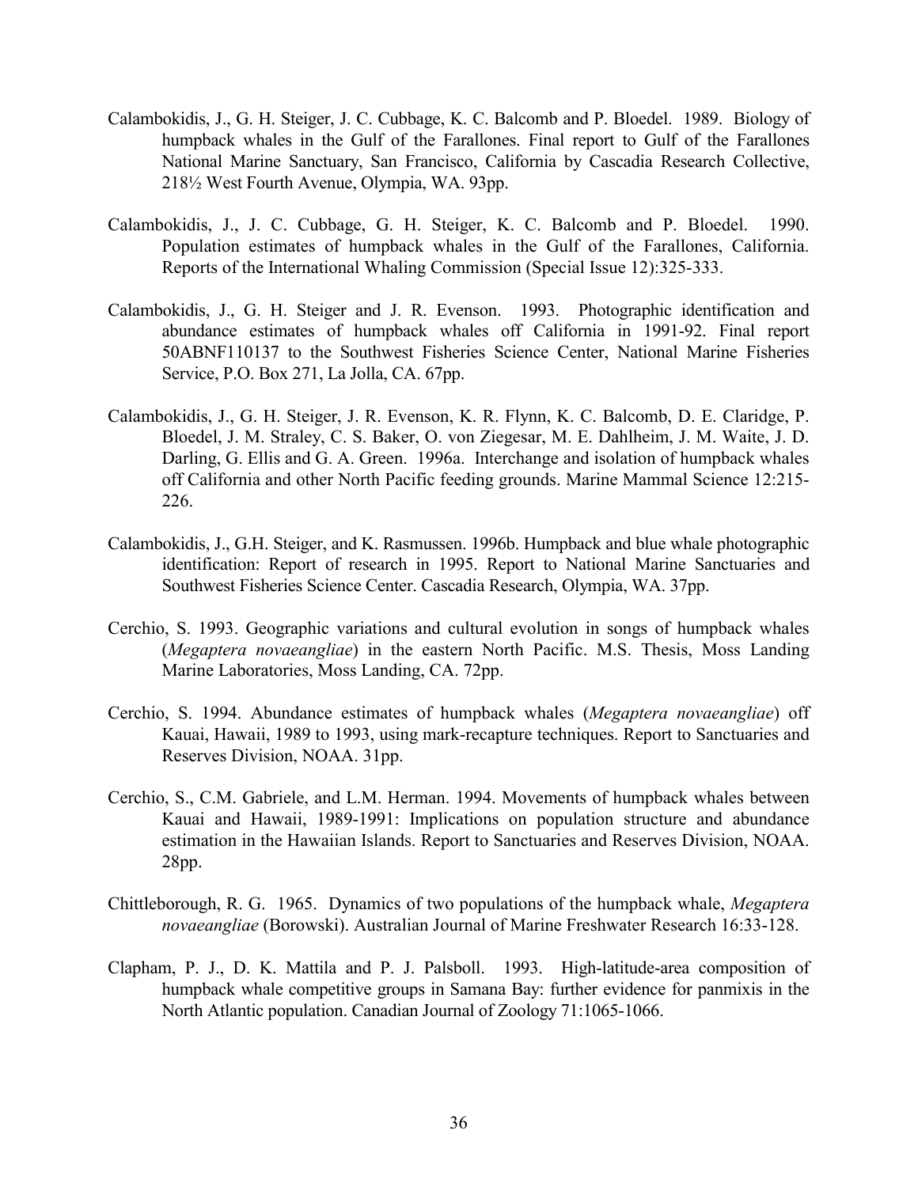Calambokidis, J., G. H. Steiger, J. C. Cubbage, K. C. Balcomb and P. Bloedel. 1989. Biology of humpback whales in the Gulf of the Farallones. Final report to Gulf of the Farallones National Marine Sanctuary, San Francisco, California by Cascadia Research Collective, 218½ West Fourth Avenue, Olympia, WA. 93pp.

Calambokidis, J., J. C. Cubbage, G. H. Steiger, K. C. Balcomb and P. Bloedel. 1990. Population estimates of humpback whales in the Gulf of the Farallones, California. Reports of the International Whaling Commission (Special Issue 12):325-333.

Calambokidis, J., G. H. Steiger and J. R. Evenson. 1993. Photographic identification and abundance estimates of humpback whales off California in 1991-92. Final report 50ABNF110137 to the Southwest Fisheries Science Center, National Marine Fisheries Service, P.O. Box 271, La Jolla, CA. 67pp.

Calambokidis, J., G. H. Steiger, J. R. Evenson, K. R. Flynn, K. C. Balcomb, D. E. Claridge, P. Bloedel, J. M. Straley, C. S. Baker, O. von Ziegesar, M. E. Dahlheim, J. M. Waite, J. D. Darling, G. Ellis and G. A. Green. 1996a. Interchange and isolation of humpback whales off California and other North Pacific feeding grounds. Marine Mammal Science 12:215-226.

Calambokidis, J., G.H. Steiger, and K. Rasmussen. 1996b. Humpback and blue whale photographic identification: Report of research in 1995. Report to National Marine Sanctuaries and Southwest Fisheries Science Center. Cascadia Research, Olympia, WA. 37pp.

Cerchio, S. 1993. Geographic variations and cultural evolution in songs of humpback whales (*Megaptera novaeangliae*) in the eastern North Pacific. M.S. Thesis, Moss Landing Marine Laboratories, Moss Landing, CA. 72pp.

Cerchio, S. 1994. Abundance estimates of humpback whales (*Megaptera novaeangliae*) off Kauai, Hawaii, 1989 to 1993, using mark-recapture techniques. Report to Sanctuaries and Reserves Division, NOAA. 31pp.

Cerchio, S., C.M. Gabriele, and L.M. Herman. 1994. Movements of humpback whales between Kauai and Hawaii, 1989-1991: Implications on population structure and abundance estimation in the Hawaiian Islands. Report to Sanctuaries and Reserves Division, NOAA. 28pp.

Chittleborough, R. G. 1965. Dynamics of two populations of the humpback whale, *Megaptera novaeangliae* (Borowski). Australian Journal of Marine Freshwater Research 16:33-128.

Clapham, P. J., D. K. Mattila and P. J. Palsboll. 1993. High-latitude-area composition of humpback whale competitive groups in Samana Bay: further evidence for panmixis in the North Atlantic population. Canadian Journal of Zoology 71:1065-1066.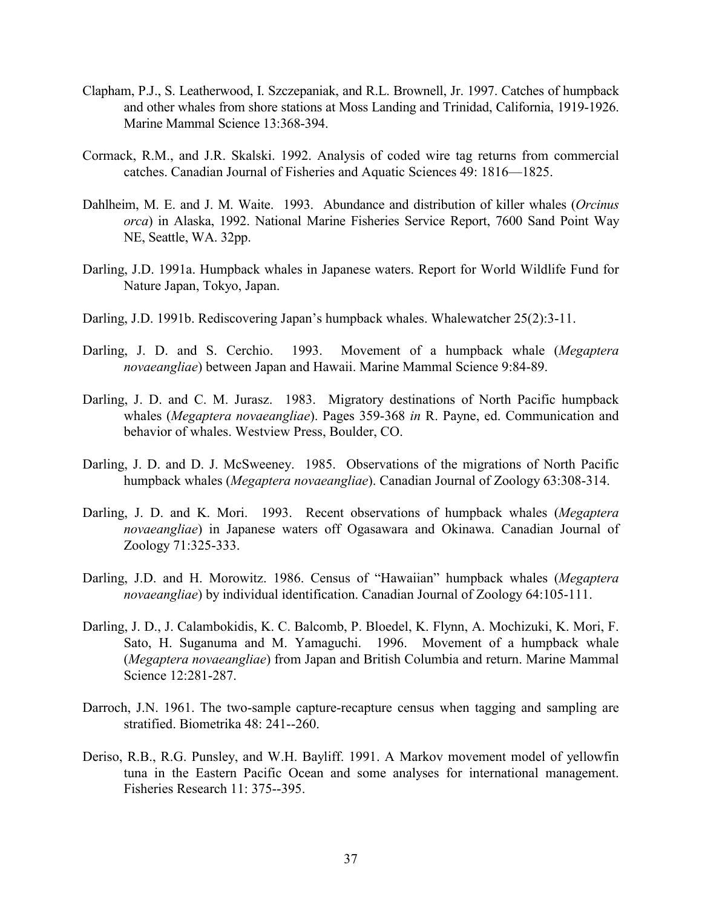Clapham, P.J., S. Leatherwood, I. Szczepaniak, and R.L. Brownell, Jr. 1997. Catches of humpback and other whales from shore stations at Moss Landing and Trinidad, California, 1919-1926. Marine Mammal Science 13:368-394.

Cormack, R.M., and J.R. Skalski. 1992. Analysis of coded wire tag returns from commercial catches. Canadian Journal of Fisheries and Aquatic Sciences 49: 1816—1825.

Dahlheim, M. E. and J. M. Waite. 1993. Abundance and distribution of killer whales (*Orcinus orca*) in Alaska, 1992. National Marine Fisheries Service Report, 7600 Sand Point Way NE, Seattle, WA. 32pp.

Darling, J.D. 1991a. Humpback whales in Japanese waters. Report for World Wildlife Fund for Nature Japan, Tokyo, Japan.

Darling, J.D. 1991b. Rediscovering Japan's humpback whales. Whalewatcher 25(2):3-11.

Darling, J. D. and S. Cerchio. 1993. Movement of a humpback whale (*Megaptera novaeangliae*) between Japan and Hawaii. Marine Mammal Science 9:84-89.

Darling, J. D. and C. M. Jurasz. 1983. Migratory destinations of North Pacific humpback whales (*Megaptera novaeangliae*). Pages 359-368 *in* R. Payne, ed. Communication and behavior of whales. Westview Press, Boulder, CO.

Darling, J. D. and D. J. McSweeney. 1985. Observations of the migrations of North Pacific humpback whales (*Megaptera novaeangliae*). Canadian Journal of Zoology 63:308-314.

Darling, J. D. and K. Mori. 1993. Recent observations of humpback whales (*Megaptera novaeangliae*) in Japanese waters off Ogasawara and Okinawa. Canadian Journal of Zoology 71:325-333.

Darling, J.D. and H. Morowitz. 1986. Census of "Hawaiian" humpback whales (*Megaptera novaeangliae*) by individual identification. Canadian Journal of Zoology 64:105-111.

Darling, J. D., J. Calambokidis, K. C. Balcomb, P. Bloedel, K. Flynn, A. Mochizuki, K. Mori, F. Sato, H. Suganuma and M. Yamaguchi. 1996. Movement of a humpback whale (*Megaptera novaeangliae*) from Japan and British Columbia and return. Marine Mammal Science 12:281-287.

Darroch, J.N. 1961. The two-sample capture-recapture census when tagging and sampling are stratified. Biometrika 48: 241--260.

Deriso, R.B., R.G. Punsley, and W.H. Bayliff. 1991. A Markov movement model of yellowfin tuna in the Eastern Pacific Ocean and some analyses for international management. Fisheries Research 11: 375--395.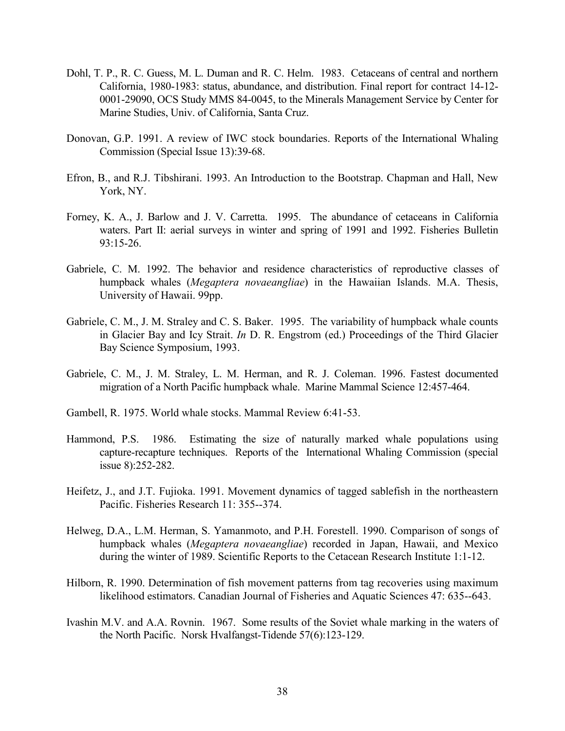Dohl, T. P., R. C. Guess, M. L. Duman and R. C. Helm. 1983. Cetaceans of central and northern California, 1980-1983: status, abundance, and distribution. Final report for contract 14-12-0001-29090, OCS Study MMS 84-0045, to the Minerals Management Service by Center for Marine Studies, Univ. of California, Santa Cruz.

Donovan, G.P. 1991. A review of IWC stock boundaries. Reports of the International Whaling Commission (Special Issue 13):39-68.

Efron, B., and R.J. Tibshirani. 1993. An Introduction to the Bootstrap. Chapman and Hall, New York, NY.

Forney, K. A., J. Barlow and J. V. Carretta. 1995. The abundance of cetaceans in California waters. Part II: aerial surveys in winter and spring of 1991 and 1992. Fisheries Bulletin 93:15-26.

Gabriele, C. M. 1992. The behavior and residence characteristics of reproductive classes of humpback whales (*Megaptera novaeangliae*) in the Hawaiian Islands. M.A. Thesis, University of Hawaii. 99pp.

Gabriele, C. M., J. M. Straley and C. S. Baker. 1995. The variability of humpback whale counts in Glacier Bay and Icy Strait. *In* D. R. Engstrom (ed.) Proceedings of the Third Glacier Bay Science Symposium, 1993.

Gabriele, C. M., J. M. Straley, L. M. Herman, and R. J. Coleman. 1996. Fastest documented migration of a North Pacific humpback whale. Marine Mammal Science 12:457-464.

Gambell, R. 1975. World whale stocks. Mammal Review 6:41-53.

Hammond, P.S. 1986. Estimating the size of naturally marked whale populations using capture-recapture techniques. Reports of the International Whaling Commission (special issue 8):252-282.

Heifetz, J., and J.T. Fujioka. 1991. Movement dynamics of tagged sablefish in the northeastern Pacific. Fisheries Research 11: 355--374.

Helweg, D.A., L.M. Herman, S. Yamanmoto, and P.H. Forestell. 1990. Comparison of songs of humpback whales (*Megaptera novaeangliae*) recorded in Japan, Hawaii, and Mexico during the winter of 1989. Scientific Reports to the Cetacean Research Institute 1:1-12.

Hilborn, R. 1990. Determination of fish movement patterns from tag recoveries using maximum likelihood estimators. Canadian Journal of Fisheries and Aquatic Sciences 47: 635--643.

Ivashin M.V. and A.A. Rovnin. 1967. Some results of the Soviet whale marking in the waters of the North Pacific. Norsk Hvalfangst-Tidende 57(6):123-129.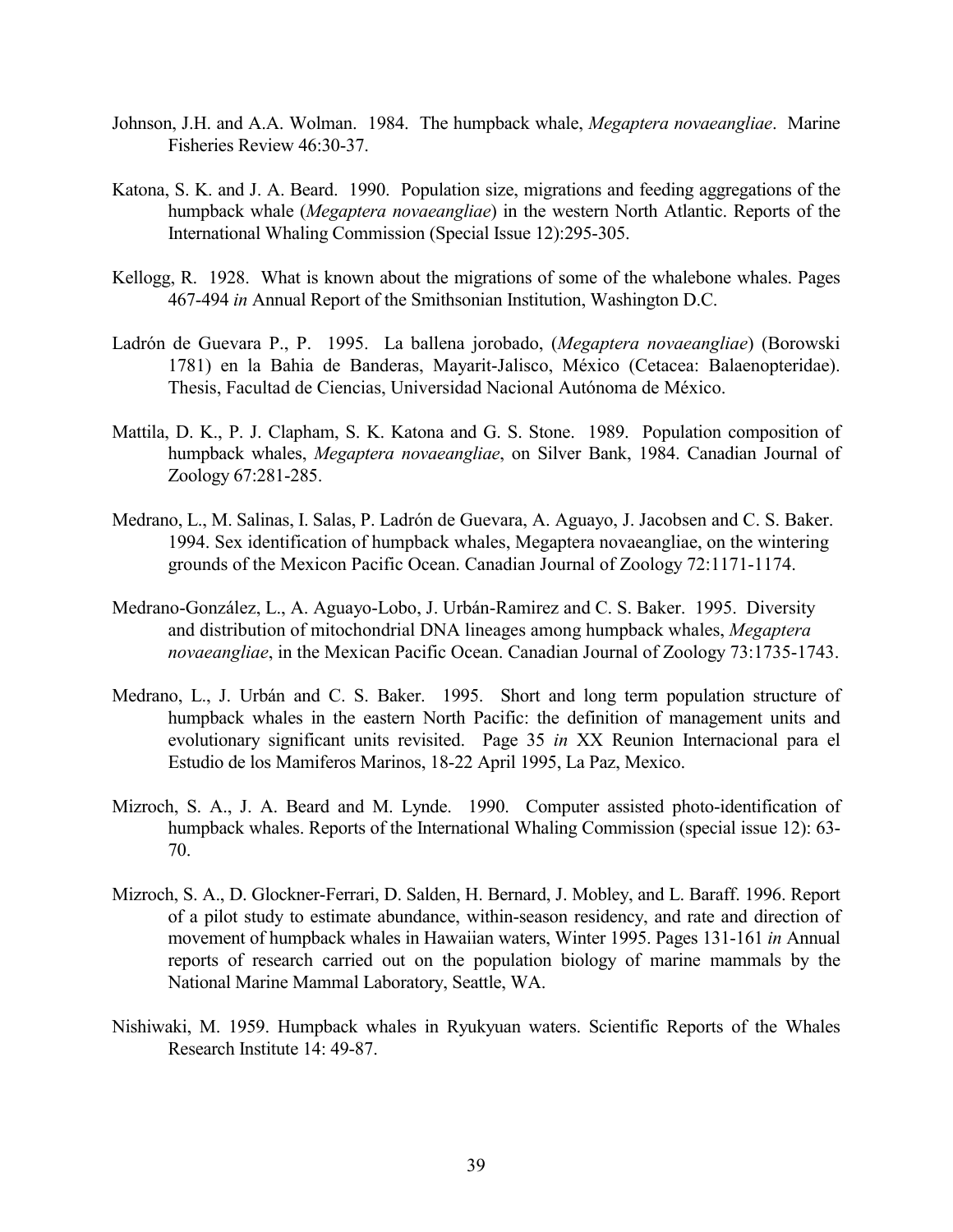Johnson, J.H. and A.A. Wolman. 1984. The humpback whale, *Megaptera novaeangliae*. Marine Fisheries Review 46:30-37.

Katona, S. K. and J. A. Beard. 1990. Population size, migrations and feeding aggregations of the humpback whale (*Megaptera novaeangliae*) in the western North Atlantic. Reports of the International Whaling Commission (Special Issue 12):295-305.

Kellogg, R. 1928. What is known about the migrations of some of the whalebone whales. Pages 467-494 *in* Annual Report of the Smithsonian Institution, Washington D.C.

Ladrón de Guevara P., P. 1995. La ballena jorobado, (*Megaptera novaeangliae*) (Borowski 1781) en la Bahia de Banderas, Mayarit-Jalisco, México (Cetacea: Balaenopteridae). Thesis, Facultad de Ciencias, Universidad Nacional Autónoma de México.

Mattila, D. K., P. J. Clapham, S. K. Katona and G. S. Stone. 1989. Population composition of humpback whales, *Megaptera novaeangliae*, on Silver Bank, 1984. Canadian Journal of Zoology 67:281-285.

Medrano, L., M. Salinas, I. Salas, P. Ladrón de Guevara, A. Aguayo, J. Jacobsen and C. S. Baker. 1994. Sex identification of humpback whales, Megaptera novaeangliae, on the wintering grounds of the Mexicon Pacific Ocean. Canadian Journal of Zoology 72:1171-1174.

Medrano-González, L., A. Aguayo-Lobo, J. Urbán-Ramirez and C. S. Baker. 1995. Diversity and distribution of mitochondrial DNA lineages among humpback whales, *Megaptera novaeangliae*, in the Mexican Pacific Ocean. Canadian Journal of Zoology 73:1735-1743.

Medrano, L., J. Urbán and C. S. Baker. 1995. Short and long term population structure of humpback whales in the eastern North Pacific: the definition of management units and evolutionary significant units revisited. Page 35 *in* XX Reunion Internacional para el Estudio de los Mamiferos Marinos, 18-22 April 1995, La Paz, Mexico.

Mizroch, S. A., J. A. Beard and M. Lynde. 1990. Computer assisted photo-identification of humpback whales. Reports of the International Whaling Commission (special issue 12): 63-70.

Mizroch, S. A., D. Glockner-Ferrari, D. Salden, H. Bernard, J. Mobley, and L. Baraff. 1996. Report of a pilot study to estimate abundance, within-season residency, and rate and direction of movement of humpback whales in Hawaiian waters, Winter 1995. Pages 131-161 *in* Annual reports of research carried out on the population biology of marine mammals by the National Marine Mammal Laboratory, Seattle, WA.

Nishiwaki, M. 1959. Humpback whales in Ryukyuan waters. Scientific Reports of the Whales Research Institute 14: 49-87.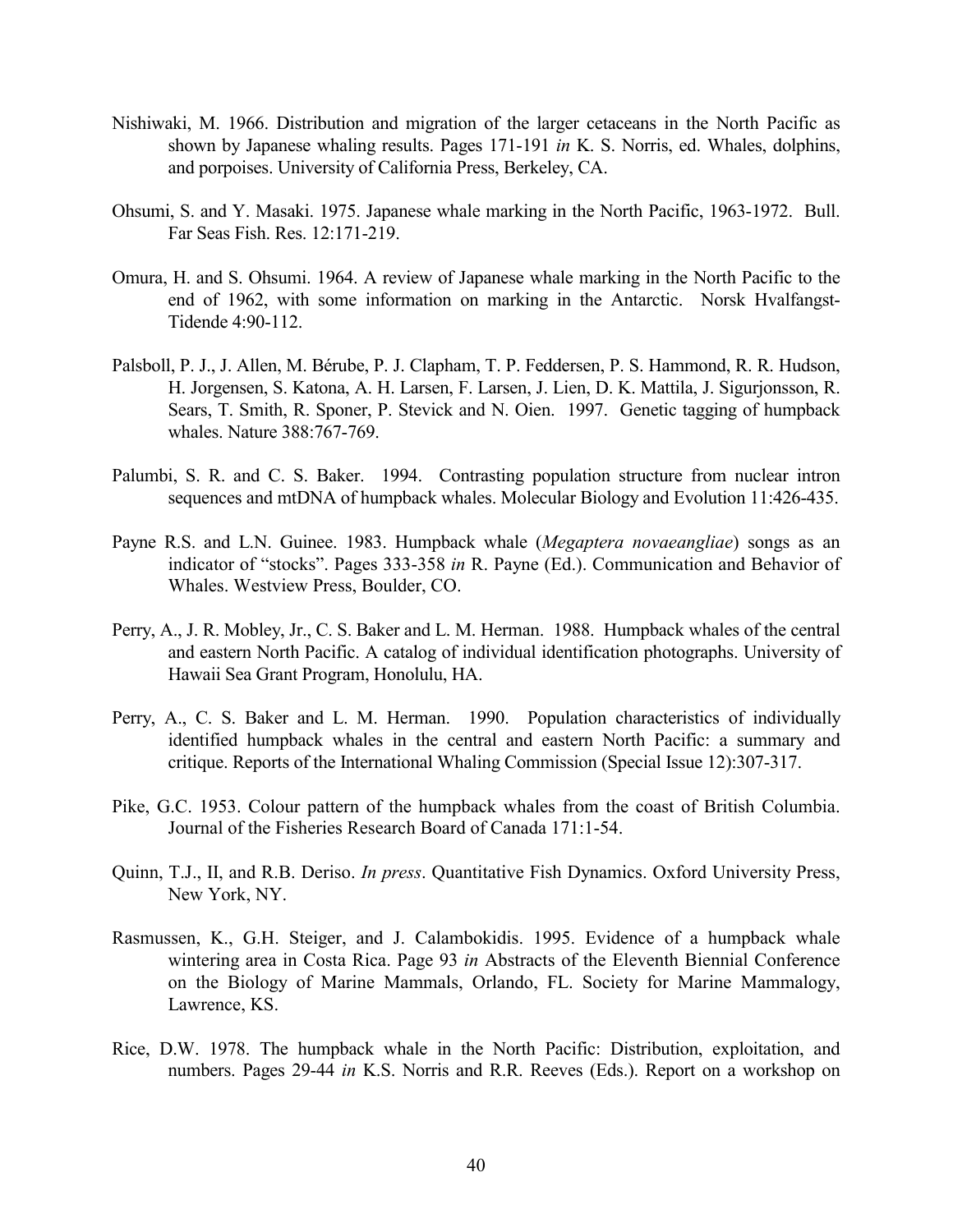Nishiwaki, M. 1966. Distribution and migration of the larger cetaceans in the North Pacific as shown by Japanese whaling results. Pages 171-191 *in* K. S. Norris, ed. Whales, dolphins, and porpoises. University of California Press, Berkeley, CA.

Ohsumi, S. and Y. Masaki. 1975. Japanese whale marking in the North Pacific, 1963-1972. Bull. Far Seas Fish. Res. 12:171-219.

Omura, H. and S. Ohsumi. 1964. A review of Japanese whale marking in the North Pacific to the end of 1962, with some information on marking in the Antarctic. Norsk Hvalfangst-Tidende 4:90-112.

Palsboll, P. J., J. Allen, M. Bérube, P. J. Clapham, T. P. Feddersen, P. S. Hammond, R. R. Hudson, H. Jorgensen, S. Katona, A. H. Larsen, F. Larsen, J. Lien, D. K. Mattila, J. Sigurjonsson, R. Sears, T. Smith, R. Sponer, P. Stevick and N. Oien. 1997. Genetic tagging of humpback whales. Nature 388:767-769.

Palumbi, S. R. and C. S. Baker. 1994. Contrasting population structure from nuclear intron sequences and mtDNA of humpback whales. Molecular Biology and Evolution 11:426-435.

Payne R.S. and L.N. Guinee. 1983. Humpback whale (*Megaptera novaeangliae*) songs as an indicator of "stocks". Pages 333-358 *in* R. Payne (Ed.). Communication and Behavior of Whales. Westview Press, Boulder, CO.

Perry, A., J. R. Mobley, Jr., C. S. Baker and L. M. Herman. 1988. Humpback whales of the central and eastern North Pacific. A catalog of individual identification photographs. University of Hawaii Sea Grant Program, Honolulu, HA.

Perry, A., C. S. Baker and L. M. Herman. 1990. Population characteristics of individually identified humpback whales in the central and eastern North Pacific: a summary and critique. Reports of the International Whaling Commission (Special Issue 12):307-317.

Pike, G.C. 1953. Colour pattern of the humpback whales from the coast of British Columbia. Journal of the Fisheries Research Board of Canada 171:1-54.

Quinn, T.J., II, and R.B. Deriso. *In press*. Quantitative Fish Dynamics. Oxford University Press, New York, NY.

Rasmussen, K., G.H. Steiger, and J. Calambokidis. 1995. Evidence of a humpback whale wintering area in Costa Rica. Page 93 *in* Abstracts of the Eleventh Biennial Conference on the Biology of Marine Mammals, Orlando, FL. Society for Marine Mammalogy, Lawrence, KS.

Rice, D.W. 1978. The humpback whale in the North Pacific: Distribution, exploitation, and numbers. Pages 29-44 *in* K.S. Norris and R.R. Reeves (Eds.). Report on a workshop on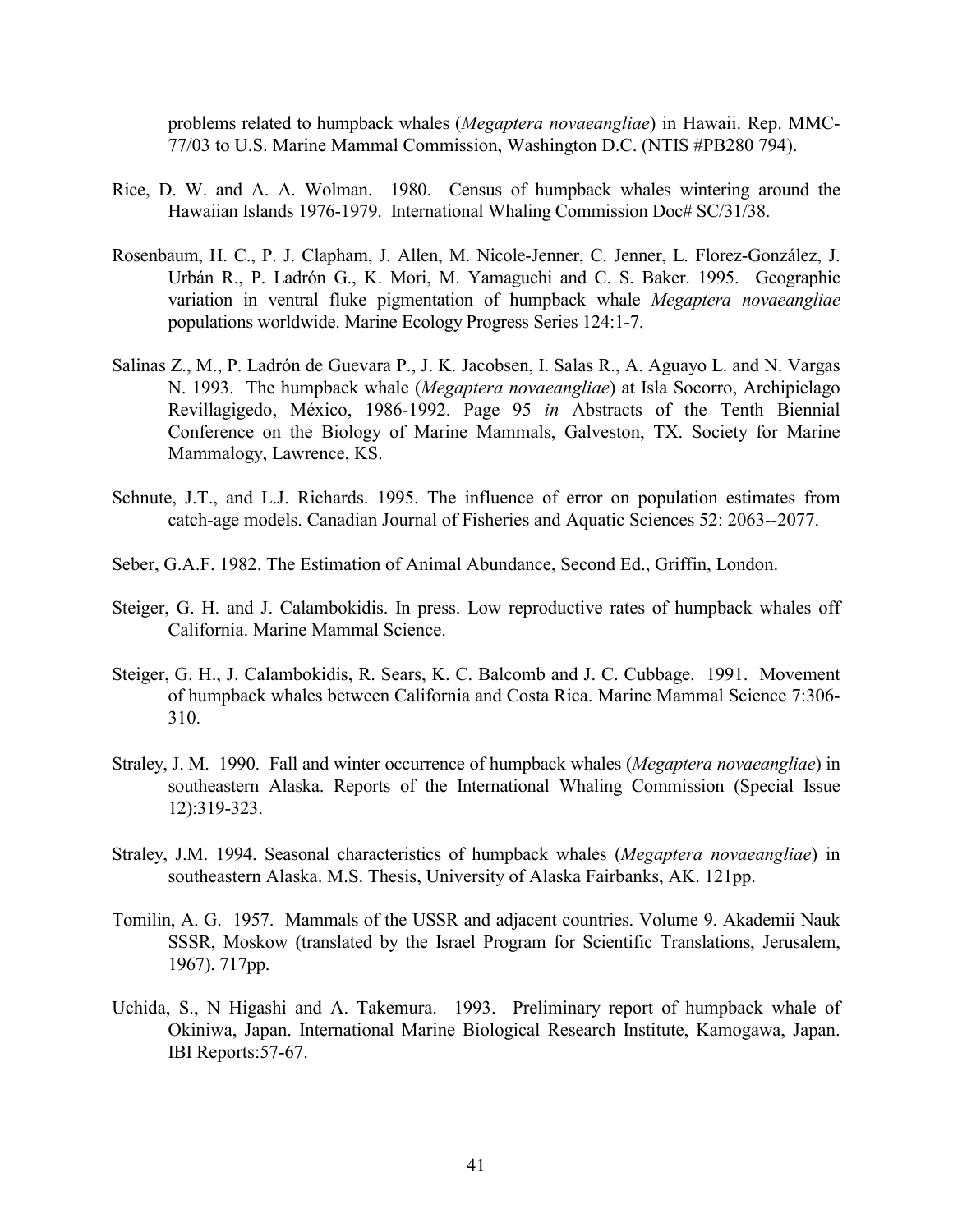problems related to humpback whales (*Megaptera novaeangliae*) in Hawaii. Rep. MMC-77/03 to U.S. Marine Mammal Commission, Washington D.C. (NTIS #PB280 794).

Rice, D. W. and A. A. Wolman. 1980. Census of humpback whales wintering around the Hawaiian Islands 1976-1979. International Whaling Commission Doc# SC/31/38.

Rosenbaum, H. C., P. J. Clapham, J. Allen, M. Nicole-Jenner, C. Jenner, L. Florez-González, J. Urbán R., P. Ladrón G., K. Mori, M. Yamaguchi and C. S. Baker. 1995. Geographic variation in ventral fluke pigmentation of humpback whale *Megaptera novaeangliae* populations worldwide. Marine Ecology Progress Series 124:1-7.

Salinas Z., M., P. Ladrón de Guevara P., J. K. Jacobsen, I. Salas R., A. Aguayo L. and N. Vargas N. 1993. The humpback whale (*Megaptera novaeangliae*) at Isla Socorro, Archipielago Revillagigedo, México, 1986-1992. Page 95 *in* Abstracts of the Tenth Biennial Conference on the Biology of Marine Mammals, Galveston, TX. Society for Marine Mammalogy, Lawrence, KS.

Schnute, J.T., and L.J. Richards. 1995. The influence of error on population estimates from catch-age models. Canadian Journal of Fisheries and Aquatic Sciences 52: 2063--2077.

Seber, G.A.F. 1982. The Estimation of Animal Abundance, Second Ed., Griffin, London.

Steiger, G. H. and J. Calambokidis. In press. Low reproductive rates of humpback whales off California. Marine Mammal Science.

Steiger, G. H., J. Calambokidis, R. Sears, K. C. Balcomb and J. C. Cubbage. 1991. Movement of humpback whales between California and Costa Rica. Marine Mammal Science 7:306-310.

Straley, J. M. 1990. Fall and winter occurrence of humpback whales (*Megaptera novaeangliae*) in southeastern Alaska. Reports of the International Whaling Commission (Special Issue 12):319-323.

Straley, J.M. 1994. Seasonal characteristics of humpback whales (*Megaptera novaeangliae*) in southeastern Alaska. M.S. Thesis, University of Alaska Fairbanks, AK. 121pp.

Tomilin, A. G. 1957. Mammals of the USSR and adjacent countries. Volume 9. Akademii Nauk SSSR, Moskow (translated by the Israel Program for Scientific Translations, Jerusalem, 1967). 717pp.

Uchida, S., N Higashi and A. Takemura. 1993. Preliminary report of humpback whale of Okiniwa, Japan. International Marine Biological Research Institute, Kamogawa, Japan. IBI Reports:57-67.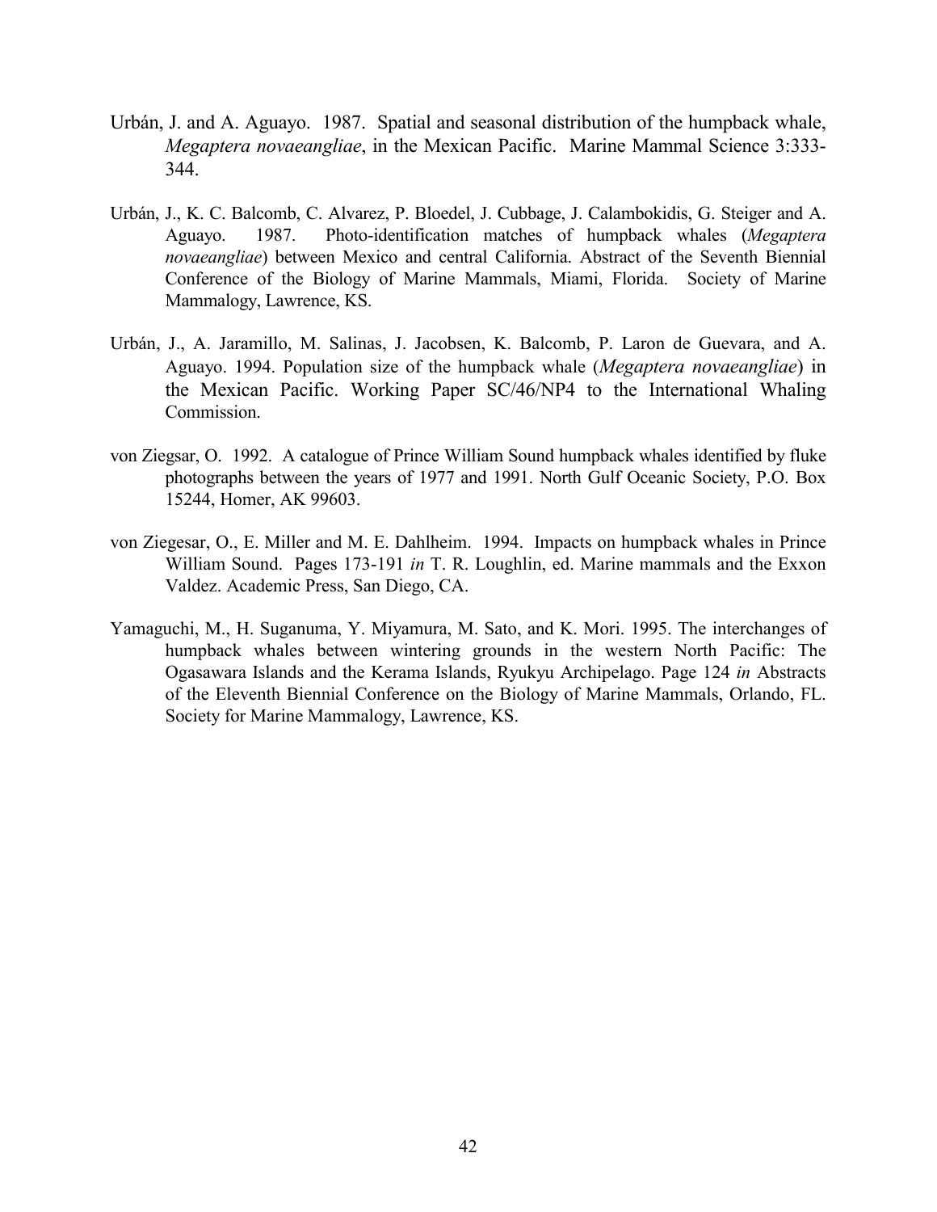Urbán, J. and A. Aguayo. 1987. Spatial and seasonal distribution of the humpback whale, *Megaptera novaeangliae*, in the Mexican Pacific. Marine Mammal Science 3:333-344.

Urbán, J., K. C. Balcomb, C. Alvarez, P. Bloedel, J. Cubbage, J. Calambokidis, G. Steiger and A. Aguayo. 1987. Photo-identification matches of humpback whales (*Megaptera novaeangliae*) between Mexico and central California. Abstract of the Seventh Biennial Conference of the Biology of Marine Mammals, Miami, Florida. Society of Marine Mammalogy, Lawrence, KS.

Urbán, J., A. Jaramillo, M. Salinas, J. Jacobsen, K. Balcomb, P. Laron de Guevara, and A. Aguayo. 1994. Population size of the humpback whale (*Megaptera novaeangliae*) in the Mexican Pacific. Working Paper SC/46/NP4 to the International Whaling Commission.

von Ziegsar, O. 1992. A catalogue of Prince William Sound humpback whales identified by fluke photographs between the years of 1977 and 1991. North Gulf Oceanic Society, P.O. Box 15244, Homer, AK 99603.

von Ziegesar, O., E. Miller and M. E. Dahlheim. 1994. Impacts on humpback whales in Prince William Sound. Pages 173-191 *in* T. R. Loughlin, ed. Marine mammals and the Exxon Valdez. Academic Press, San Diego, CA.

Yamaguchi, M., H. Suganuma, Y. Miyamura, M. Sato, and K. Mori. 1995. The interchanges of humpback whales between wintering grounds in the western North Pacific: The Ogasawara Islands and the Kerama Islands, Ryukyu Archipelago. Page 124 *in* Abstracts of the Eleventh Biennial Conference on the Biology of Marine Mammals, Orlando, FL. Society for Marine Mammalogy, Lawrence, KS.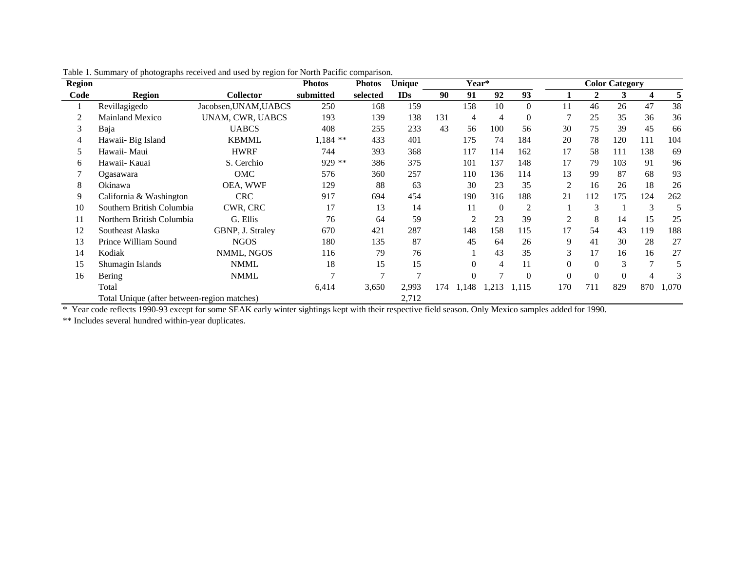Table 1. Summary of photographs received and used by region for North Pacific comparison.

| Region | | | Photos | Photos | Unique | Year* | | | | Color Category | | | | |
|---|---|---|---|---|---|---|---|---|---|---|---|---|---|---|
| Code | Region | Collector | submitted | selected | IDs | 90 | 91 | 92 | 93 | 1 | 2 | 3 | 4 | 5 |
| 1 | Revillagigedo | Jacobsen,UNAM,UABCS | 250 | 168 | 159 | | 158 | 10 | 0 | 11 | 46 | 26 | 47 | 38 |
| 2 | Mainland Mexico | UNAM, CWR, UABCS | 193 | 139 | 138 | 131 | 4 | 4 | 0 | 7 | 25 | 35 | 36 | 36 |
| 3 | Baja | UABCS | 408 | 255 | 233 | 43 | 56 | 100 | 56 | 30 | 75 | 39 | 45 | 66 |
| 4 | Hawaii- Big Island | KBMML | 1,184 ** | 433 | 401 | | 175 | 74 | 184 | 20 | 78 | 120 | 111 | 104 |
| 5 | Hawaii- Maui | HWRF | 744 | 393 | 368 | | 117 | 114 | 162 | 17 | 58 | 111 | 138 | 69 |
| 6 | Hawaii- Kauai | S. Cerchio | 929 ** | 386 | 375 | | 101 | 137 | 148 | 17 | 79 | 103 | 91 | 96 |
| 7 | Ogasawara | OMC | 576 | 360 | 257 | | 110 | 136 | 114 | 13 | 99 | 87 | 68 | 93 |
| 8 | Okinawa | OEA, WWF | 129 | 88 | 63 | | 30 | 23 | 35 | 2 | 16 | 26 | 18 | 26 |
| 9 | California & Washington | CRC | 917 | 694 | 454 | | 190 | 316 | 188 | 21 | 112 | 175 | 124 | 262 |
| 10 | Southern British Columbia | CWR, CRC | 17 | 13 | 14 | | 11 | 0 | 2 | 1 | 3 | 1 | 3 | 5 |
| 11 | Northern British Columbia | G. Ellis | 76 | 64 | 59 | | 2 | 23 | 39 | 2 | 8 | 14 | 15 | 25 |
| 12 | Southeast Alaska | GBNP, J. Straley | 670 | 421 | 287 | | 148 | 158 | 115 | 17 | 54 | 43 | 119 | 188 |
| 13 | Prince William Sound | NGOS | 180 | 135 | 87 | | 45 | 64 | 26 | 9 | 41 | 30 | 28 | 27 |
| 14 | Kodiak | NMML, NGOS | 116 | 79 | 76 | | 1 | 43 | 35 | 3 | 17 | 16 | 16 | 27 |
| 15 | Shumagin Islands | NMML | 18 | 15 | 15 | | 0 | 4 | 11 | 0 | 0 | 3 | 7 | 5 |
| 16 | Bering | NMML | 7 | 7 | 7 | | 0 | 7 | 0 | 0 | 0 | 0 | 4 | 3 |
| | Total | | 6,414 | 3,650 | 2,993 | 174 | 1,148 | 1,213 | 1,115 | 170 | 711 | 829 | 870 | 1,070 |
| | Total Unique (after between-region matches) | | | | 2,712 | | | | | | | | | |

\* Year code reflects 1990-93 except for some SEAK early winter sightings kept with their respective field season. Only Mexico samples added for 1990.

** Includes several hundred within-year duplicates.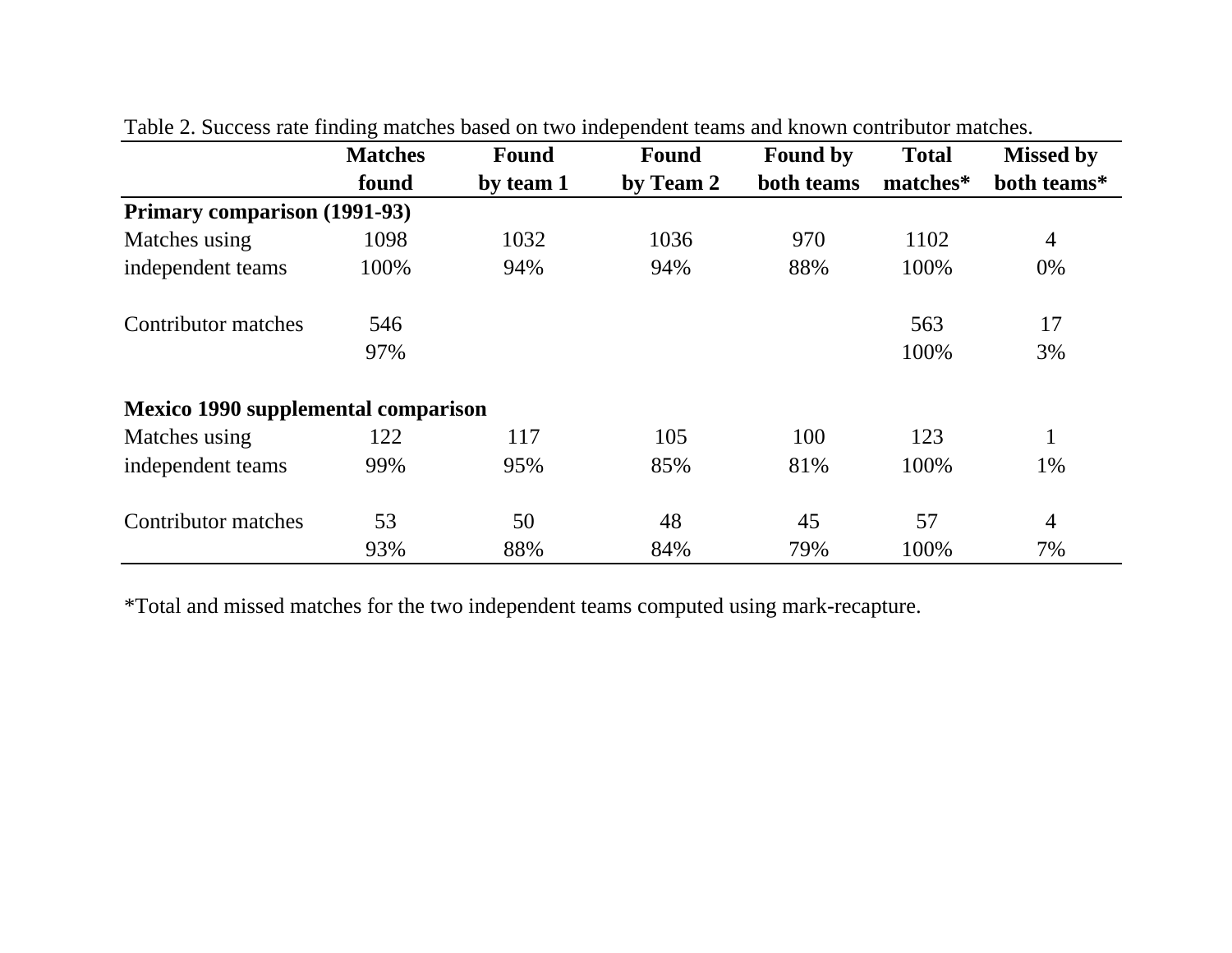Table 2. Success rate finding matches based on two independent teams and known contributor matches.

| | Matches found | Found by team 1 | Found by Team 2 | Found by both teams | Total matches* | Missed by both teams* |
|---|---|---|---|---|---|---|
| **Primary comparison (1991-93)** | | | | | | |
| Matches using | 1098 | 1032 | 1036 | 970 | 1102 | 4 |
| independent teams | 100% | 94% | 94% | 88% | 100% | 0% |
| | | | | | | |
| Contributor matches | 546 | | | | 563 | 17 |
| | 97% | | | | 100% | 3% |
| | | | | | | |
| **Mexico 1990 supplemental comparison** | | | | | | |
| Matches using | 122 | 117 | 105 | 100 | 123 | 1 |
| independent teams | 99% | 95% | 85% | 81% | 100% | 1% |
| | | | | | | |
| Contributor matches | 53 | 50 | 48 | 45 | 57 | 4 |
| | 93% | 88% | 84% | 79% | 100% | 7% |

*Total and missed matches for the two independent teams computed using mark-recapture.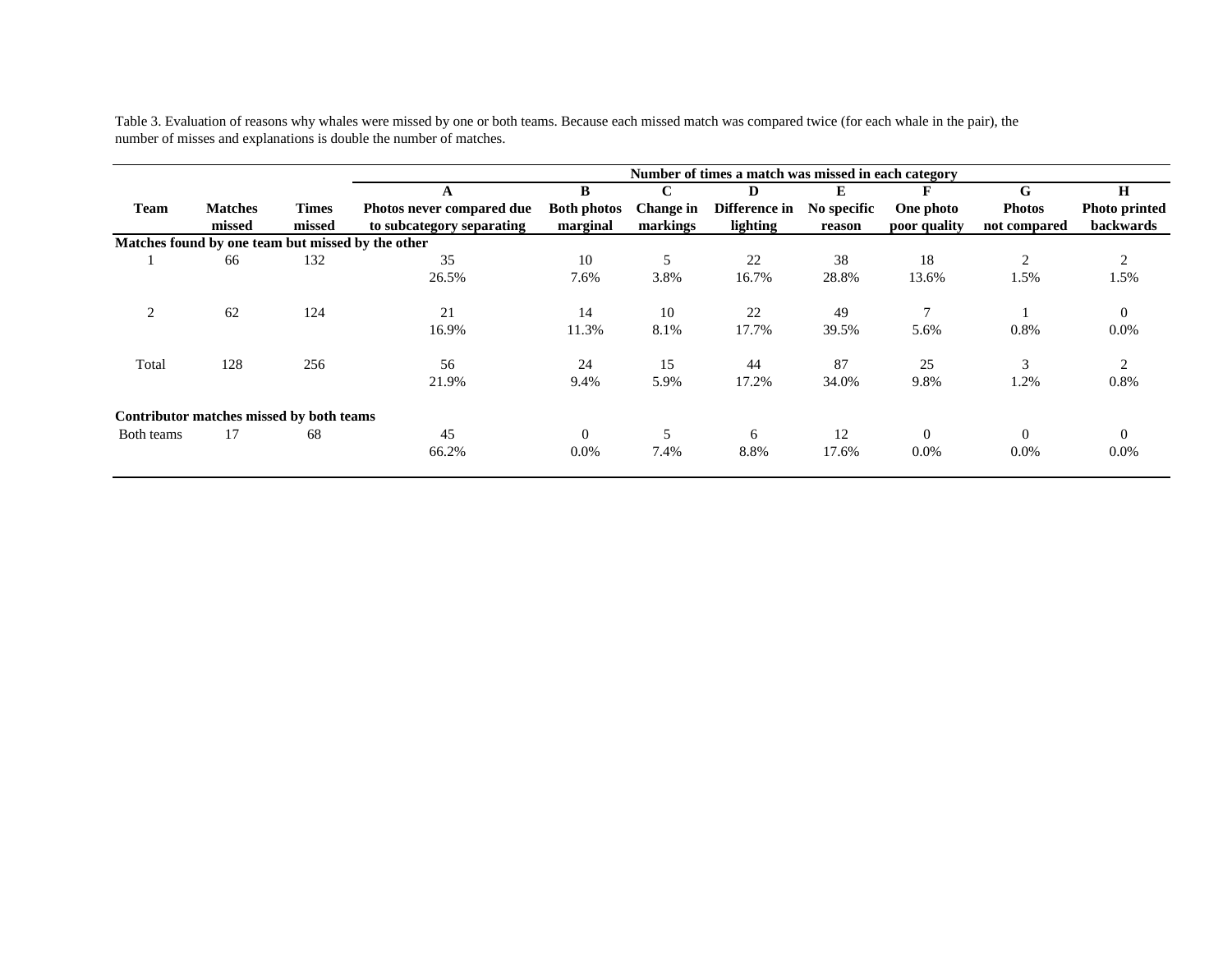Table 3. Evaluation of reasons why whales were missed by one or both teams. Because each missed match was compared twice (for each whale in the pair), the number of misses and explanations is double the number of matches.

| | | | Number of times a match was missed in each category | | | | | | | |
|---|---|---|---|---|---|---|---|---|---|---|
| | | | A | B | C | D | E | F | G | H |
| Team | Matches missed | Times missed | Photos never compared due to subcategory separating | Both photos marginal | Change in markings | Difference in lighting | No specific reason | One photo poor quality | Photos not compared | Photo printed backwards |
| **Matches found by one team but missed by the other** | | | | | | | | | | |
| 1 | 66 | 132 | 35 | 10 | 5 | 22 | 38 | 18 | 2 | 2 |
| | | | 26.5% | 7.6% | 3.8% | 16.7% | 28.8% | 13.6% | 1.5% | 1.5% |
| 2 | 62 | 124 | 21 | 14 | 10 | 22 | 49 | 7 | 1 | 0 |
| | | | 16.9% | 11.3% | 8.1% | 17.7% | 39.5% | 5.6% | 0.8% | 0.0% |
| Total | 128 | 256 | 56 | 24 | 15 | 44 | 87 | 25 | 3 | 2 |
| | | | 21.9% | 9.4% | 5.9% | 17.2% | 34.0% | 9.8% | 1.2% | 0.8% |
| **Contributor matches missed by both teams** | | | | | | | | | | |
| Both teams | 17 | 68 | 45 | 0 | 5 | 6 | 12 | 0 | 0 | 0 |
| | | | 66.2% | 0.0% | 7.4% | 8.8% | 17.6% | 0.0% | 0.0% | 0.0% |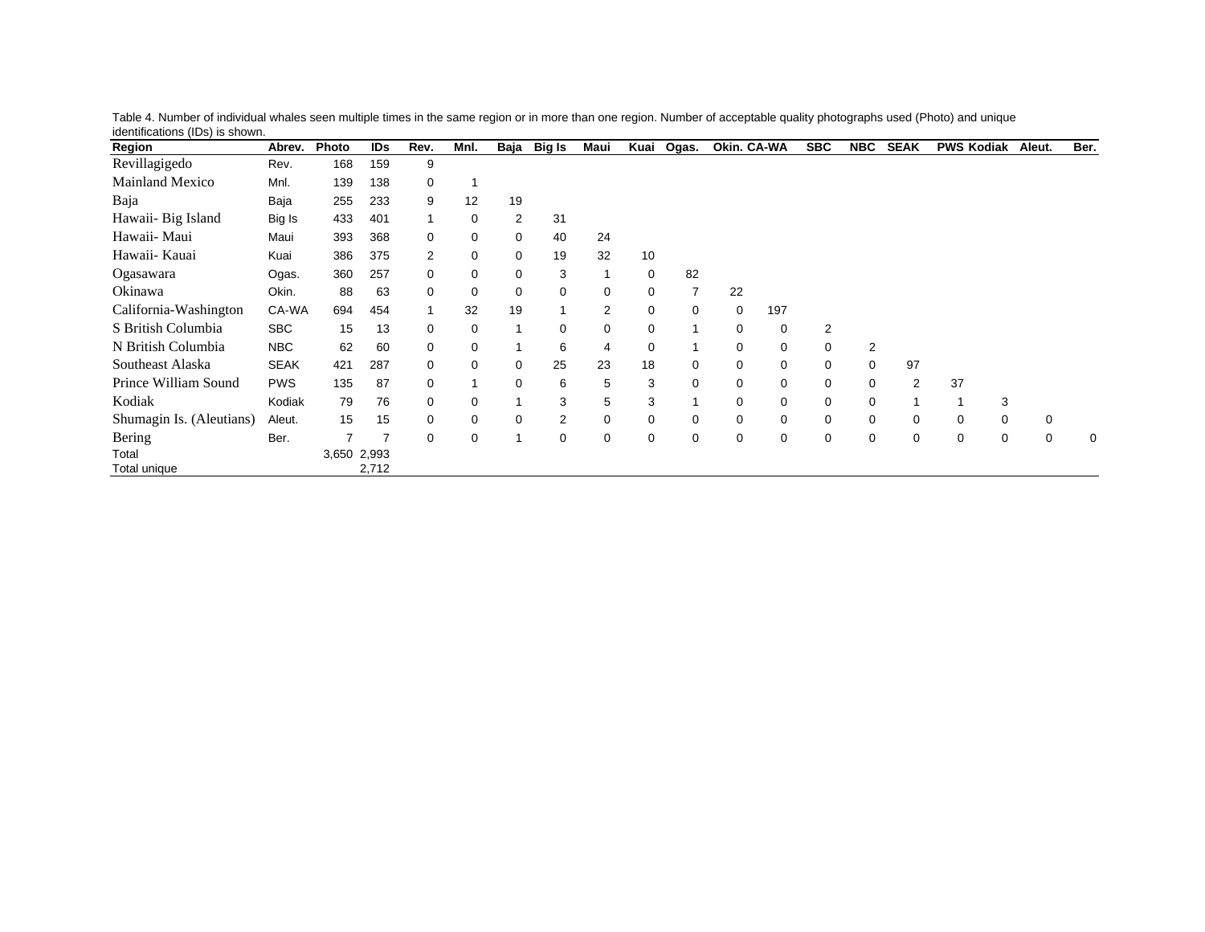Table 4. Number of individual whales seen multiple times in the same region or in more than one region. Number of acceptable quality photographs used (Photo) and unique identifications (IDs) is shown.

| Region | Abrev. | Photo | IDs | Rev. | Mnl. | Baja | Big Is | Maui | Kuai | Ogas. | Okin. | CA-WA | SBC | NBC | SEAK | PWS | Kodiak | Aleut. | Ber. |
|---|---|---|---|---|---|---|---|---|---|---|---|---|---|---|---|---|---|---|---|
| Revillagigedo | Rev. | 168 | 159 | 9 | | | | | | | | | | | | | | | |
| Mainland Mexico | Mnl. | 139 | 138 | 0 | 1 | | | | | | | | | | | | | | |
| Baja | Baja | 255 | 233 | 9 | 12 | 19 | | | | | | | | | | | | | |
| Hawaii- Big Island | Big Is | 433 | 401 | 1 | 0 | 2 | 31 | | | | | | | | | | | | |
| Hawaii- Maui | Maui | 393 | 368 | 0 | 0 | 0 | 40 | 24 | | | | | | | | | | | |
| Hawaii- Kauai | Kuai | 386 | 375 | 2 | 0 | 0 | 19 | 32 | 10 | | | | | | | | | | |
| Ogasawara | Ogas. | 360 | 257 | 0 | 0 | 0 | 3 | 1 | 0 | 82 | | | | | | | | | |
| Okinawa | Okin. | 88 | 63 | 0 | 0 | 0 | 0 | 0 | 0 | 7 | 22 | | | | | | | | |
| California-Washington | CA-WA | 694 | 454 | 1 | 32 | 19 | 1 | 2 | 0 | 0 | 0 | 197 | | | | | | | |
| S British Columbia | SBC | 15 | 13 | 0 | 0 | 1 | 0 | 0 | 0 | 1 | 0 | 0 | 2 | | | | | | |
| N British Columbia | NBC | 62 | 60 | 0 | 0 | 1 | 6 | 4 | 0 | 1 | 0 | 0 | 0 | 2 | | | | | |
| Southeast Alaska | SEAK | 421 | 287 | 0 | 0 | 0 | 25 | 23 | 18 | 0 | 0 | 0 | 0 | 0 | 97 | | | | |
| Prince William Sound | PWS | 135 | 87 | 0 | 1 | 0 | 6 | 5 | 3 | 0 | 0 | 0 | 0 | 0 | 2 | 37 | | | |
| Kodiak | Kodiak | 79 | 76 | 0 | 0 | 1 | 3 | 5 | 3 | 1 | 0 | 0 | 0 | 0 | 1 | 1 | 3 | | |
| Shumagin Is. (Aleutians) | Aleut. | 15 | 15 | 0 | 0 | 0 | 2 | 0 | 0 | 0 | 0 | 0 | 0 | 0 | 0 | 0 | 0 | 0 | |
| Bering | Ber. | 7 | 7 | 0 | 0 | 1 | 0 | 0 | 0 | 0 | 0 | 0 | 0 | 0 | 0 | 0 | 0 | 0 | 0 |
| Total | | 3,650 | 2,993 | | | | | | | | | | | | | | | | |
| Total unique | | | 2,712 | | | | | | | | | | | | | | | | |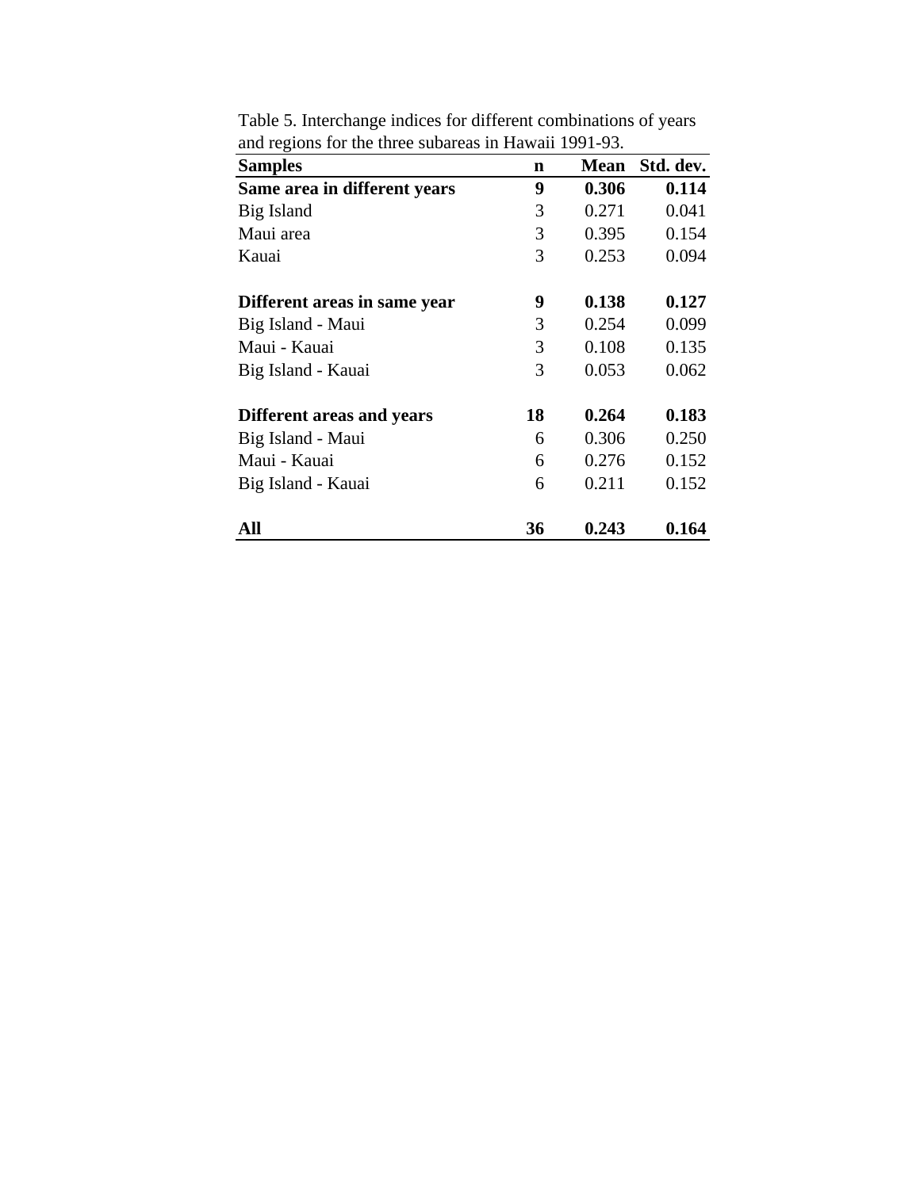Table 5. Interchange indices for different combinations of years and regions for the three subareas in Hawaii 1991-93.

| Samples | n | Mean | Std. dev. |
|---|---|---|---|
| **Same area in different years** | **9** | **0.306** | **0.114** |
| Big Island | 3 | 0.271 | 0.041 |
| Maui area | 3 | 0.395 | 0.154 |
| Kauai | 3 | 0.253 | 0.094 |
| | | | |
| **Different areas in same year** | **9** | **0.138** | **0.127** |
| Big Island - Maui | 3 | 0.254 | 0.099 |
| Maui - Kauai | 3 | 0.108 | 0.135 |
| Big Island - Kauai | 3 | 0.053 | 0.062 |
| | | | |
| **Different areas and years** | **18** | **0.264** | **0.183** |
| Big Island - Maui | 6 | 0.306 | 0.250 |
| Maui - Kauai | 6 | 0.276 | 0.152 |
| Big Island - Kauai | 6 | 0.211 | 0.152 |
| | | | |
| **All** | **36** | **0.243** | **0.164** |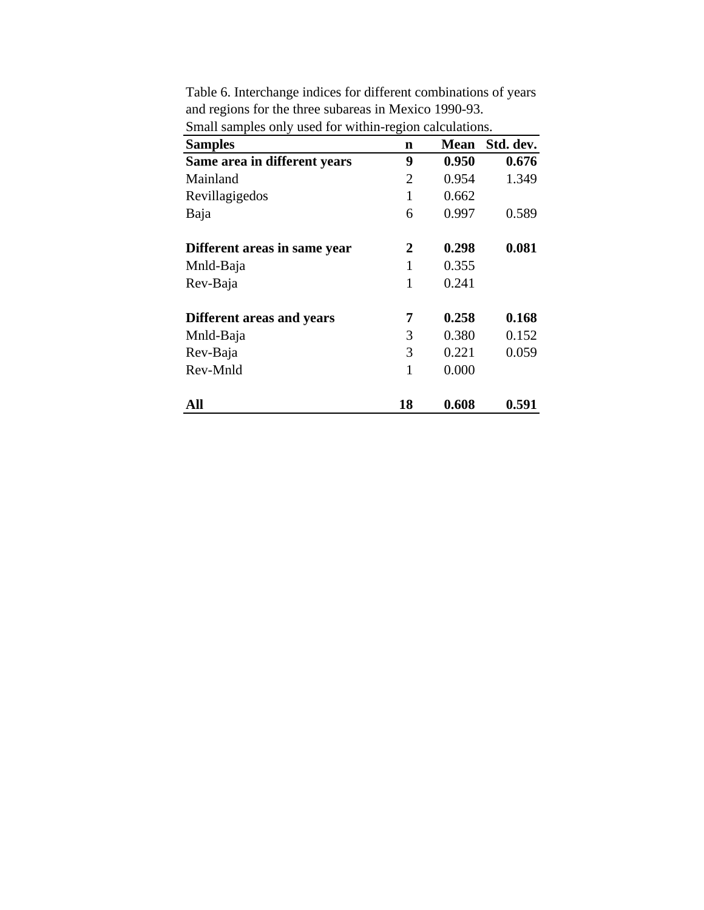Table 6. Interchange indices for different combinations of years and regions for the three subareas in Mexico 1990-93. Small samples only used for within-region calculations.

| Samples | n | Mean | Std. dev. |
|---|---|---|---|
| **Same area in different years** | **9** | **0.950** | **0.676** |
| Mainland | 2 | 0.954 | 1.349 |
| Revillagigedos | 1 | 0.662 | |
| Baja | 6 | 0.997 | 0.589 |
| | | | |
| **Different areas in same year** | **2** | **0.298** | **0.081** |
| Mnld-Baja | 1 | 0.355 | |
| Rev-Baja | 1 | 0.241 | |
| | | | |
| **Different areas and years** | **7** | **0.258** | **0.168** |
| Mnld-Baja | 3 | 0.380 | 0.152 |
| Rev-Baja | 3 | 0.221 | 0.059 |
| Rev-Mnld | 1 | 0.000 | |
| | | | |
| **All** | **18** | **0.608** | **0.591** |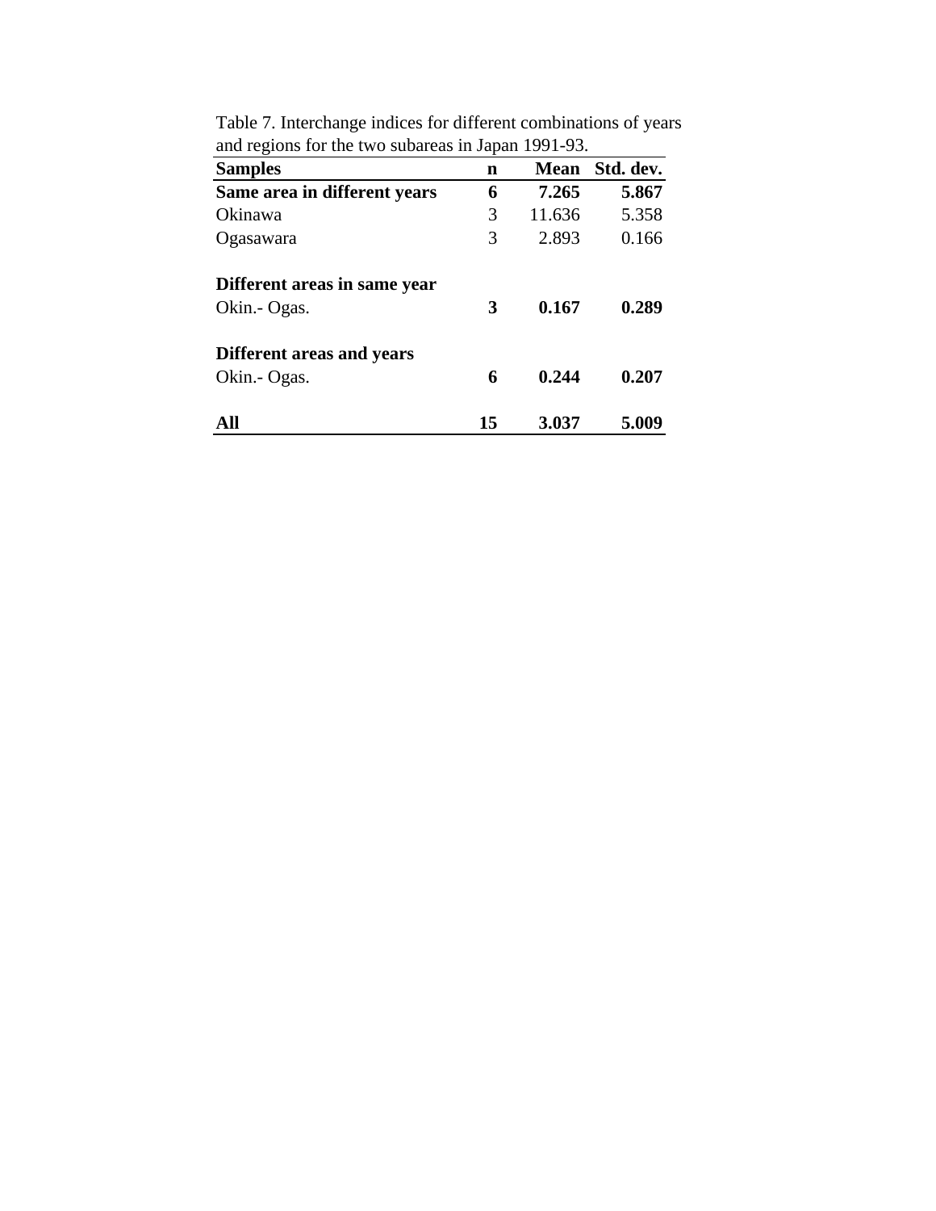Table 7. Interchange indices for different combinations of years and regions for the two subareas in Japan 1991-93.

| Samples | n | Mean | Std. dev. |
|---|---|---|---|
| **Same area in different years** | **6** | **7.265** | **5.867** |
| Okinawa | 3 | 11.636 | 5.358 |
| Ogasawara | 3 | 2.893 | 0.166 |
| | | | |
| **Different areas in same year** | | | |
| Okin.- Ogas. | **3** | **0.167** | **0.289** |
| | | | |
| **Different areas and years** | | | |
| Okin.- Ogas. | **6** | **0.244** | **0.207** |
| | | | |
| **All** | **15** | **3.037** | **5.009** |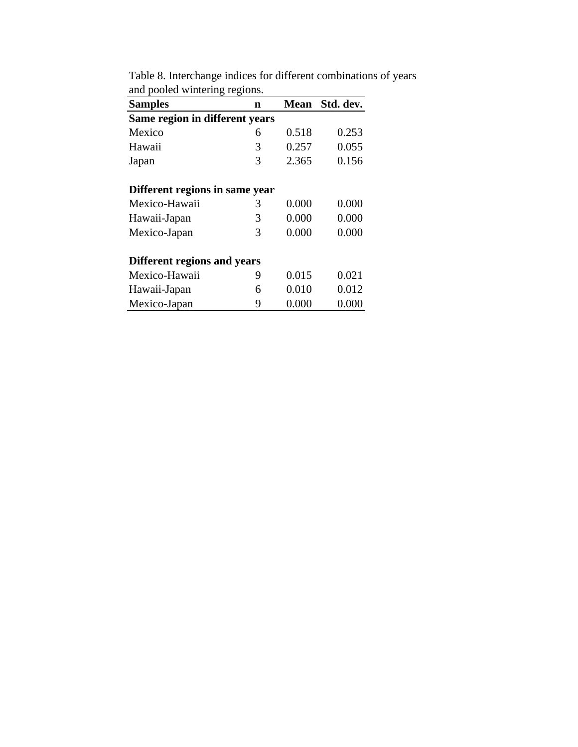Table 8. Interchange indices for different combinations of years and pooled wintering regions.

| Samples | n | Mean | Std. dev. |
|---|---|---|---|
| **Same region in different years** | | | |
| Mexico | 6 | 0.518 | 0.253 |
| Hawaii | 3 | 0.257 | 0.055 |
| Japan | 3 | 2.365 | 0.156 |
| **Different regions in same year** | | | |
| Mexico-Hawaii | 3 | 0.000 | 0.000 |
| Hawaii-Japan | 3 | 0.000 | 0.000 |
| Mexico-Japan | 3 | 0.000 | 0.000 |
| **Different regions and years** | | | |
| Mexico-Hawaii | 9 | 0.015 | 0.021 |
| Hawaii-Japan | 6 | 0.010 | 0.012 |
| Mexico-Japan | 9 | 0.000 | 0.000 |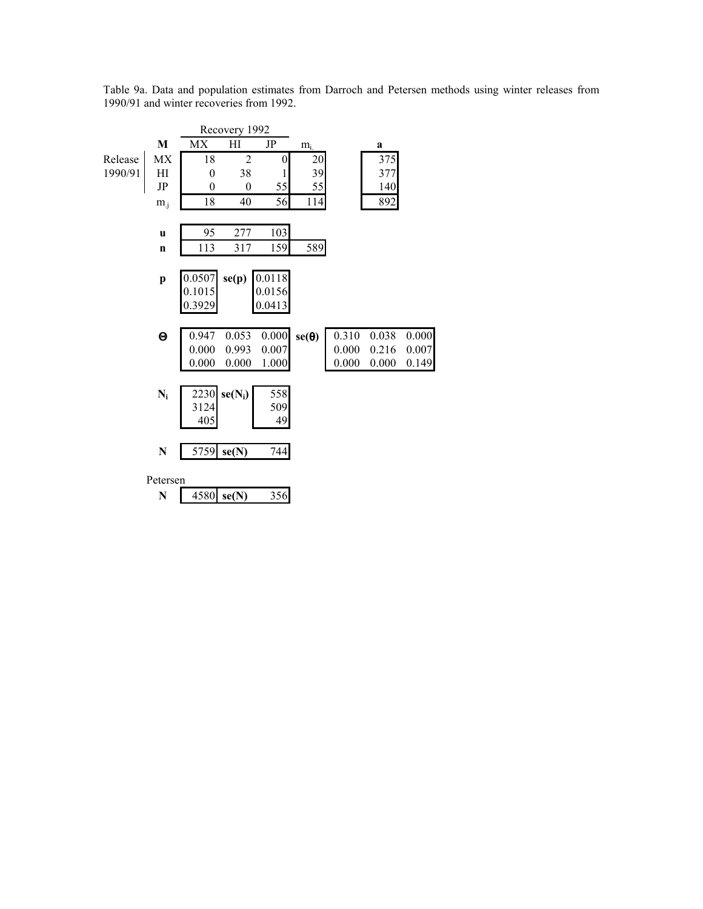Table 9a. Data and population estimates from Darroch and Petersen methods using winter releases from 1990/91 and winter recoveries from 1992.

| | **M** | Recovery 1992 MX | HI | JP | $m_{i.}$ | **a** |
|---|---|---|---|---|---|---|
| Release 1990/91 | MX | 18 | 2 | 0 | 20 | 375 |
| | HI | 0 | 38 | 1 | 39 | 377 |
| | JP | 0 | 0 | 55 | 55 | 140 |
| | $m_{.j}$ | 18 | 40 | 56 | 114 | 892 |

| | MX | HI | JP | |
|---|---|---|---|---|
| **u** | 95 | 277 | 103 | |
| **n** | 113 | 317 | 159 | 589 |

| | **p** | **se(p)** |
|---|---|---|
| MX | 0.0507 | 0.0118 |
| HI | 0.1015 | 0.0156 |
| JP | 0.3929 | 0.0413 |

| **Θ** | | | **se(θ)** | | |
|---|---|---|---|---|---|
| 0.947 | 0.053 | 0.000 | 0.310 | 0.038 | 0.000 |
| 0.000 | 0.993 | 0.007 | 0.000 | 0.216 | 0.007 |
| 0.000 | 0.000 | 1.000 | 0.000 | 0.000 | 0.149 |

| | $\mathbf{N_i}$ | $\mathbf{se(N_i)}$ |
|---|---|---|
| MX | 2230 | 558 |
| HI | 3124 | 509 |
| JP | 405 | 49 |

| | **N** | **se(N)** |
|---|---|---|
| Darroch | 5759 | 744 |
| Petersen | 4580 | 356 |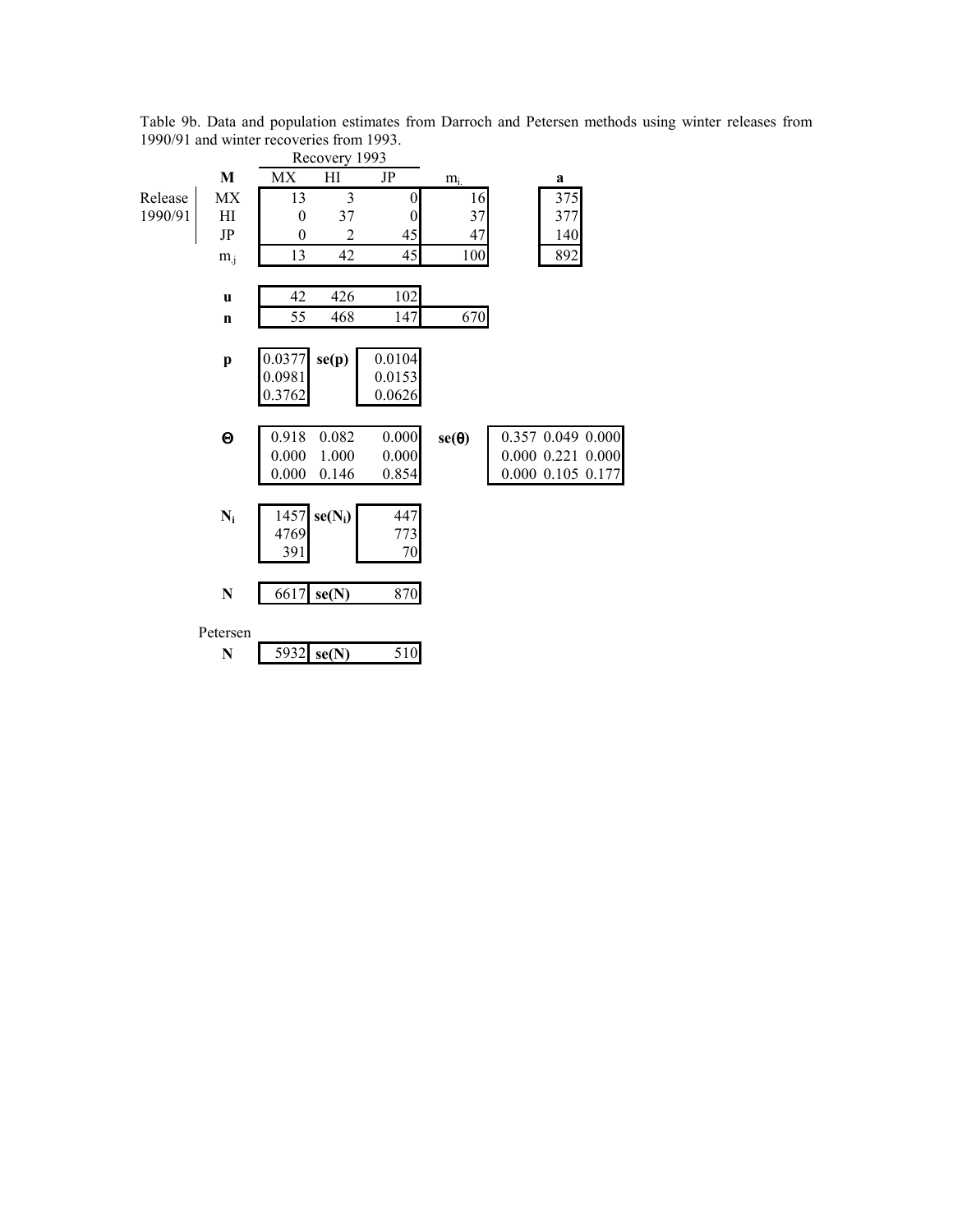Table 9b. Data and population estimates from Darroch and Petersen methods using winter releases from 1990/91 and winter recoveries from 1993.

| | **M** | MX | HI | JP | $m_{i.}$ | **a** |
|---|---|---|---|---|---|---|
| | | Recovery 1993 | | | | |
| Release 1990/91 | MX | 13 | 3 | 0 | 16 | 375 |
| | HI | 0 | 37 | 0 | 37 | 377 |
| | JP | 0 | 2 | 45 | 47 | 140 |
| | $m_{.j}$ | 13 | 42 | 45 | 100 | 892 |

| | MX | HI | JP | |
|---|---|---|---|---|
| **u** | 42 | 426 | 102 | |
| **n** | 55 | 468 | 147 | 670 |

| **p** | **se(p)** |
|---|---|
| 0.0377 | 0.0104 |
| 0.0981 | 0.0153 |
| 0.3762 | 0.0626 |

| **Θ** | | | **se(θ)** | | |
|---|---|---|---|---|---|
| 0.918 | 0.082 | 0.000 | 0.357 | 0.049 | 0.000 |
| 0.000 | 1.000 | 0.000 | 0.000 | 0.221 | 0.000 |
| 0.000 | 0.146 | 0.854 | 0.000 | 0.105 | 0.177 |

| $\mathbf{N_i}$ | $\mathbf{se(N_i)}$ |
|---|---|
| 1457 | 447 |
| 4769 | 773 |
| 391 | 70 |

| | **N** | **se(N)** |
|---|---|---|
| | 6617 | 870 |
| Petersen | 5932 | 510 |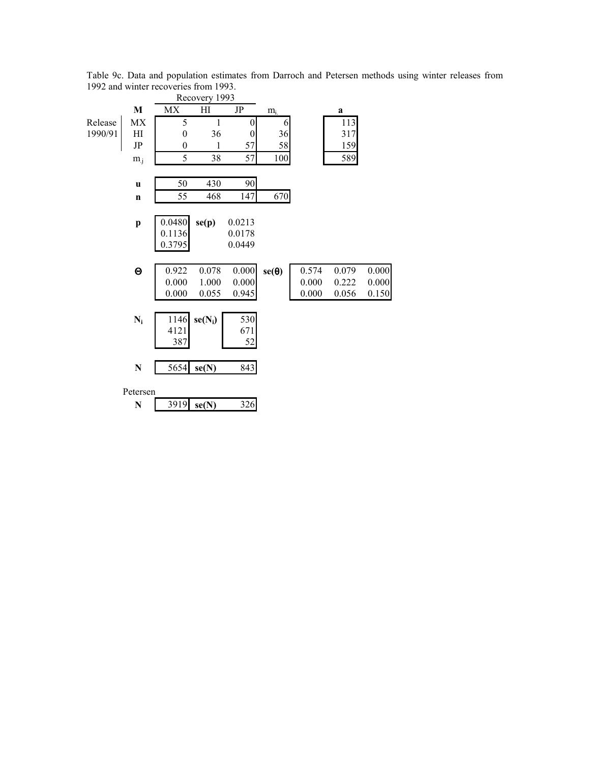Table 9c. Data and population estimates from Darroch and Petersen methods using winter releases from 1992 and winter recoveries from 1993.

| | **M** | Recovery 1993 | | | | | **a** |
|---|---|---|---|---|---|---|---|
| | | MX | HI | JP | $m_{i.}$ | | |
| Release 1990/91 | MX | 5 | 1 | 0 | 6 | | 113 |
| | HI | 0 | 36 | 0 | 36 | | 317 |
| | JP | 0 | 1 | 57 | 58 | | 159 |
| | $m_{.j}$ | 5 | 38 | 57 | 100 | | 589 |

| | | | | |
|---|---|---|---|---|
| **u** | 50 | 430 | 90 | |
| **n** | 55 | 468 | 147 | 670 |

| **p** | | **se(p)** |
|---|---|---|
| | 0.0480 | 0.0213 |
| | 0.1136 | 0.0178 |
| | 0.3795 | 0.0449 |

| **Θ** | | | | **se(θ)** | | | |
|---|---|---|---|---|---|---|---|
| | 0.922 | 0.078 | 0.000 | | 0.574 | 0.079 | 0.000 |
| | 0.000 | 1.000 | 0.000 | | 0.000 | 0.222 | 0.000 |
| | 0.000 | 0.055 | 0.945 | | 0.000 | 0.056 | 0.150 |

| $\mathbf{N_i}$ | | $\mathbf{se(N_i)}$ |
|---|---|---|
| | 1146 | 530 |
| | 4121 | 671 |
| | 387 | 52 |

| | | | |
|---|---|---|---|
| **N** | 5654 | **se(N)** | 843 |

Petersen

| | | | |
|---|---|---|---|
| **N** | 3919 | **se(N)** | 326 |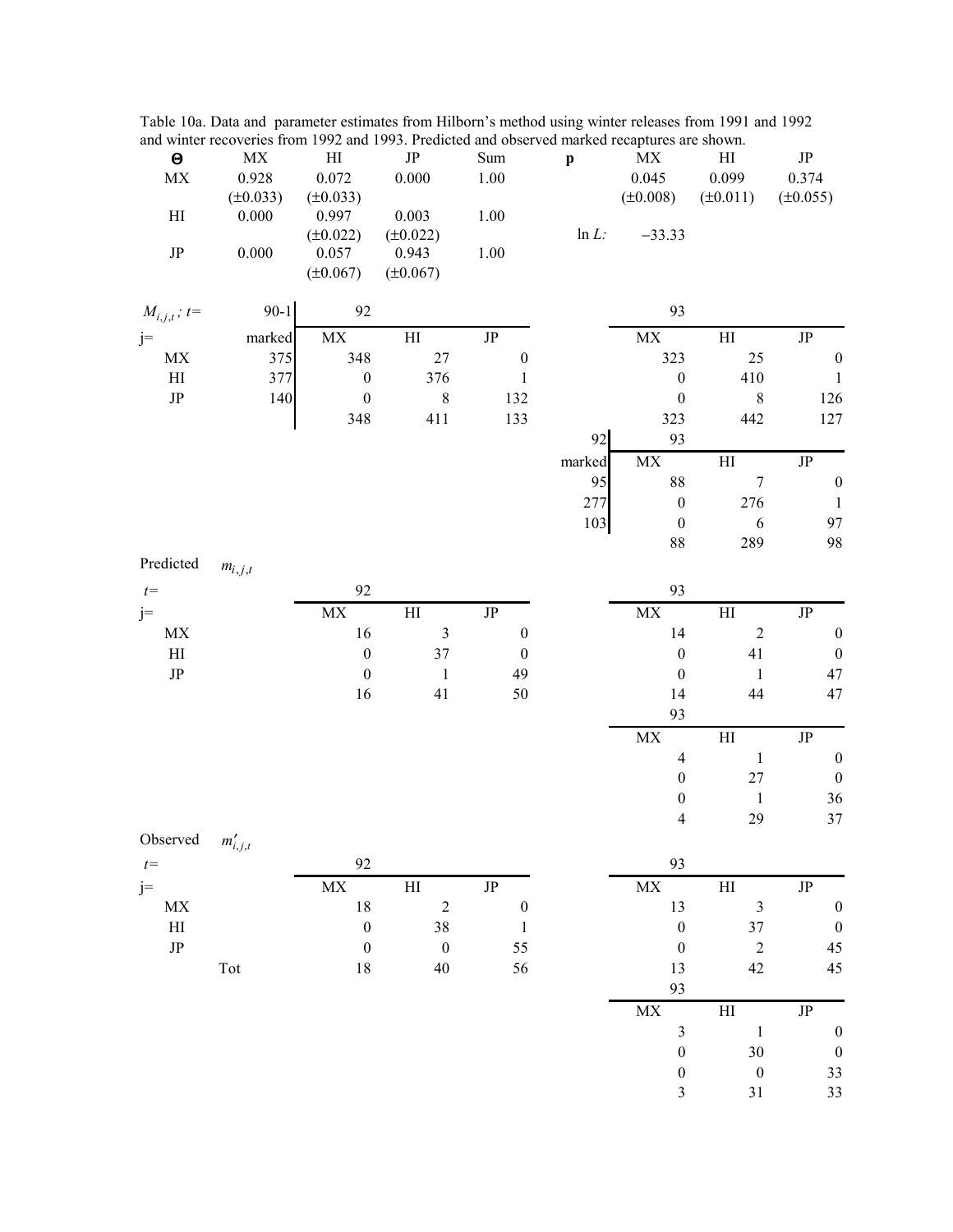Table 10a. Data and parameter estimates from Hilborn's method using winter releases from 1991 and 1992 and winter recoveries from 1992 and 1993. Predicted and observed marked recaptures are shown.

| $\boldsymbol{\Theta}$ | MX | HI | JP | Sum |
|---|---|---|---|---|
| MX | 0.928 (±0.033) | 0.072 (±0.033) | 0.000 | 1.00 |
| HI | 0.000 | 0.997 (±0.022) | 0.003 (±0.022) | 1.00 |
| JP | 0.000 | 0.057 (±0.067) | 0.943 (±0.067) | 1.00 |

| $\mathbf{p}$ | MX | HI | JP |
|---|---|---|---|
| | 0.045 (±0.008) | 0.099 (±0.011) | 0.374 (±0.055) |

$\ln L$: −33.33

$M_{i,j,t}$; $t=$

| j= | 90-1 marked | 92 MX | 92 HI | 92 JP | 93 MX | 93 HI | 93 JP |
|---|---|---|---|---|---|---|---|
| MX | 375 | 348 | 27 | 0 | 323 | 25 | 0 |
| HI | 377 | 0 | 376 | 1 | 0 | 410 | 1 |
| JP | 140 | 0 | 8 | 132 | 0 | 8 | 126 |
| | | 348 | 411 | 133 | 323 | 442 | 127 |

| 92 marked | 93 MX | 93 HI | 93 JP |
|---|---|---|---|
| 95 | 88 | 7 | 0 |
| 277 | 0 | 276 | 1 |
| 103 | 0 | 6 | 97 |
| | 88 | 289 | 98 |

Predicted $m_{i,j,t}$

| $t=$ / j= | 92 MX | 92 HI | 92 JP | 93 MX | 93 HI | 93 JP |
|---|---|---|---|---|---|---|
| MX | 16 | 3 | 0 | 14 | 2 | 0 |
| HI | 0 | 37 | 0 | 0 | 41 | 0 |
| JP | 0 | 1 | 49 | 0 | 1 | 47 |
| | 16 | 41 | 50 | 14 | 44 | 47 |

| 93 MX | 93 HI | 93 JP |
|---|---|---|
| 4 | 1 | 0 |
| 0 | 27 | 0 |
| 0 | 1 | 36 |
| 4 | 29 | 37 |

Observed $m'_{i,j,t}$

| $t=$ / j= | 92 MX | 92 HI | 92 JP | 93 MX | 93 HI | 93 JP |
|---|---|---|---|---|---|---|
| MX | 18 | 2 | 0 | 13 | 3 | 0 |
| HI | 0 | 38 | 1 | 0 | 37 | 0 |
| JP | 0 | 0 | 55 | 0 | 2 | 45 |
| Tot | 18 | 40 | 56 | 13 | 42 | 45 |

| 93 MX | 93 HI | 93 JP |
|---|---|---|
| 3 | 1 | 0 |
| 0 | 30 | 0 |
| 0 | 0 | 33 |
| 3 | 31 | 33 |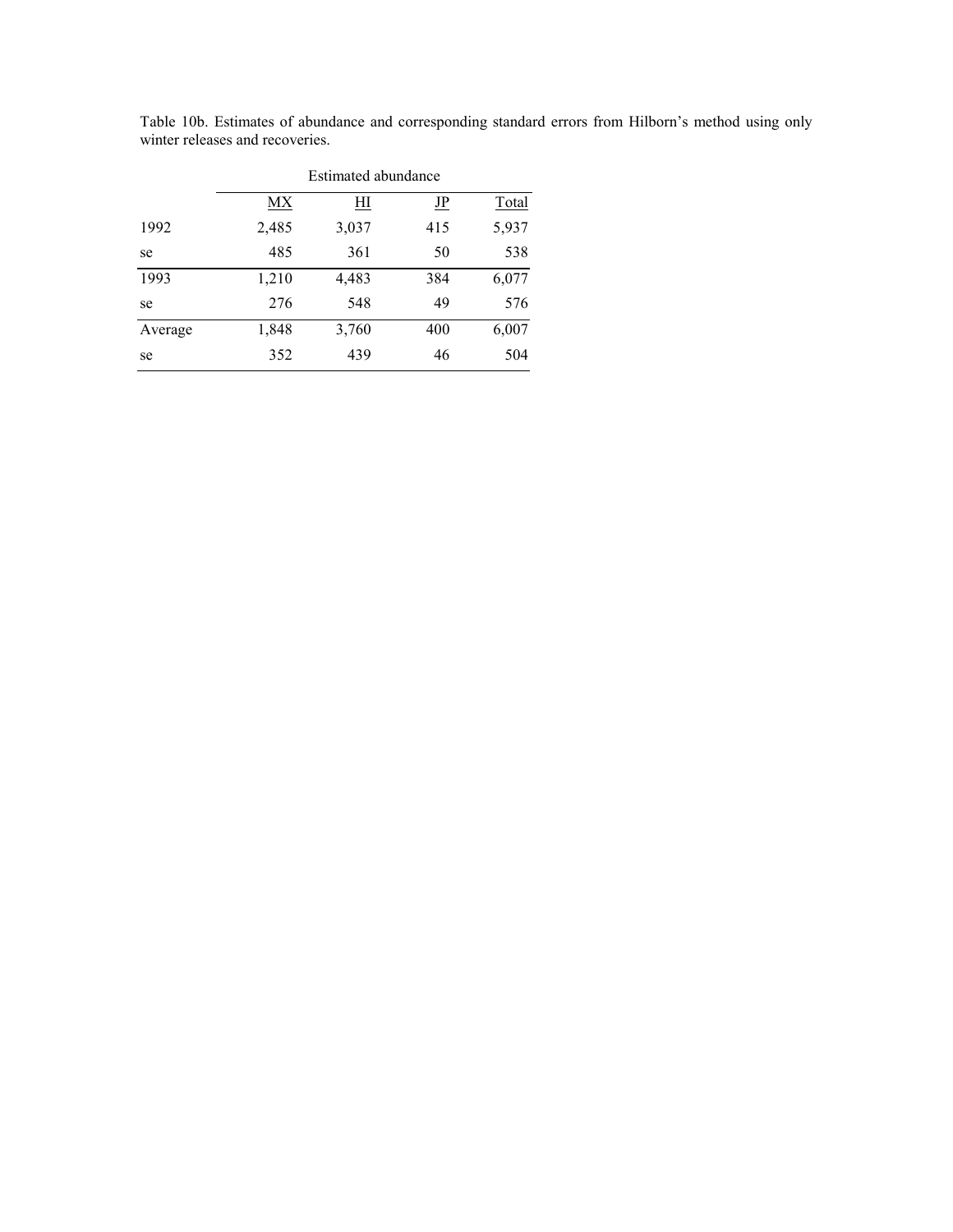Table 10b. Estimates of abundance and corresponding standard errors from Hilborn's method using only winter releases and recoveries.

| | Estimated abundance | | | |
|---|---|---|---|---|
| | MX | HI | JP | Total |
| 1992 | 2,485 | 3,037 | 415 | 5,937 |
| se | 485 | 361 | 50 | 538 |
| 1993 | 1,210 | 4,483 | 384 | 6,077 |
| se | 276 | 548 | 49 | 576 |
| Average | 1,848 | 3,760 | 400 | 6,007 |
| se | 352 | 439 | 46 | 504 |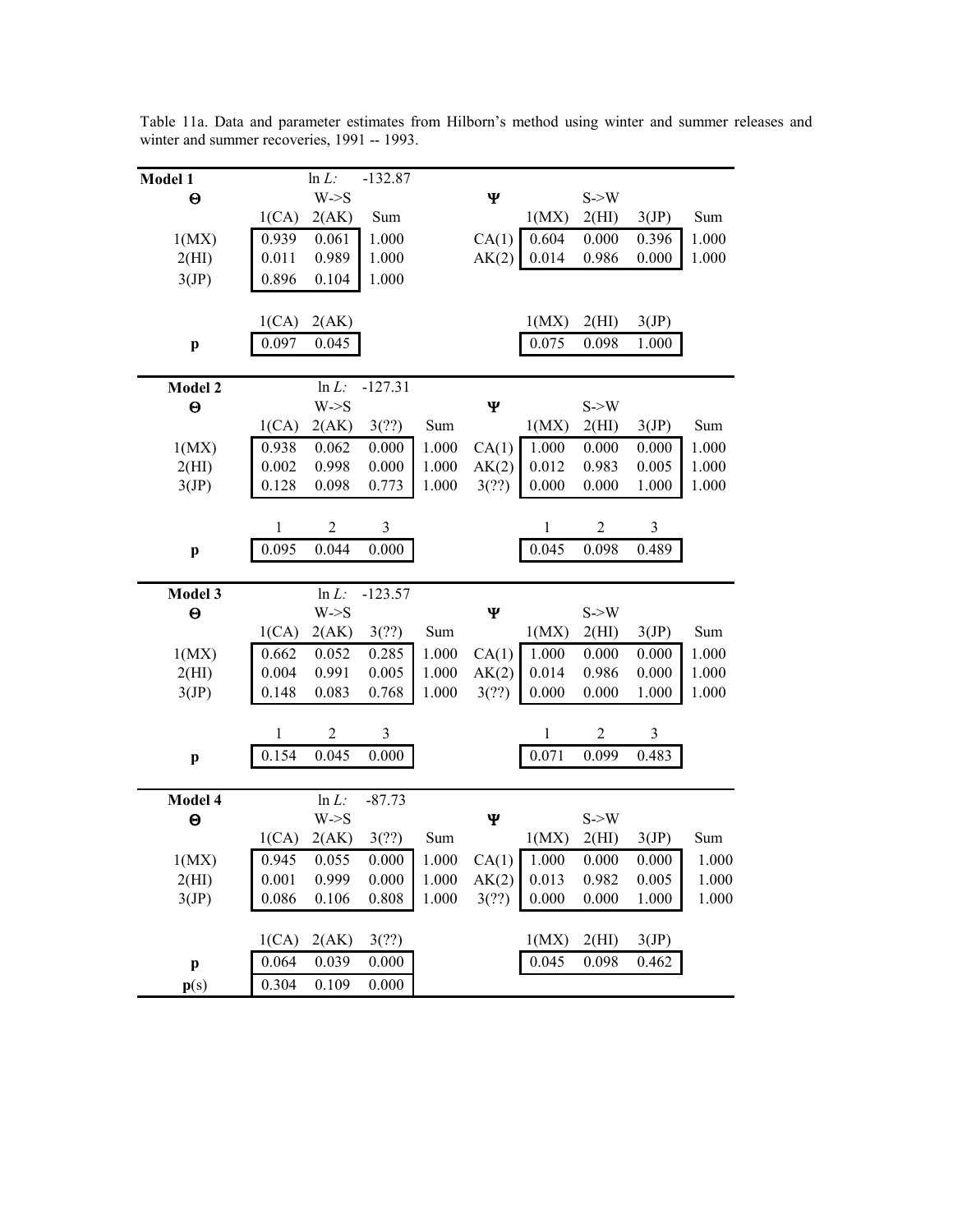Table 11a. Data and parameter estimates from Hilborn's method using winter and summer releases and winter and summer recoveries, 1991 -- 1993.

**Model 1** — ln *L*: -132.87

| **Θ** | W->S | | | **Ψ** | S->W | | | |
|---|---|---|---|---|---|---|---|---|
| | 1(CA) | 2(AK) | Sum | | 1(MX) | 2(HI) | 3(JP) | Sum |
| 1(MX) | 0.939 | 0.061 | 1.000 | CA(1) | 0.604 | 0.000 | 0.396 | 1.000 |
| 2(HI) | 0.011 | 0.989 | 1.000 | AK(2) | 0.014 | 0.986 | 0.000 | 1.000 |
| 3(JP) | 0.896 | 0.104 | 1.000 | | | | | |
| | 1(CA) | 2(AK) | | | 1(MX) | 2(HI) | 3(JP) | |
| **p** | 0.097 | 0.045 | | | 0.075 | 0.098 | 1.000 | |

**Model 2** — ln *L*: -127.31

| **Θ** | W->S | | | | **Ψ** | S->W | | | |
|---|---|---|---|---|---|---|---|---|---|
| | 1(CA) | 2(AK) | 3(??) | Sum | | 1(MX) | 2(HI) | 3(JP) | Sum |
| 1(MX) | 0.938 | 0.062 | 0.000 | 1.000 | CA(1) | 1.000 | 0.000 | 0.000 | 1.000 |
| 2(HI) | 0.002 | 0.998 | 0.000 | 1.000 | AK(2) | 0.012 | 0.983 | 0.005 | 1.000 |
| 3(JP) | 0.128 | 0.098 | 0.773 | 1.000 | 3(??) | 0.000 | 0.000 | 1.000 | 1.000 |
| | 1 | 2 | 3 | | | 1 | 2 | 3 | |
| **p** | 0.095 | 0.044 | 0.000 | | | 0.045 | 0.098 | 0.489 | |

**Model 3** — ln *L*: -123.57

| **Θ** | W->S | | | | **Ψ** | S->W | | | |
|---|---|---|---|---|---|---|---|---|---|
| | 1(CA) | 2(AK) | 3(??) | Sum | | 1(MX) | 2(HI) | 3(JP) | Sum |
| 1(MX) | 0.662 | 0.052 | 0.285 | 1.000 | CA(1) | 1.000 | 0.000 | 0.000 | 1.000 |
| 2(HI) | 0.004 | 0.991 | 0.005 | 1.000 | AK(2) | 0.014 | 0.986 | 0.000 | 1.000 |
| 3(JP) | 0.148 | 0.083 | 0.768 | 1.000 | 3(??) | 0.000 | 0.000 | 1.000 | 1.000 |
| | 1 | 2 | 3 | | | 1 | 2 | 3 | |
| **p** | 0.154 | 0.045 | 0.000 | | | 0.071 | 0.099 | 0.483 | |

**Model 4** — ln *L*: -87.73

| **Θ** | W->S | | | | **Ψ** | S->W | | | |
|---|---|---|---|---|---|---|---|---|---|
| | 1(CA) | 2(AK) | 3(??) | Sum | | 1(MX) | 2(HI) | 3(JP) | Sum |
| 1(MX) | 0.945 | 0.055 | 0.000 | 1.000 | CA(1) | 1.000 | 0.000 | 0.000 | 1.000 |
| 2(HI) | 0.001 | 0.999 | 0.000 | 1.000 | AK(2) | 0.013 | 0.982 | 0.005 | 1.000 |
| 3(JP) | 0.086 | 0.106 | 0.808 | 1.000 | 3(??) | 0.000 | 0.000 | 1.000 | 1.000 |
| | 1(CA) | 2(AK) | 3(??) | | | 1(MX) | 2(HI) | 3(JP) | |
| **p** | 0.064 | 0.039 | 0.000 | | | 0.045 | 0.098 | 0.462 | |
| **p**(s) | 0.304 | 0.109 | 0.000 | | | | | | |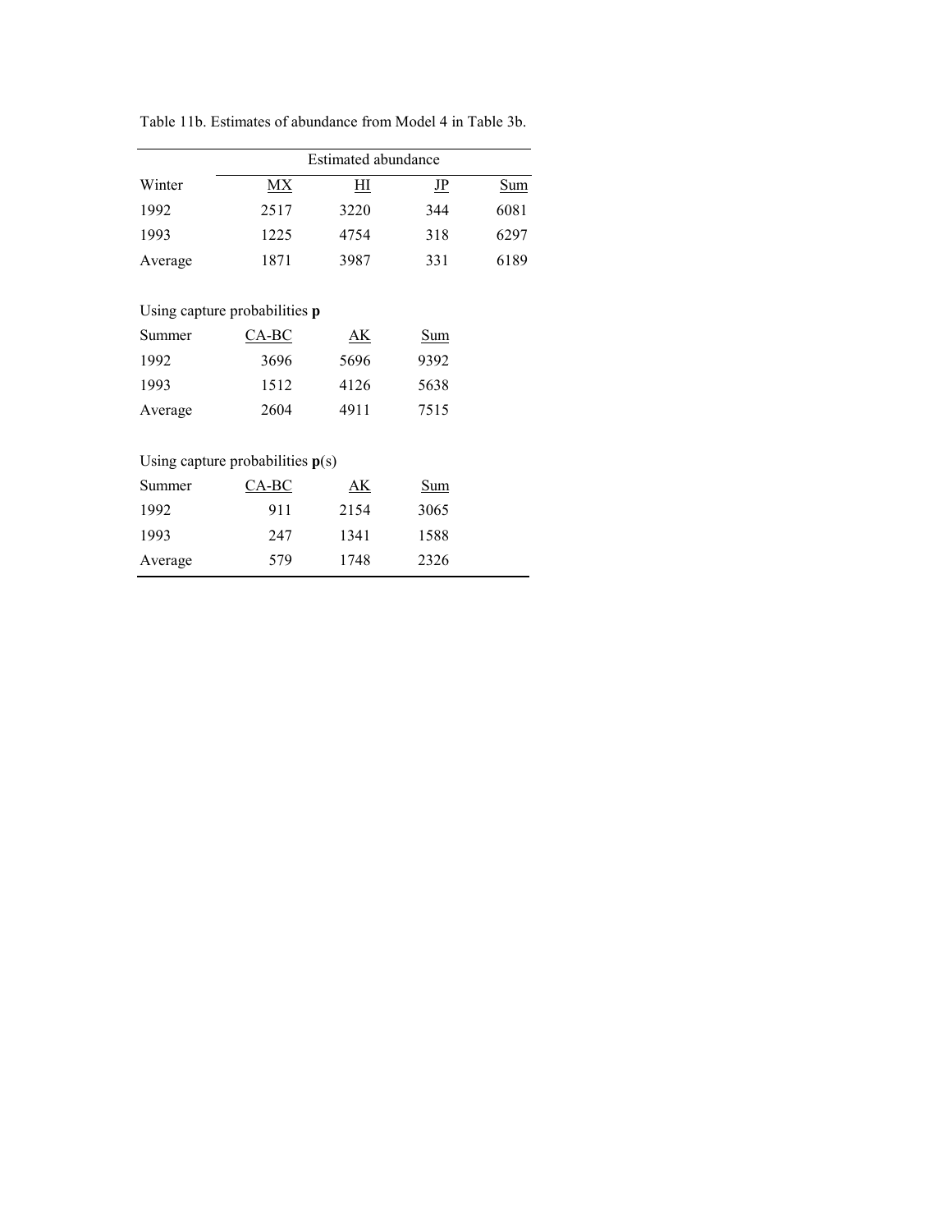Table 11b. Estimates of abundance from Model 4 in Table 3b.

| | Estimated abundance | | | |
|---|---|---|---|---|
| Winter | MX | HI | JP | Sum |
| 1992 | 2517 | 3220 | 344 | 6081 |
| 1993 | 1225 | 4754 | 318 | 6297 |
| Average | 1871 | 3987 | 331 | 6189 |
| | | | | |
| Using capture probabilities **p** | | | | |
| Summer | CA-BC | AK | Sum | |
| 1992 | 3696 | 5696 | 9392 | |
| 1993 | 1512 | 4126 | 5638 | |
| Average | 2604 | 4911 | 7515 | |
| | | | | |
| Using capture probabilities **p**(s) | | | | |
| Summer | CA-BC | AK | Sum | |
| 1992 | 911 | 2154 | 3065 | |
| 1993 | 247 | 1341 | 1588 | |
| Average | 579 | 1748 | 2326 | |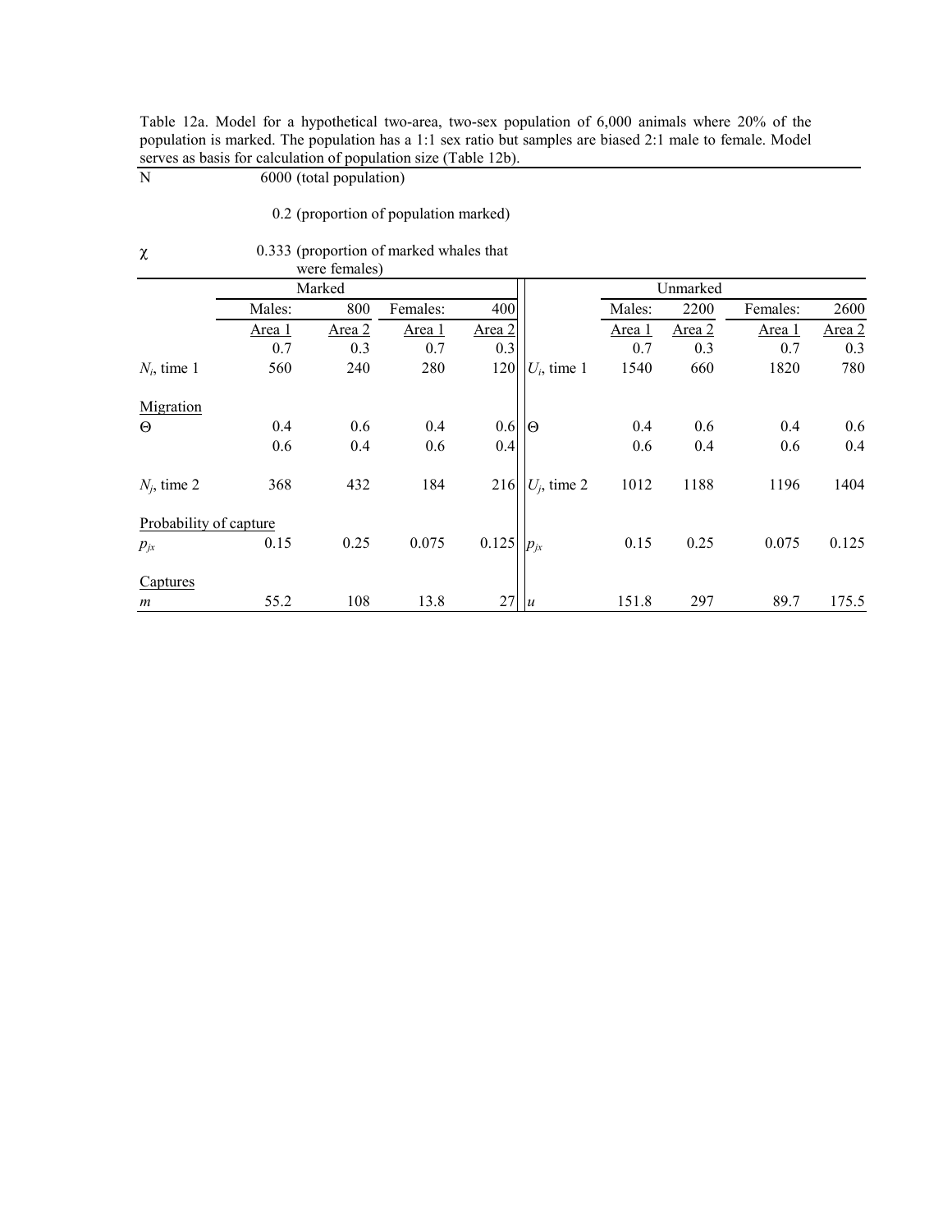Table 12a. Model for a hypothetical two-area, two-sex population of 6,000 animals where 20% of the population is marked. The population has a 1:1 sex ratio but samples are biased 2:1 male to female. Model serves as basis for calculation of population size (Table 12b).

| N | 6000 (total population) | | | | | | | | |
|---|---|---|---|---|---|---|---|---|---|
| | 0.2 (proportion of population marked) | | | | | | | | |
| $\chi$ | 0.333 (proportion of marked whales that were females) | | | | | | | | |
| | Marked | | | | | Unmarked | | | |
| | Males: | 800 | Females: | 400 | | Males: | 2200 | Females: | 2600 |
| | Area 1 | Area 2 | Area 1 | Area 2 | | Area 1 | Area 2 | Area 1 | Area 2 |
| | 0.7 | 0.3 | 0.7 | 0.3 | | 0.7 | 0.3 | 0.7 | 0.3 |
| $N_i$, time 1 | 560 | 240 | 280 | 120 | $U_i$, time 1 | 1540 | 660 | 1820 | 780 |
| Migration | | | | | | | | | |
| $\Theta$ | 0.4 | 0.6 | 0.4 | 0.6 | $\Theta$ | 0.4 | 0.6 | 0.4 | 0.6 |
| | 0.6 | 0.4 | 0.6 | 0.4 | | 0.6 | 0.4 | 0.6 | 0.4 |
| $N_j$, time 2 | 368 | 432 | 184 | 216 | $U_j$, time 2 | 1012 | 1188 | 1196 | 1404 |
| Probability of capture | | | | | | | | | |
| $p_{jx}$ | 0.15 | 0.25 | 0.075 | 0.125 | $p_{jx}$ | 0.15 | 0.25 | 0.075 | 0.125 |
| Captures | | | | | | | | | |
| $m$ | 55.2 | 108 | 13.8 | 27 | $u$ | 151.8 | 297 | 89.7 | 175.5 |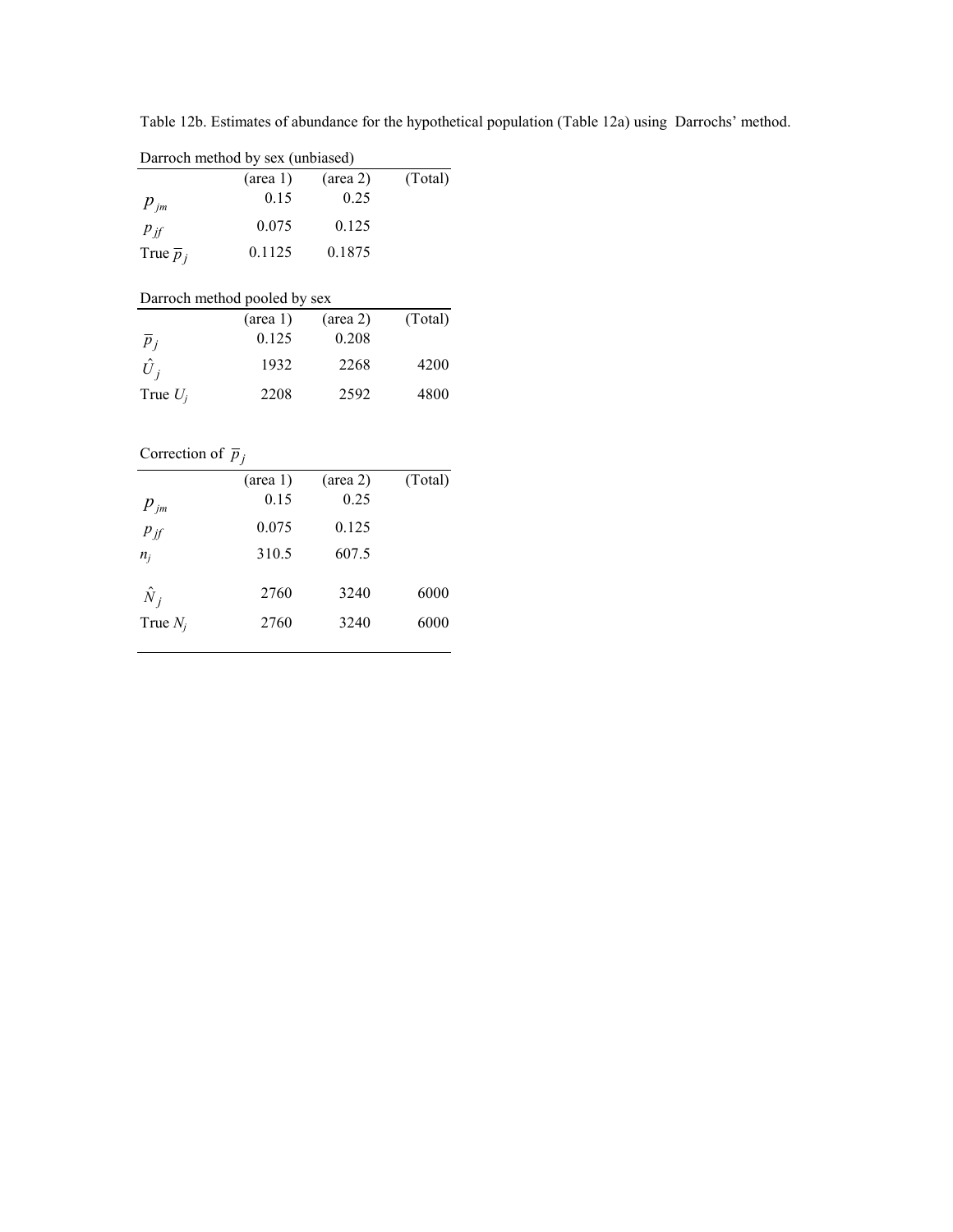Table 12b. Estimates of abundance for the hypothetical population (Table 12a) using Darrochs' method.

Darroch method by sex (unbiased)

| | (area 1) | (area 2) | (Total) |
|---|---|---|---|
| $p_{jm}$ | 0.15 | 0.25 | |
| $p_{jf}$ | 0.075 | 0.125 | |
| True $\overline{p}_j$ | 0.1125 | 0.1875 | |

Darroch method pooled by sex

| | (area 1) | (area 2) | (Total) |
|---|---|---|---|
| $\overline{p}_j$ | 0.125 | 0.208 | |
| $\hat{U}_j$ | 1932 | 2268 | 4200 |
| True $U_j$ | 2208 | 2592 | 4800 |

Correction of $\overline{p}_j$

| | (area 1) | (area 2) | (Total) |
|---|---|---|---|
| $p_{jm}$ | 0.15 | 0.25 | |
| $p_{jf}$ | 0.075 | 0.125 | |
| $n_j$ | 310.5 | 607.5 | |
| $\hat{N}_j$ | 2760 | 3240 | 6000 |
| True $N_j$ | 2760 | 3240 | 6000 |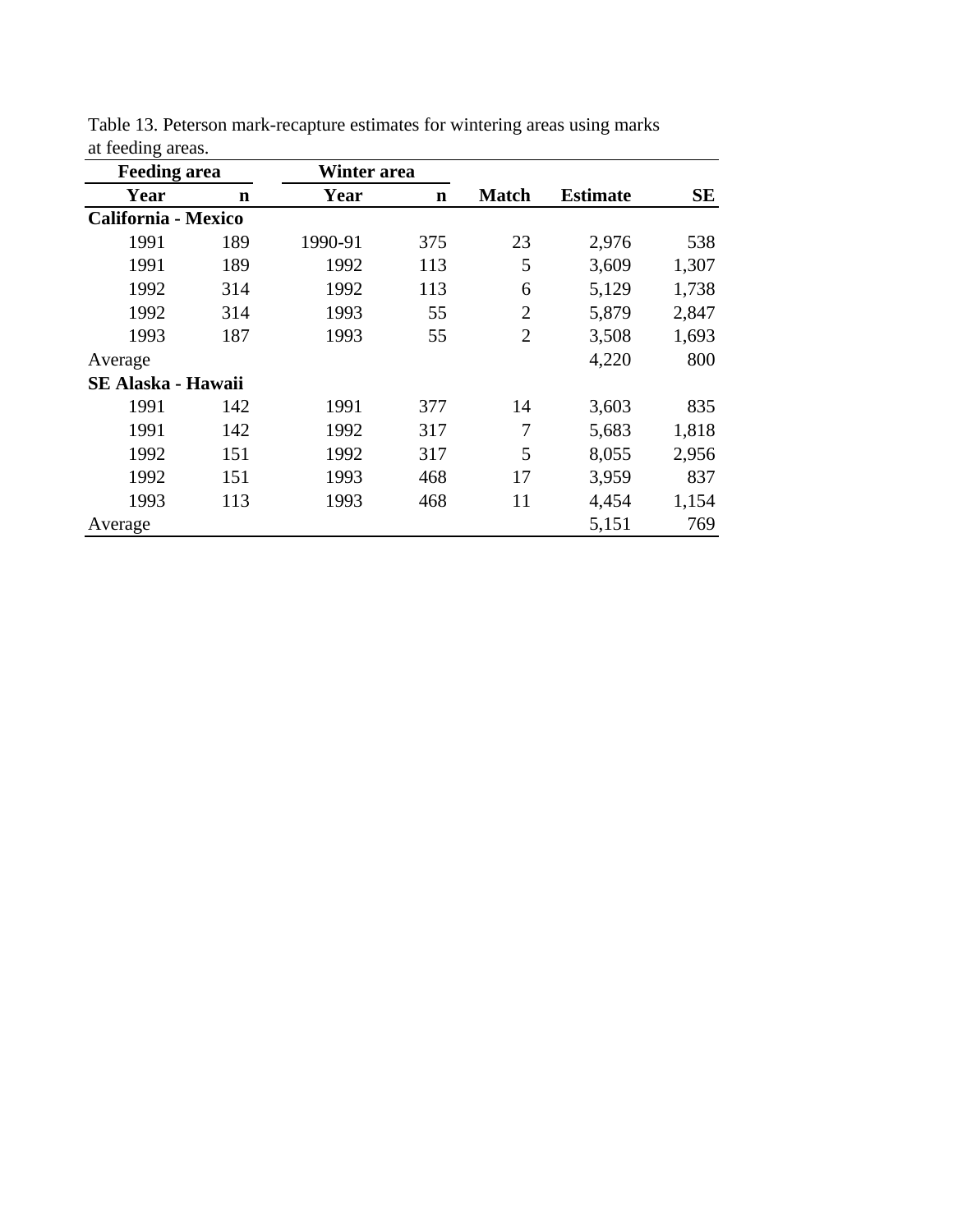Table 13. Peterson mark-recapture estimates for wintering areas using marks at feeding areas.

| Feeding area | | Winter area | | | | |
|---|---|---|---|---|---|---|
| **Year** | **n** | **Year** | **n** | **Match** | **Estimate** | **SE** |
| **California - Mexico** | | | | | | |
| 1991 | 189 | 1990-91 | 375 | 23 | 2,976 | 538 |
| 1991 | 189 | 1992 | 113 | 5 | 3,609 | 1,307 |
| 1992 | 314 | 1992 | 113 | 6 | 5,129 | 1,738 |
| 1992 | 314 | 1993 | 55 | 2 | 5,879 | 2,847 |
| 1993 | 187 | 1993 | 55 | 2 | 3,508 | 1,693 |
| Average | | | | | 4,220 | 800 |
| **SE Alaska - Hawaii** | | | | | | |
| 1991 | 142 | 1991 | 377 | 14 | 3,603 | 835 |
| 1991 | 142 | 1992 | 317 | 7 | 5,683 | 1,818 |
| 1992 | 151 | 1992 | 317 | 5 | 8,055 | 2,956 |
| 1992 | 151 | 1993 | 468 | 17 | 3,959 | 837 |
| 1993 | 113 | 1993 | 468 | 11 | 4,454 | 1,154 |
| Average | | | | | 5,151 | 769 |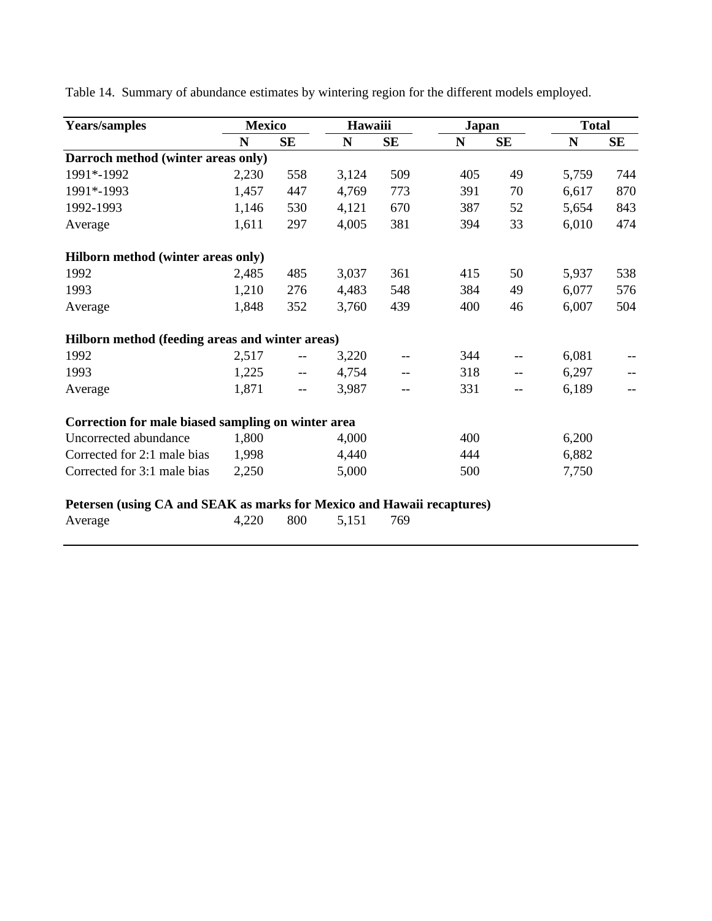Table 14. Summary of abundance estimates by wintering region for the different models employed.

| Years/samples | Mexico | | Hawaiii | | Japan | | Total | |
|---|---|---|---|---|---|---|---|---|
| | N | SE | N | SE | N | SE | N | SE |
| **Darroch method (winter areas only)** | | | | | | | | |
| 1991*-1992 | 2,230 | 558 | 3,124 | 509 | 405 | 49 | 5,759 | 744 |
| 1991*-1993 | 1,457 | 447 | 4,769 | 773 | 391 | 70 | 6,617 | 870 |
| 1992-1993 | 1,146 | 530 | 4,121 | 670 | 387 | 52 | 5,654 | 843 |
| Average | 1,611 | 297 | 4,005 | 381 | 394 | 33 | 6,010 | 474 |
| **Hilborn method (winter areas only)** | | | | | | | | |
| 1992 | 2,485 | 485 | 3,037 | 361 | 415 | 50 | 5,937 | 538 |
| 1993 | 1,210 | 276 | 4,483 | 548 | 384 | 49 | 6,077 | 576 |
| Average | 1,848 | 352 | 3,760 | 439 | 400 | 46 | 6,007 | 504 |
| **Hilborn method (feeding areas and winter areas)** | | | | | | | | |
| 1992 | 2,517 | -- | 3,220 | -- | 344 | -- | 6,081 | -- |
| 1993 | 1,225 | -- | 4,754 | -- | 318 | -- | 6,297 | -- |
| Average | 1,871 | -- | 3,987 | -- | 331 | -- | 6,189 | -- |
| **Correction for male biased sampling on winter area** | | | | | | | | |
| Uncorrected abundance | 1,800 | | 4,000 | | 400 | | 6,200 | |
| Corrected for 2:1 male bias | 1,998 | | 4,440 | | 444 | | 6,882 | |
| Corrected for 3:1 male bias | 2,250 | | 5,000 | | 500 | | 7,750 | |
| **Petersen (using CA and SEAK as marks for Mexico and Hawaii recaptures)** | | | | | | | | |
| Average | 4,220 | 800 | 5,151 | 769 | | | | |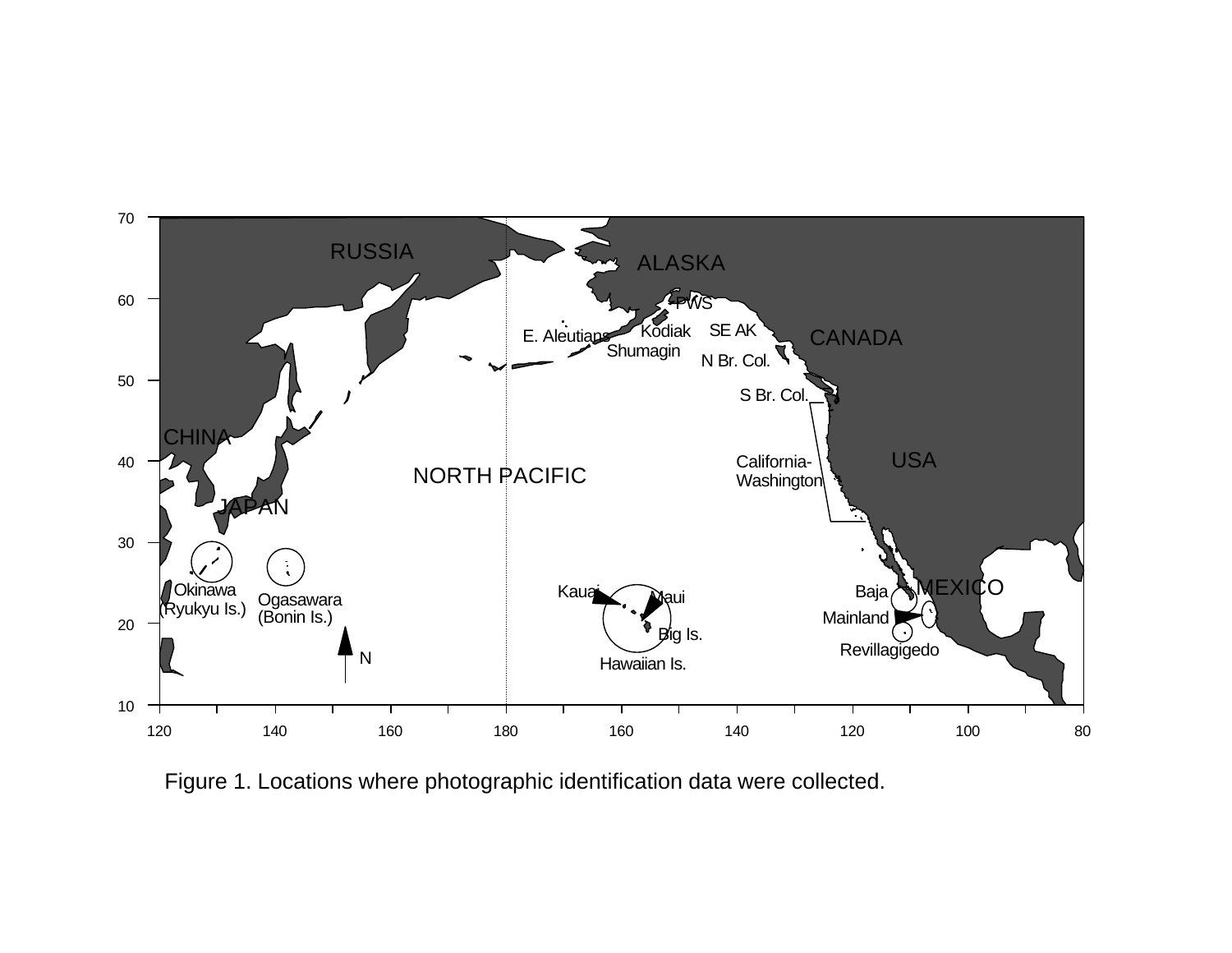Figure 1. Locations where photographic identification data were collected.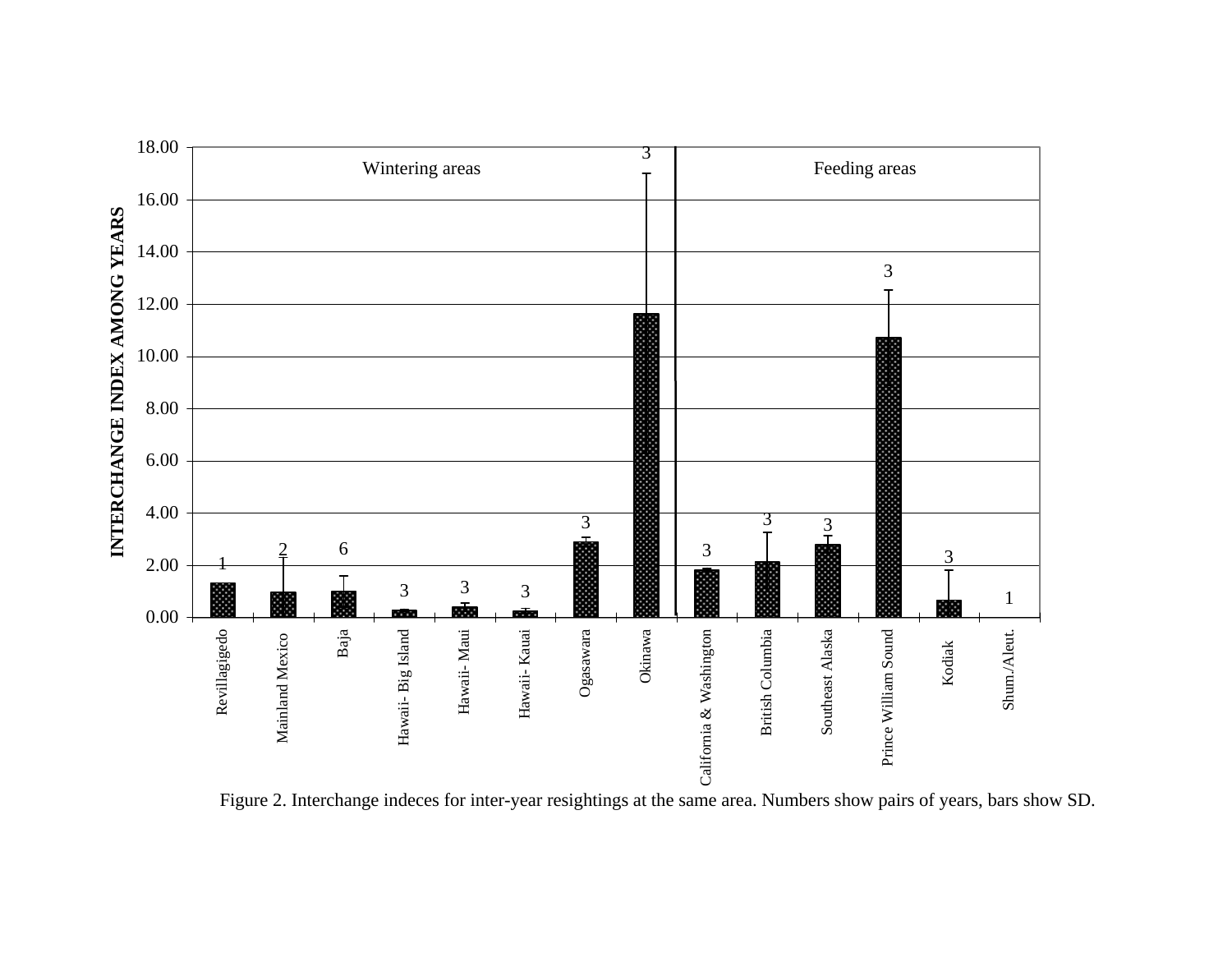Figure 2. Interchange indeces for inter-year resightings at the same area. Numbers show pairs of years, bars show SD.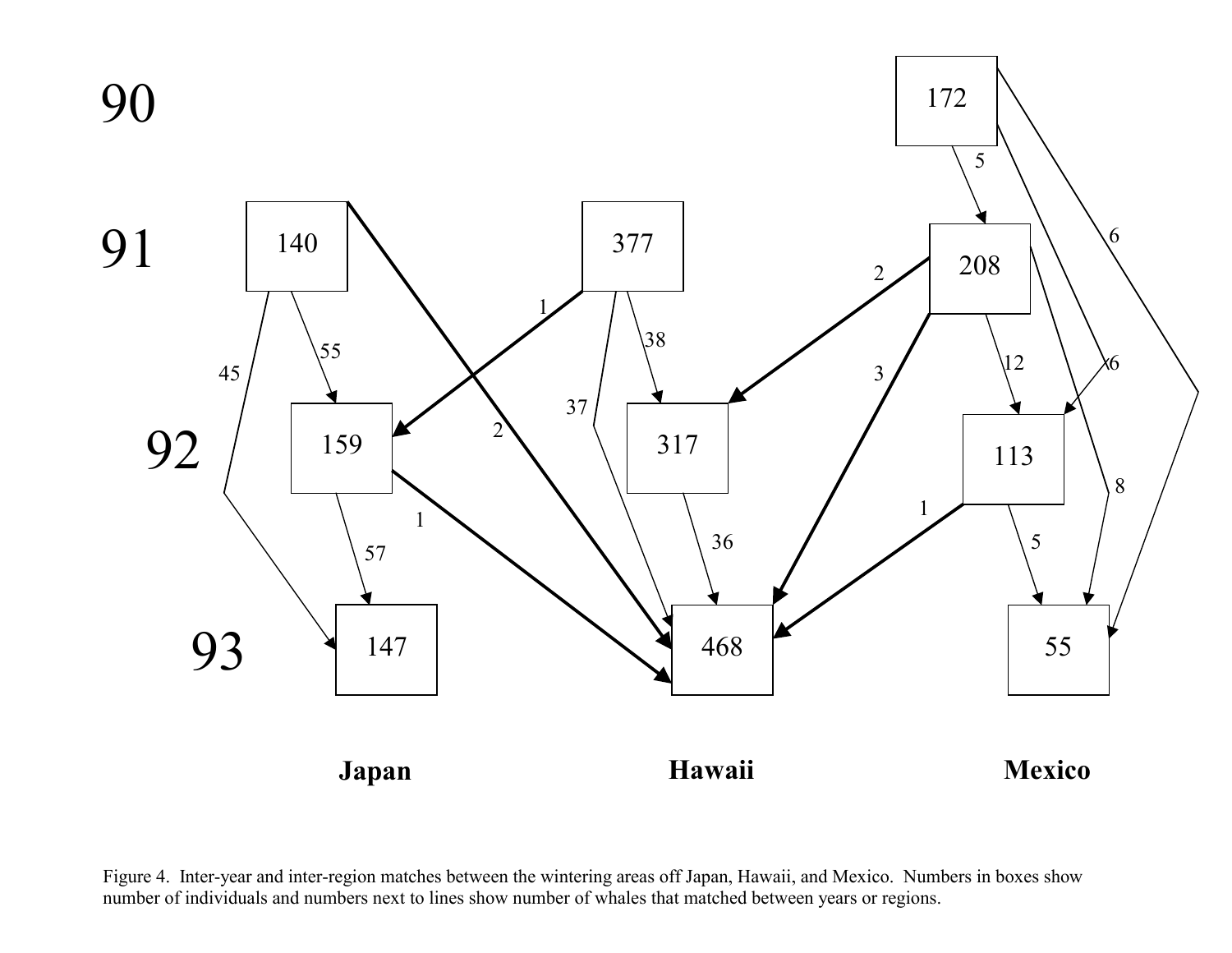Figure 4. Inter-year and inter-region matches between the wintering areas off Japan, Hawaii, and Mexico. Numbers in boxes show number of individuals and numbers next to lines show number of whales that matched between years or regions.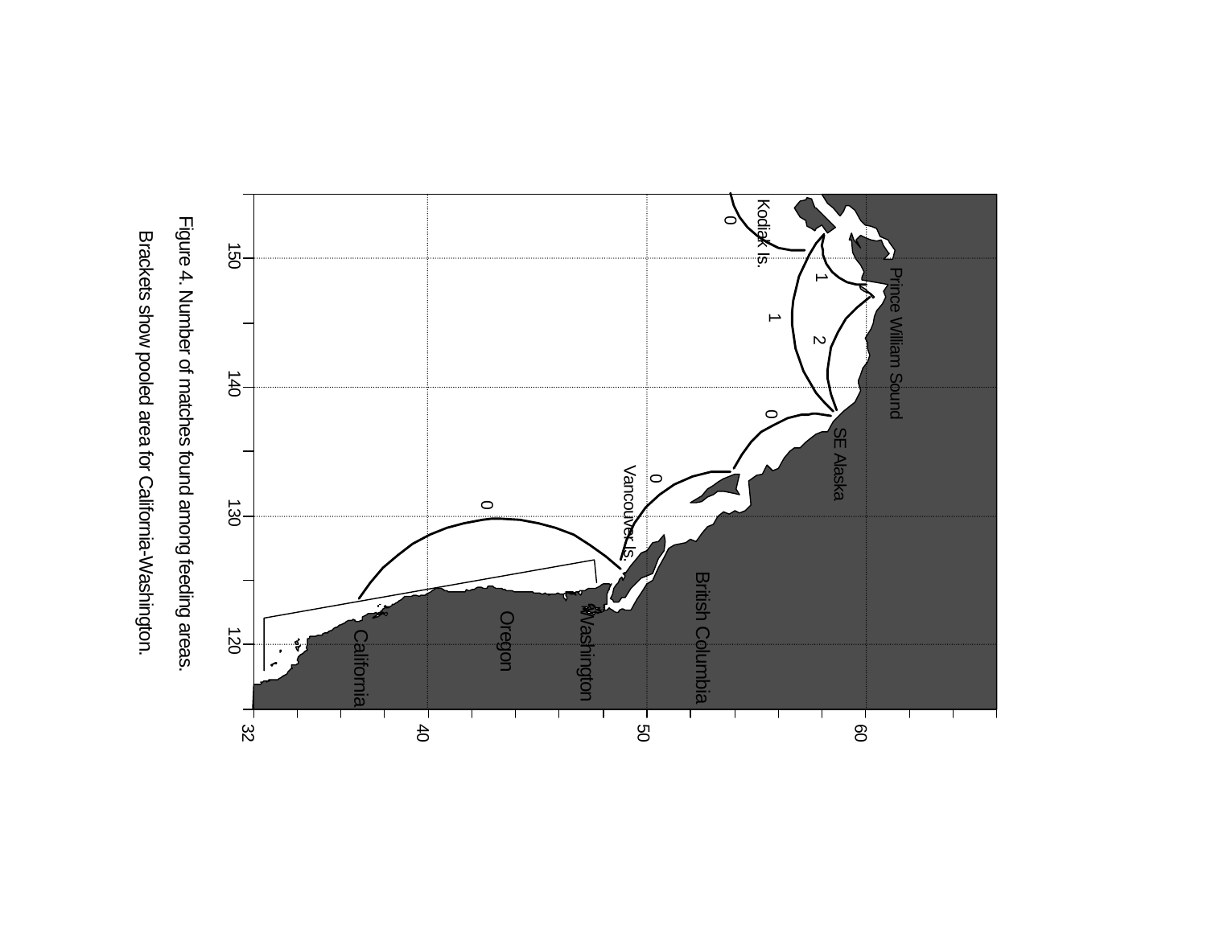Figure 4. Number of matches found among feeding areas. Brackets show pooled area for California-Washington.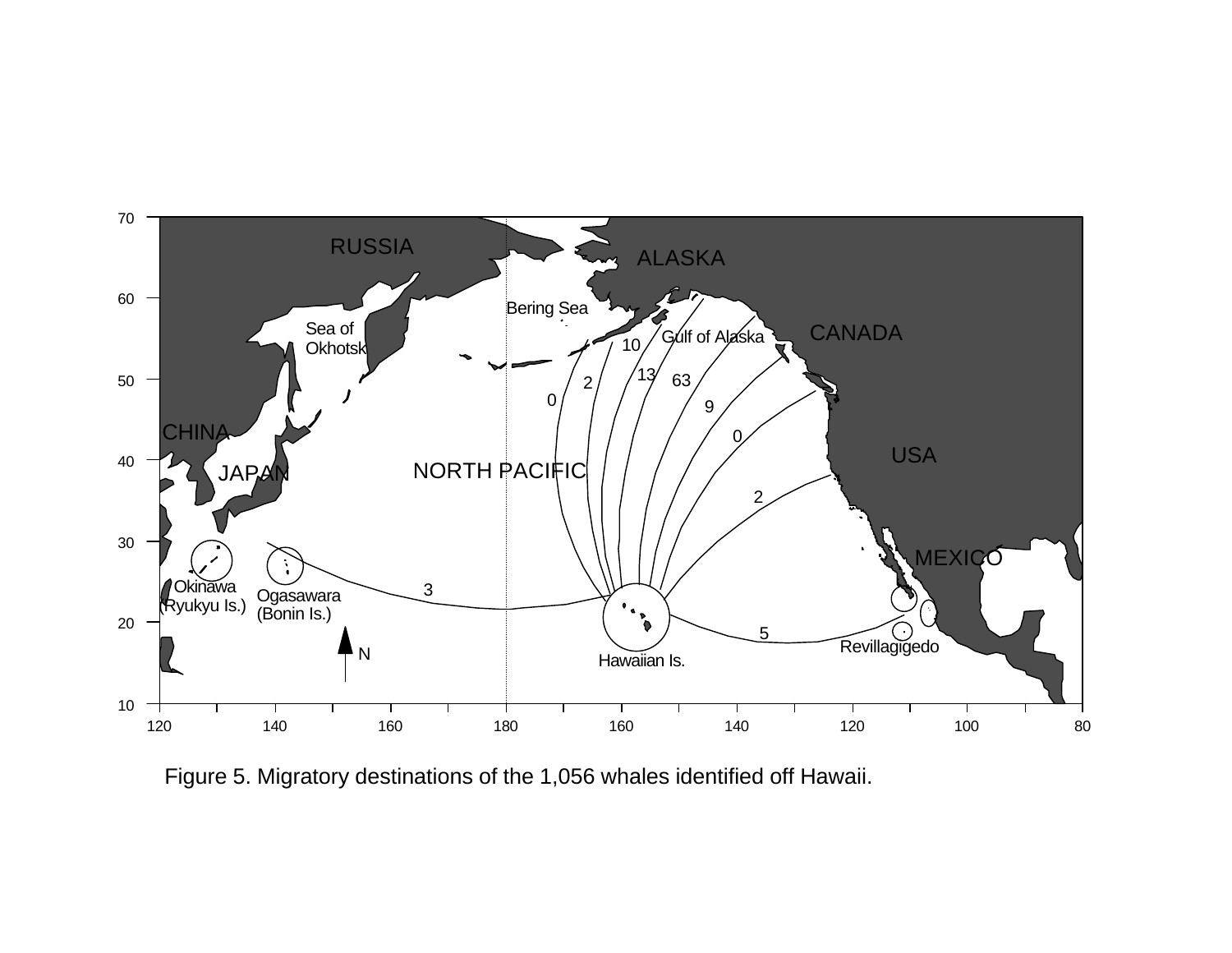Figure 5. Migratory destinations of the 1,056 whales identified off Hawaii.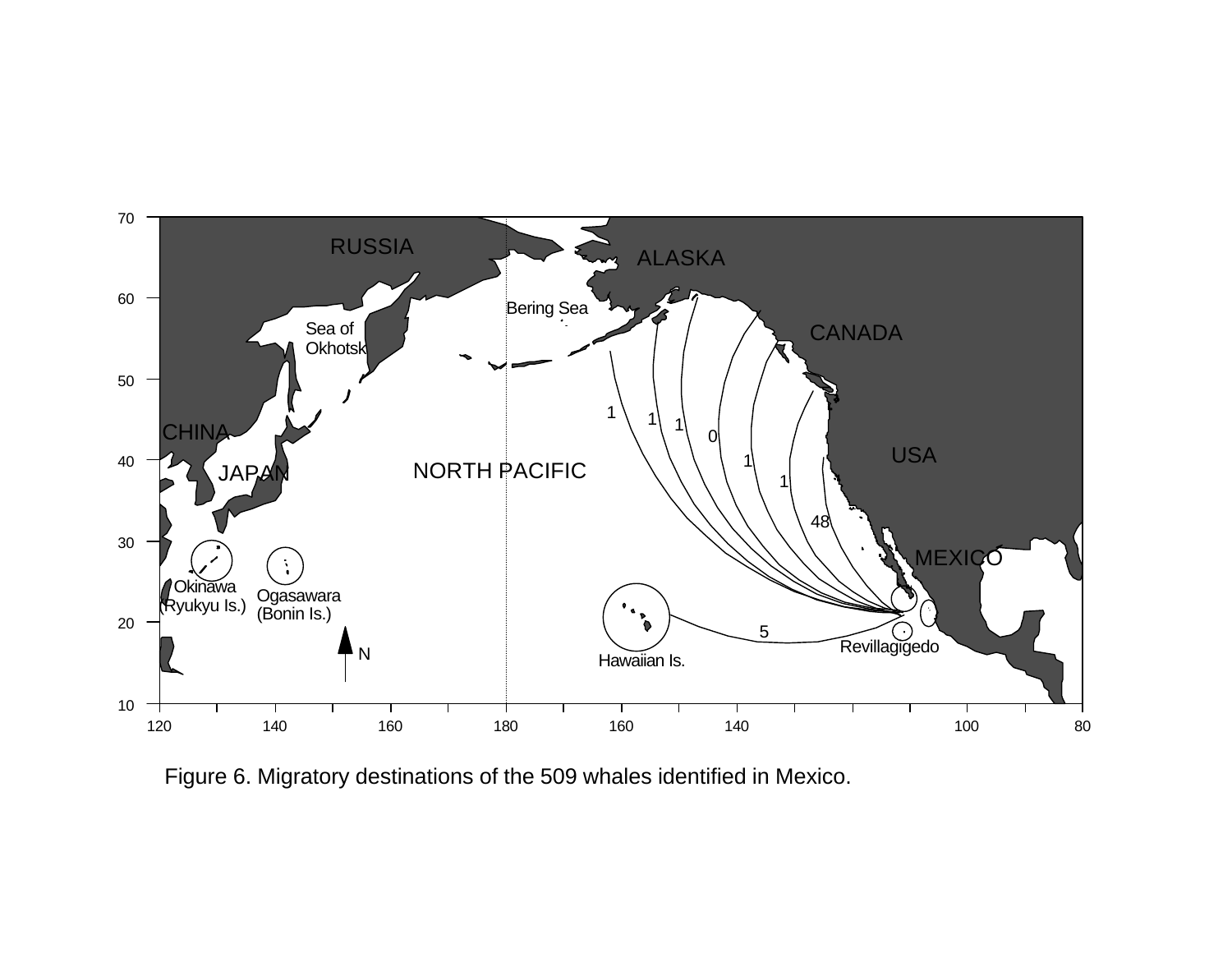Figure 6. Migratory destinations of the 509 whales identified in Mexico.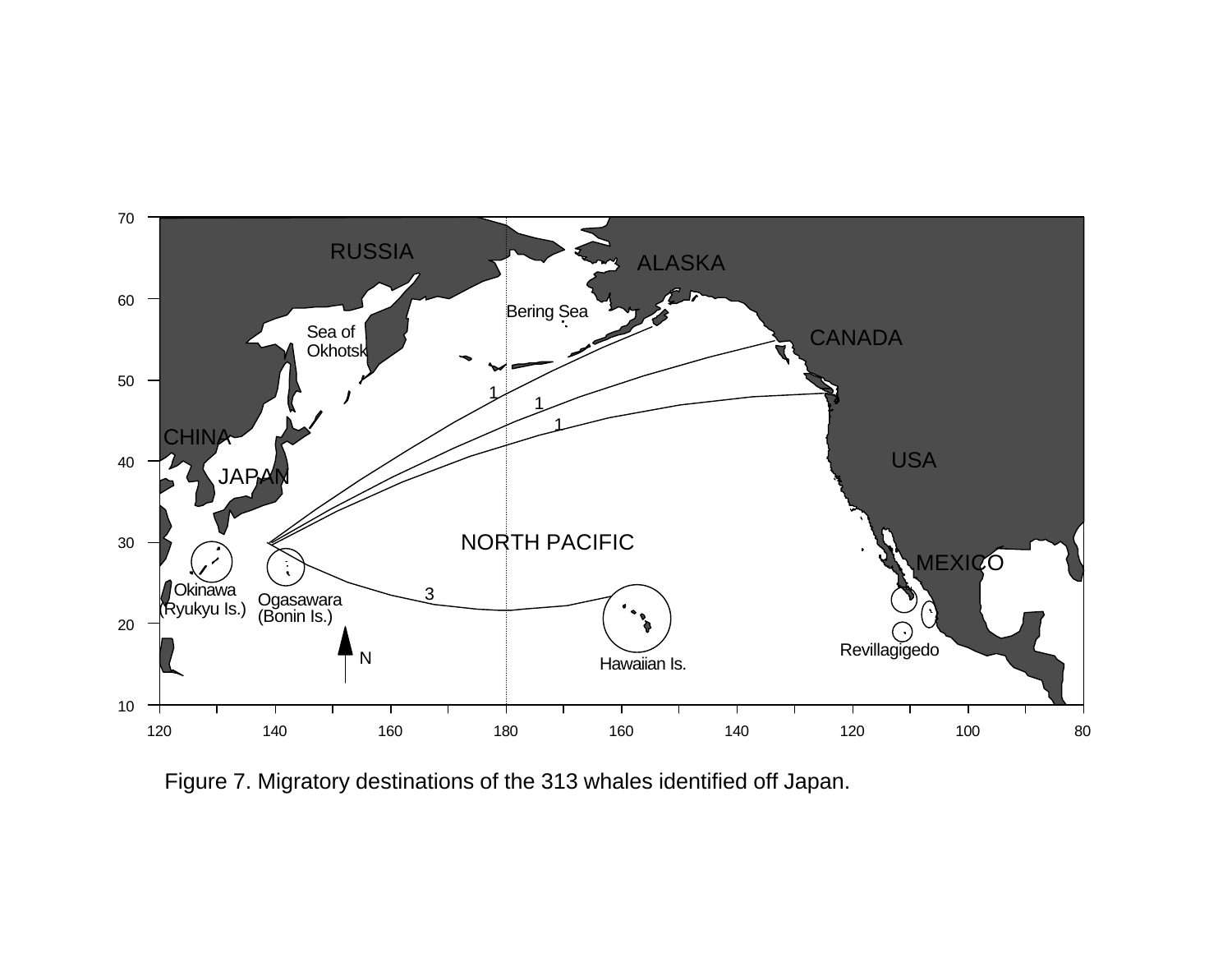Figure 7. Migratory destinations of the 313 whales identified off Japan.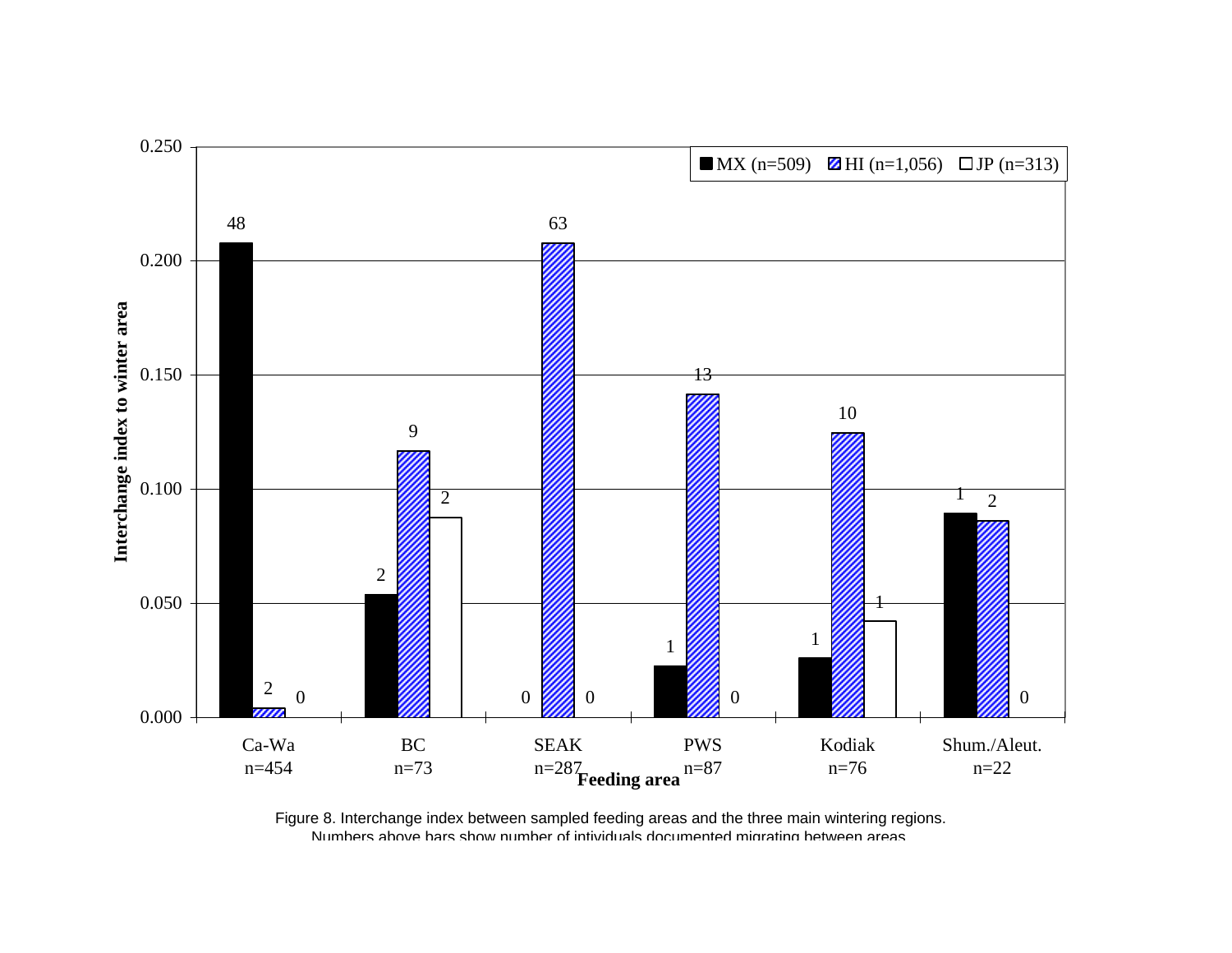Figure 8. Interchange index between sampled feeding areas and the three main wintering regions. Numbers above bars show number of intividuals documented migrating between areas.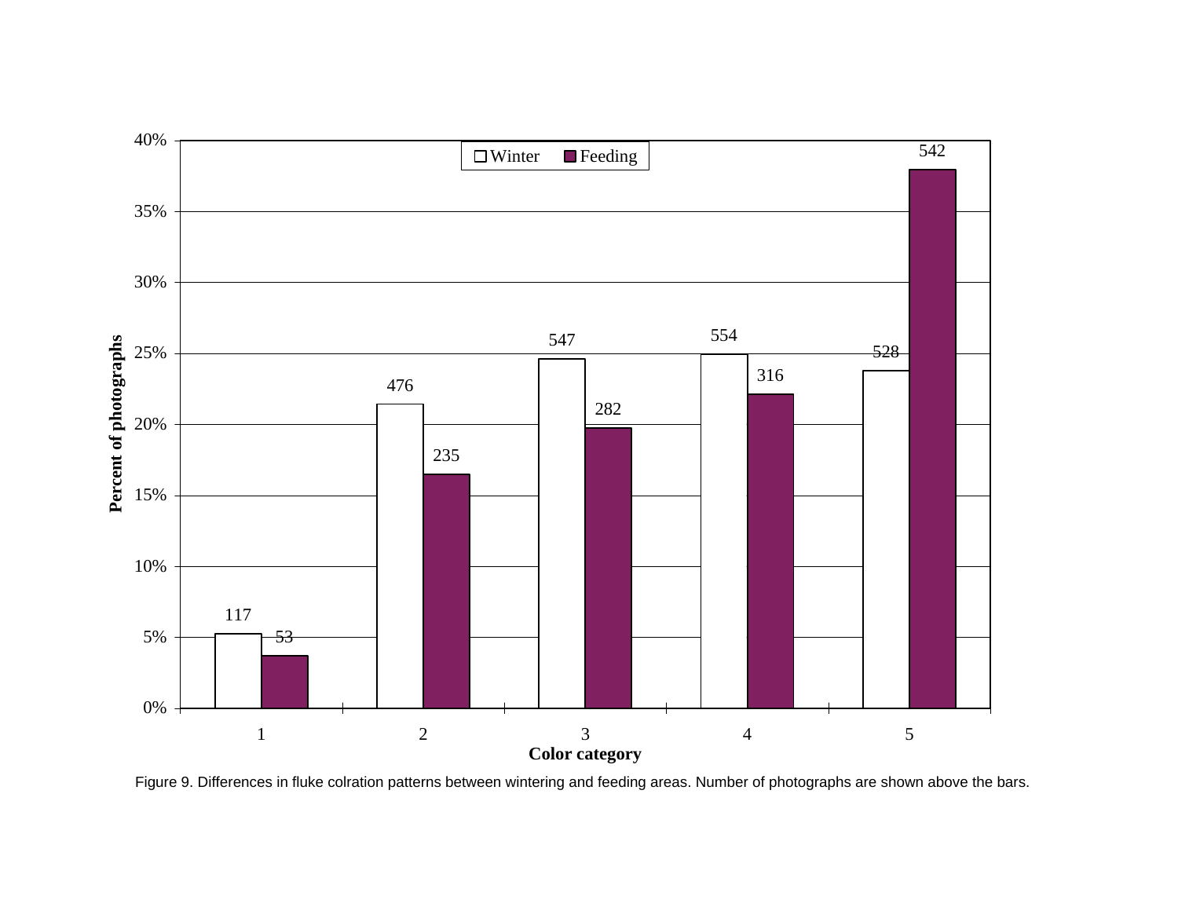| Color category | Winter | Feeding |
|---|---|---|
| 1 | 117 | 53 |
| 2 | 476 | 235 |
| 3 | 547 | 282 |
| 4 | 554 | 316 |
| 5 | 528 | 542 |

Figure 9. Differences in fluke colration patterns between wintering and feeding areas. Number of photographs are shown above the bars.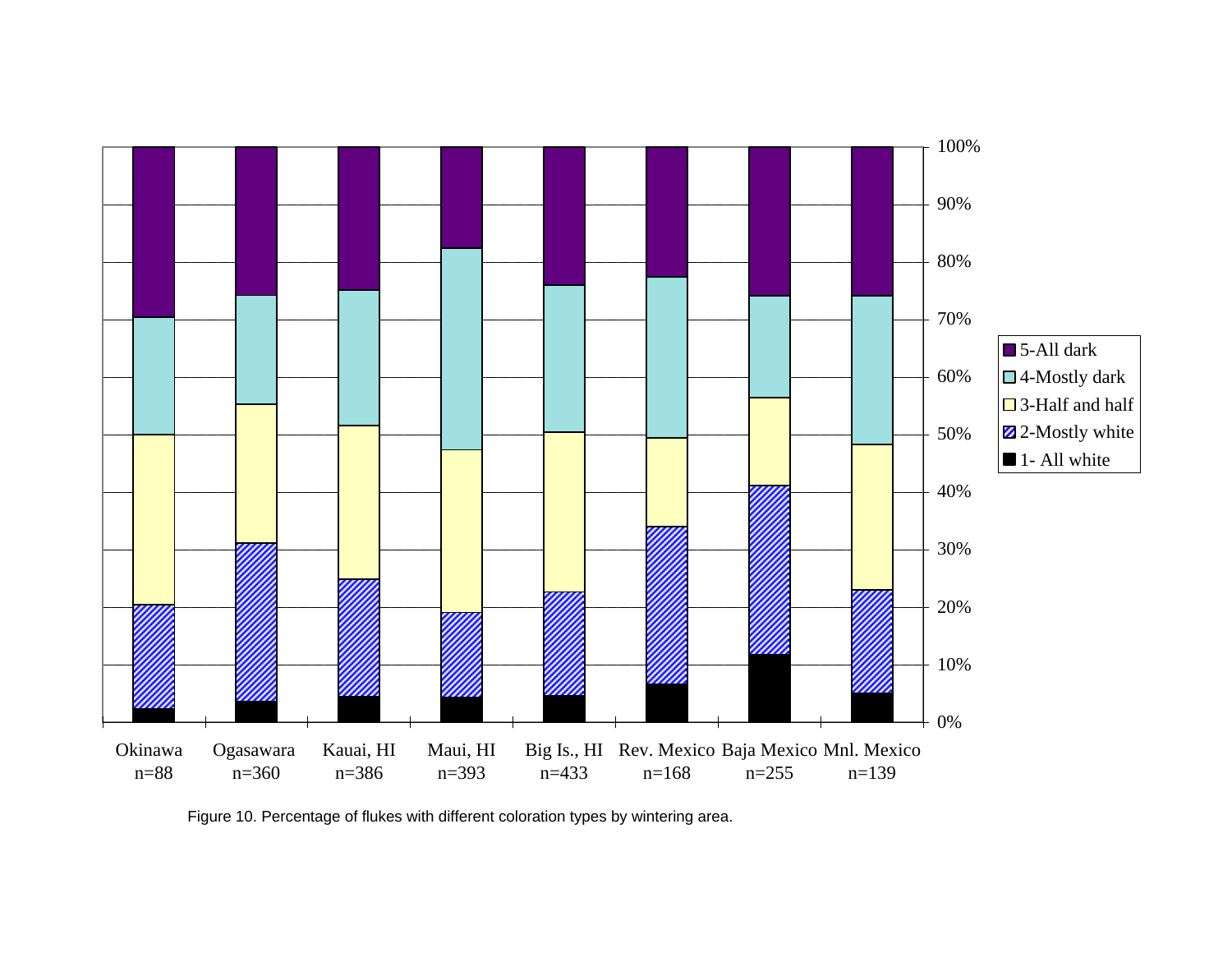Figure 10. Percentage of flukes with different coloration types by wintering area.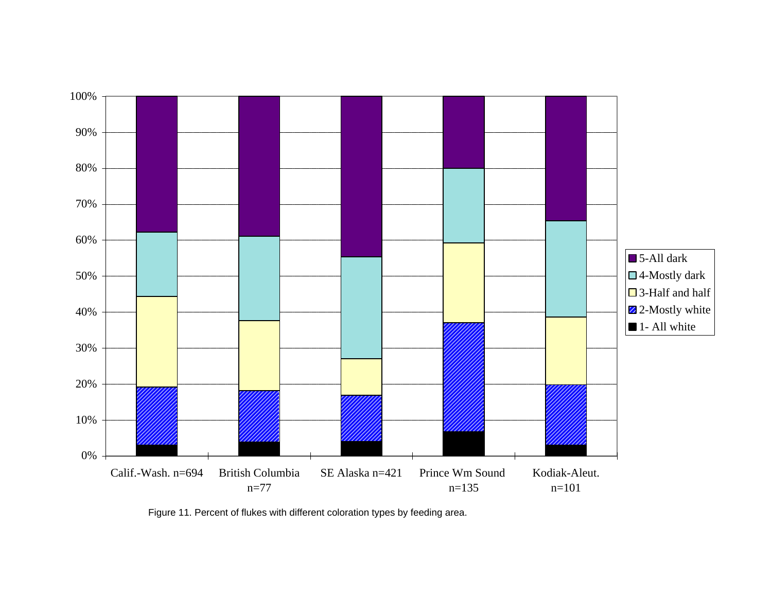100%
90%
80%
70%
60%
50%
40%
30%
20%
10%
0%

Calif.-Wash. n=694
British Columbia n=77
SE Alaska n=421
Prince Wm Sound n=135
Kodiak-Aleut. n=101

5-All dark
4-Mostly dark
3-Half and half
2-Mostly white
1- All white

Figure 11. Percent of flukes with different coloration types by feeding area.